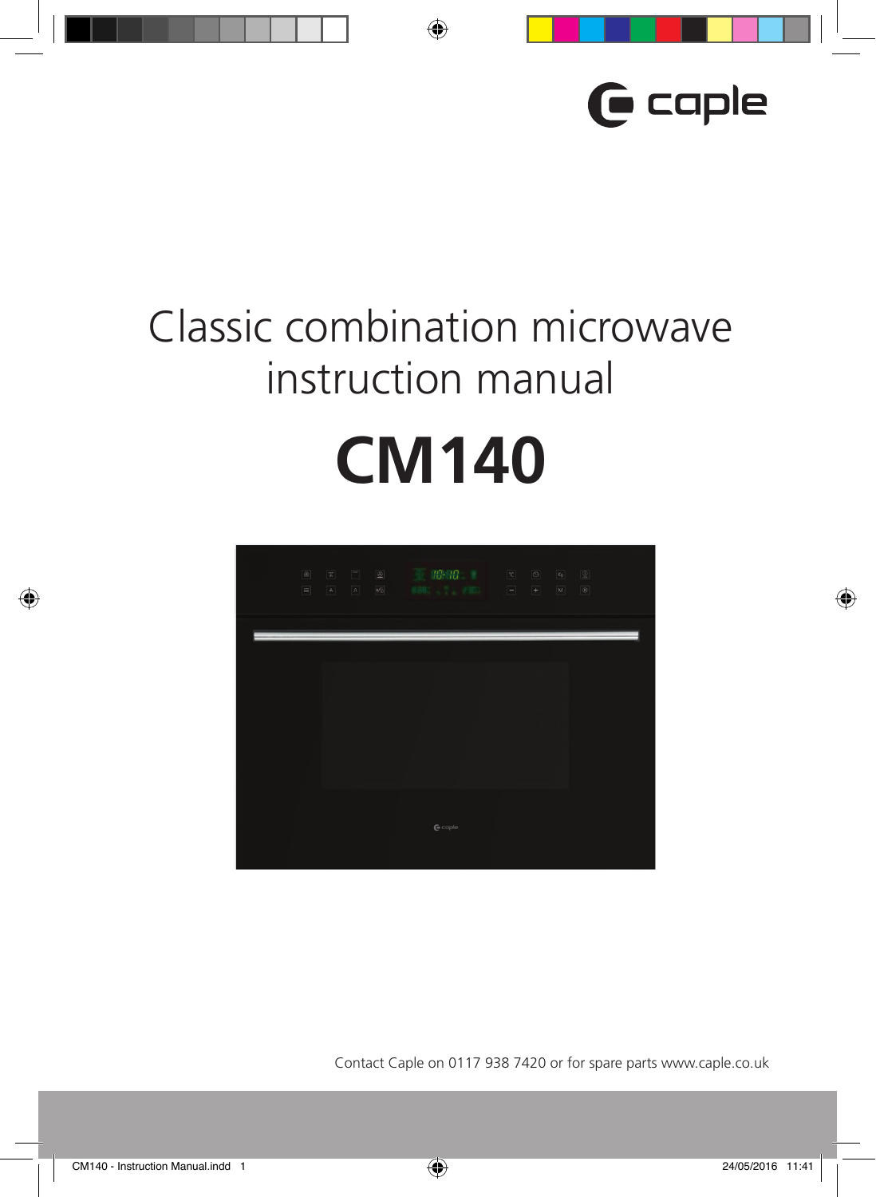caple

# Classic combination microwave instruction manual

# CM140

Contact Caple on 0117 938 7420 or for spare parts www.caple.co.uk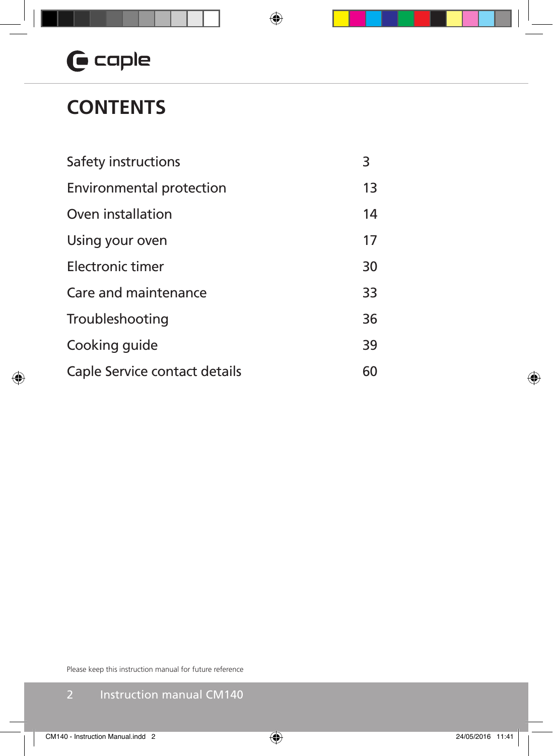caple

# CONTENTS

| | |
|---|---|
| Safety instructions | 3 |
| Environmental protection | 13 |
| Oven installation | 14 |
| Using your oven | 17 |
| Electronic timer | 30 |
| Care and maintenance | 33 |
| Troubleshooting | 36 |
| Cooking guide | 39 |
| Caple Service contact details | 60 |

Please keep this instruction manual for future reference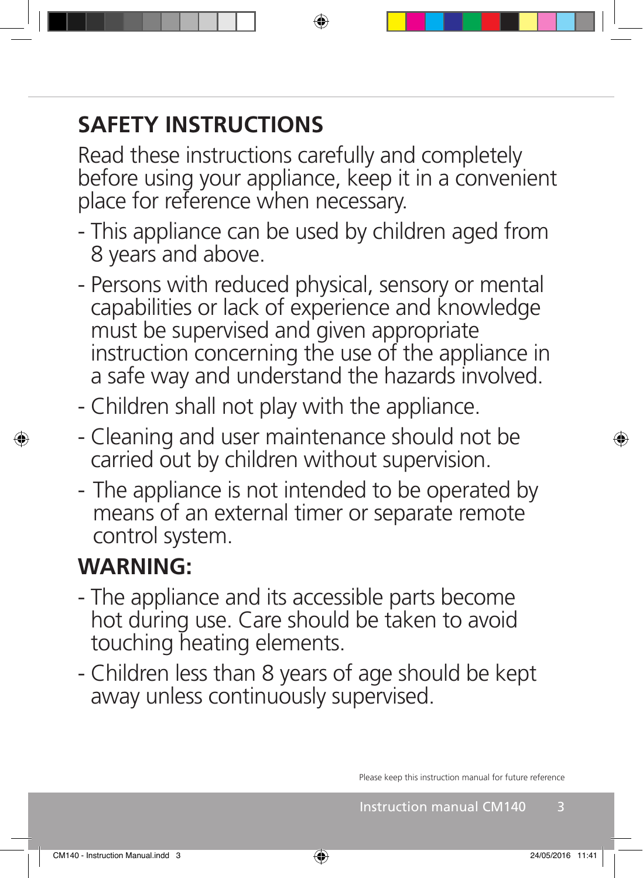## SAFETY INSTRUCTIONS

Read these instructions carefully and completely before using your appliance, keep it in a convenient place for reference when necessary.

- This appliance can be used by children aged from 8 years and above.
- Persons with reduced physical, sensory or mental capabilities or lack of experience and knowledge must be supervised and given appropriate instruction concerning the use of the appliance in a safe way and understand the hazards involved.
- Children shall not play with the appliance.
- Cleaning and user maintenance should not be carried out by children without supervision.
- The appliance is not intended to be operated by means of an external timer or separate remote control system.

## WARNING:

- The appliance and its accessible parts become hot during use. Care should be taken to avoid touching heating elements.
- Children less than 8 years of age should be kept away unless continuously supervised.

Please keep this instruction manual for future reference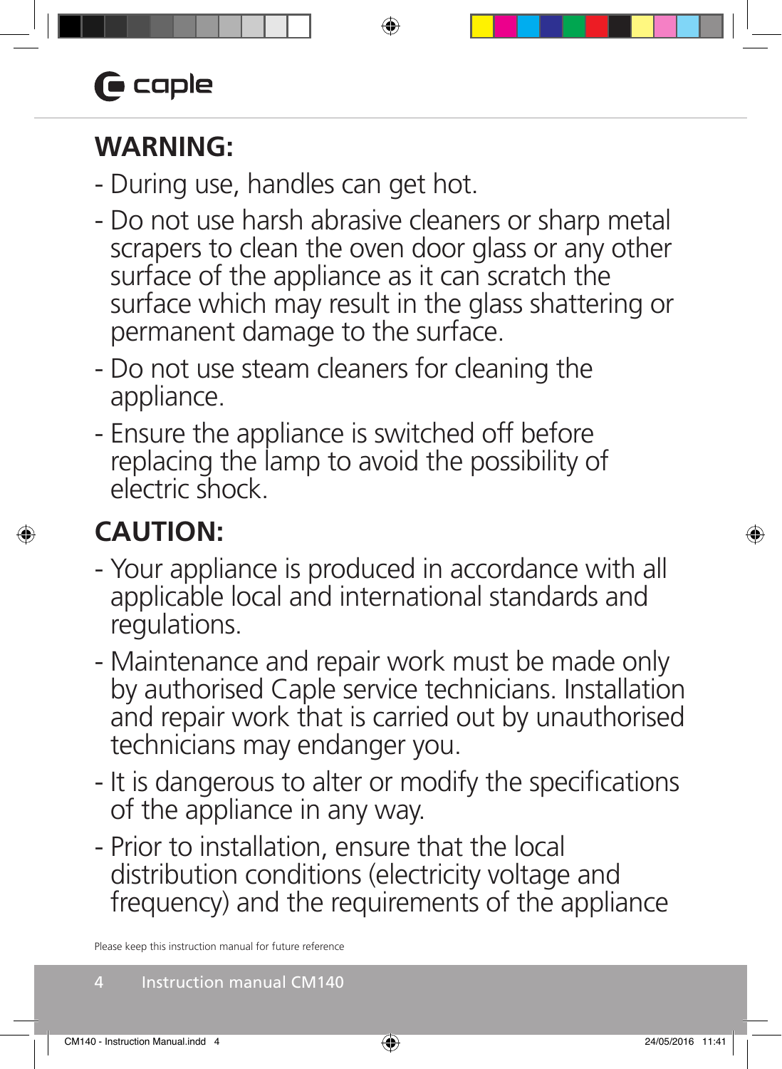## WARNING:

- During use, handles can get hot.
- Do not use harsh abrasive cleaners or sharp metal scrapers to clean the oven door glass or any other surface of the appliance as it can scratch the surface which may result in the glass shattering or permanent damage to the surface.
- Do not use steam cleaners for cleaning the appliance.
- Ensure the appliance is switched off before replacing the lamp to avoid the possibility of electric shock.

## CAUTION:

- Your appliance is produced in accordance with all applicable local and international standards and regulations.
- Maintenance and repair work must be made only by authorised Caple service technicians. Installation and repair work that is carried out by unauthorised technicians may endanger you.
- It is dangerous to alter or modify the specifications of the appliance in any way.
- Prior to installation, ensure that the local distribution conditions (electricity voltage and frequency) and the requirements of the appliance

Please keep this instruction manual for future reference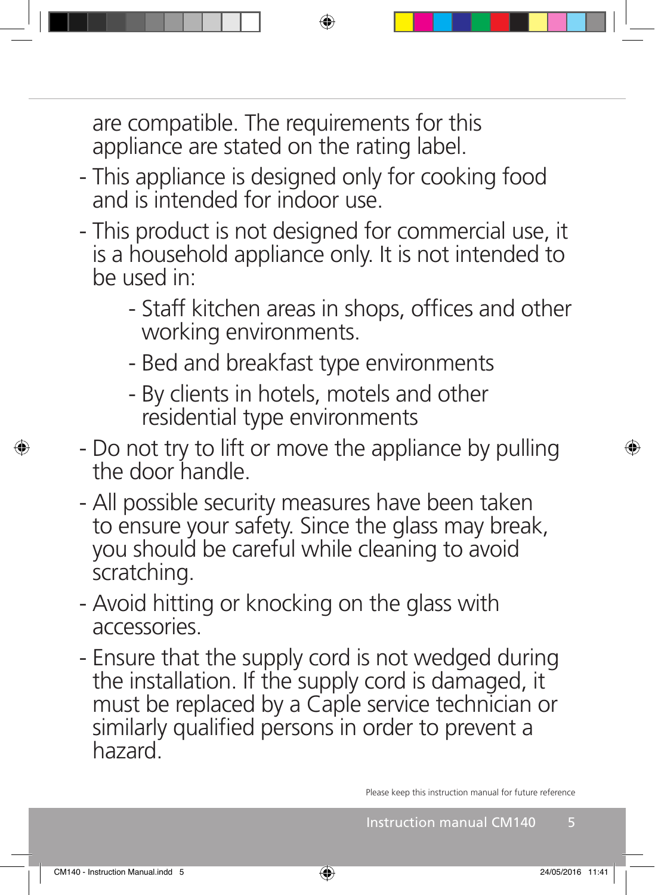are compatible. The requirements for this appliance are stated on the rating label.

- This appliance is designed only for cooking food and is intended for indoor use.
- This product is not designed for commercial use, it is a household appliance only. It is not intended to be used in:
  - Staff kitchen areas in shops, offices and other working environments.
  - Bed and breakfast type environments
  - By clients in hotels, motels and other residential type environments
- Do not try to lift or move the appliance by pulling the door handle.
- All possible security measures have been taken to ensure your safety. Since the glass may break, you should be careful while cleaning to avoid scratching.
- Avoid hitting or knocking on the glass with accessories.
- Ensure that the supply cord is not wedged during the installation. If the supply cord is damaged, it must be replaced by a Caple service technician or similarly qualified persons in order to prevent a hazard.

Please keep this instruction manual for future reference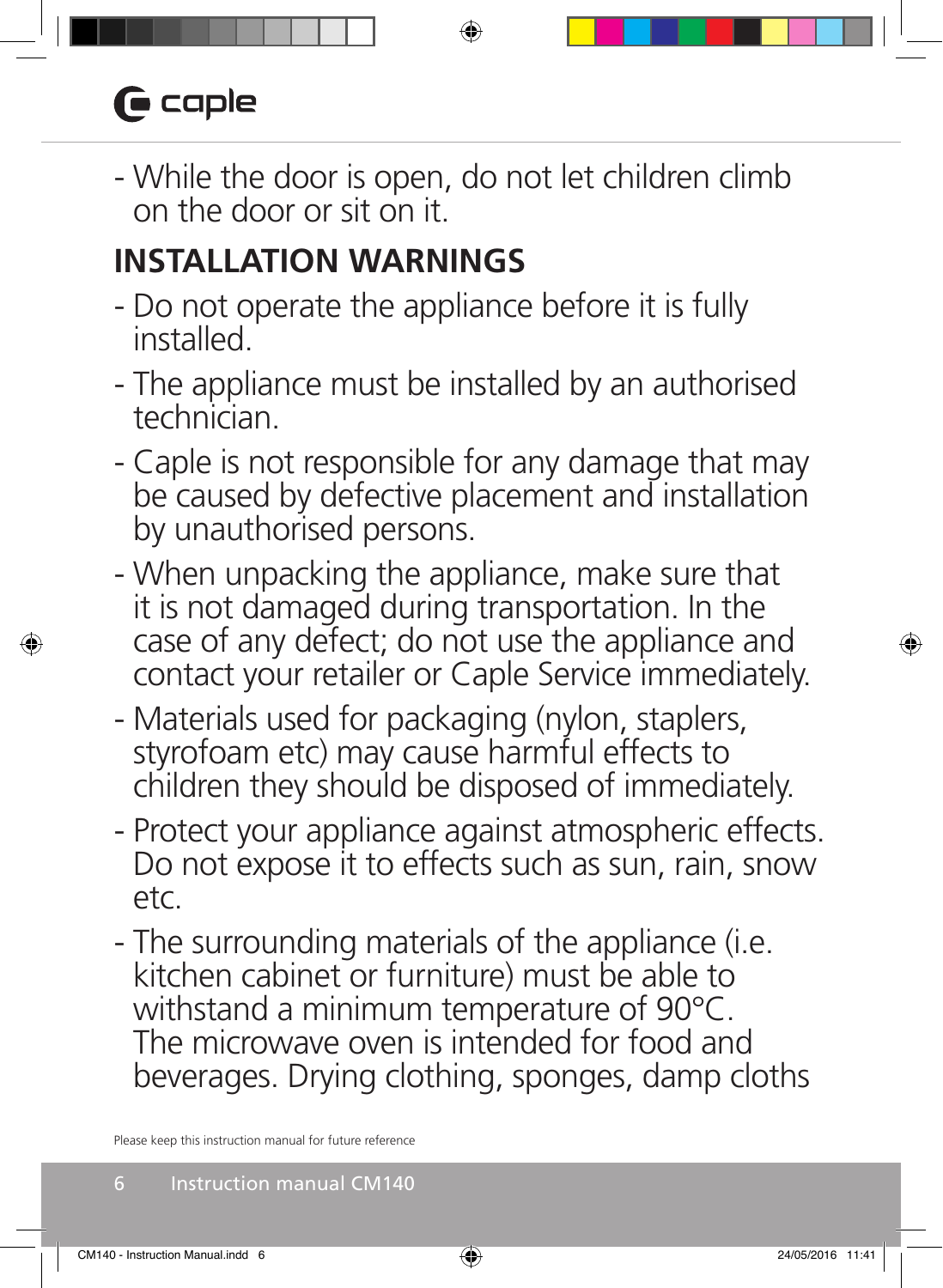- While the door is open, do not let children climb on the door or sit on it.

## INSTALLATION WARNINGS

- Do not operate the appliance before it is fully installed.
- The appliance must be installed by an authorised technician.
- Caple is not responsible for any damage that may be caused by defective placement and installation by unauthorised persons.
- When unpacking the appliance, make sure that it is not damaged during transportation. In the case of any defect; do not use the appliance and contact your retailer or Caple Service immediately.
- Materials used for packaging (nylon, staplers, styrofoam etc) may cause harmful effects to children they should be disposed of immediately.
- Protect your appliance against atmospheric effects. Do not expose it to effects such as sun, rain, snow etc.
- The surrounding materials of the appliance (i.e. kitchen cabinet or furniture) must be able to withstand a minimum temperature of 90°C. The microwave oven is intended for food and beverages. Drying clothing, sponges, damp cloths

Please keep this instruction manual for future reference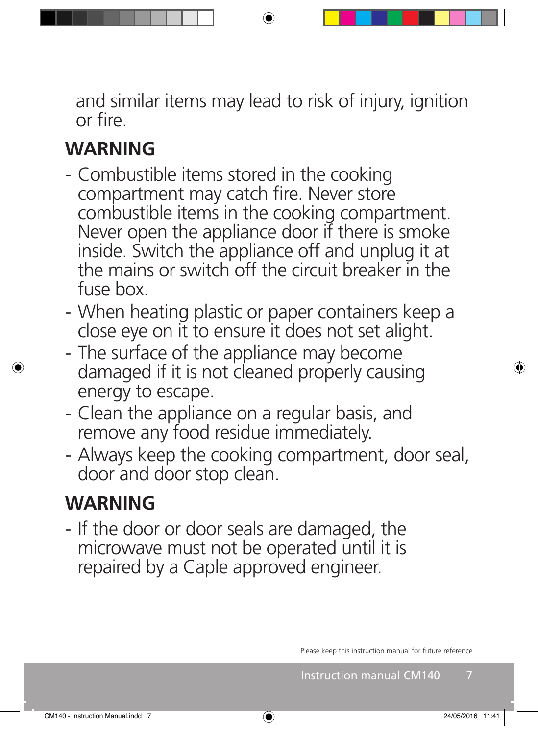and similar items may lead to risk of injury, ignition or fire.

## WARNING

- Combustible items stored in the cooking compartment may catch fire. Never store combustible items in the cooking compartment. Never open the appliance door if there is smoke inside. Switch the appliance off and unplug it at the mains or switch off the circuit breaker in the fuse box.
- When heating plastic or paper containers keep a close eye on it to ensure it does not set alight.
- The surface of the appliance may become damaged if it is not cleaned properly causing energy to escape.
- Clean the appliance on a regular basis, and remove any food residue immediately.
- Always keep the cooking compartment, door seal, door and door stop clean.

## WARNING

- If the door or door seals are damaged, the microwave must not be operated until it is repaired by a Caple approved engineer.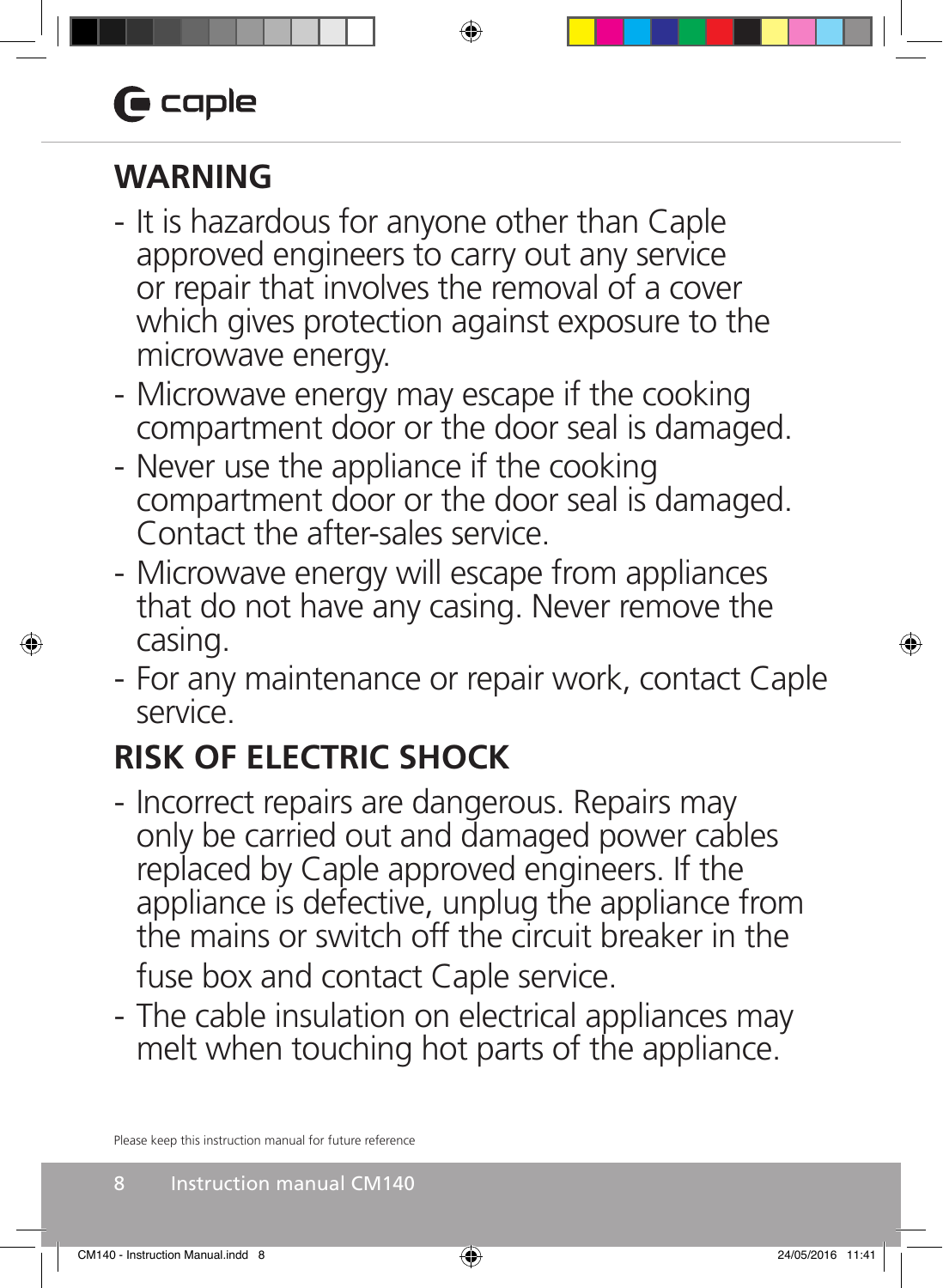## WARNING

- It is hazardous for anyone other than Caple approved engineers to carry out any service or repair that involves the removal of a cover which gives protection against exposure to the microwave energy.
- Microwave energy may escape if the cooking compartment door or the door seal is damaged.
- Never use the appliance if the cooking compartment door or the door seal is damaged. Contact the after-sales service.
- Microwave energy will escape from appliances that do not have any casing. Never remove the casing.
- For any maintenance or repair work, contact Caple service.

## RISK OF ELECTRIC SHOCK

- Incorrect repairs are dangerous. Repairs may only be carried out and damaged power cables replaced by Caple approved engineers. If the appliance is defective, unplug the appliance from the mains or switch off the circuit breaker in the fuse box and contact Caple service.
- The cable insulation on electrical appliances may melt when touching hot parts of the appliance.

Please keep this instruction manual for future reference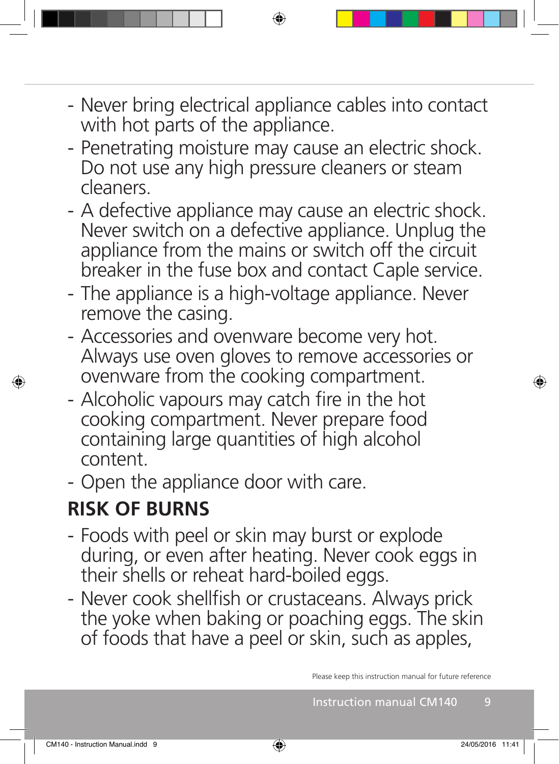- Never bring electrical appliance cables into contact with hot parts of the appliance.
- Penetrating moisture may cause an electric shock. Do not use any high pressure cleaners or steam cleaners.
- A defective appliance may cause an electric shock. Never switch on a defective appliance. Unplug the appliance from the mains or switch off the circuit breaker in the fuse box and contact Caple service.
- The appliance is a high-voltage appliance. Never remove the casing.
- Accessories and ovenware become very hot. Always use oven gloves to remove accessories or ovenware from the cooking compartment.
- Alcoholic vapours may catch fire in the hot cooking compartment. Never prepare food containing large quantities of high alcohol content.
- Open the appliance door with care.

## RISK OF BURNS

- Foods with peel or skin may burst or explode during, or even after heating. Never cook eggs in their shells or reheat hard-boiled eggs.
- Never cook shellfish or crustaceans. Always prick the yoke when baking or poaching eggs. The skin of foods that have a peel or skin, such as apples,

Please keep this instruction manual for future reference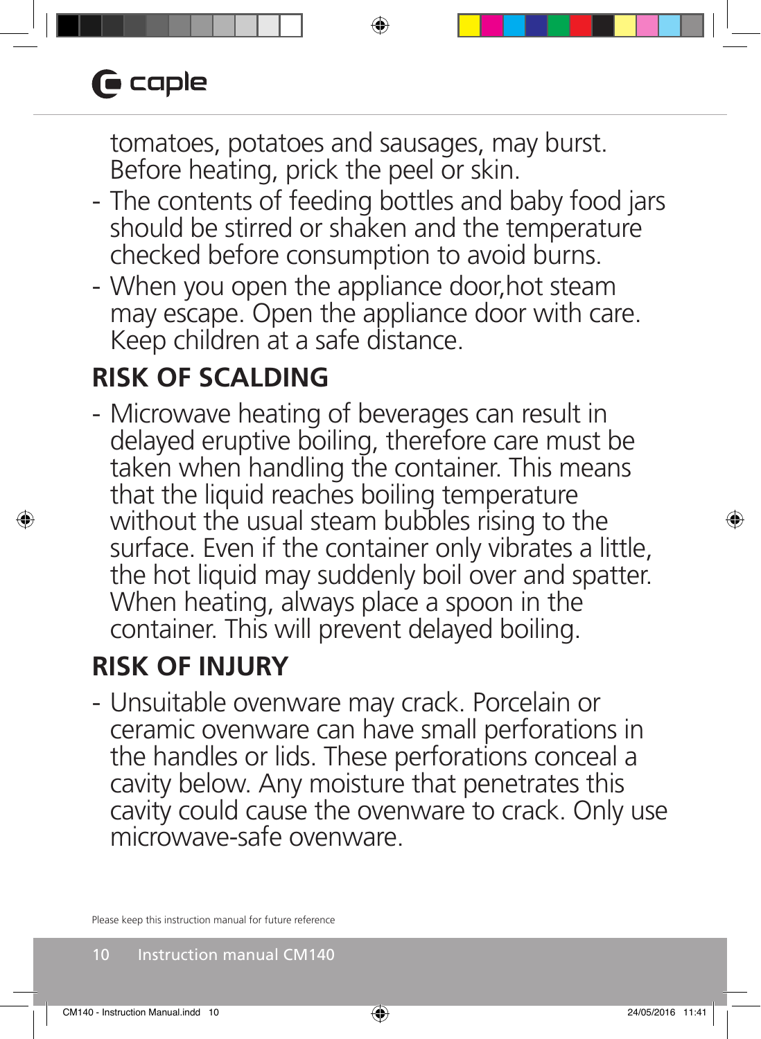tomatoes, potatoes and sausages, may burst. Before heating, prick the peel or skin.

- The contents of feeding bottles and baby food jars should be stirred or shaken and the temperature checked before consumption to avoid burns.
- When you open the appliance door,hot steam may escape. Open the appliance door with care. Keep children at a safe distance.

## RISK OF SCALDING

- Microwave heating of beverages can result in delayed eruptive boiling, therefore care must be taken when handling the container. This means that the liquid reaches boiling temperature without the usual steam bubbles rising to the surface. Even if the container only vibrates a little, the hot liquid may suddenly boil over and spatter. When heating, always place a spoon in the container. This will prevent delayed boiling.

## RISK OF INJURY

- Unsuitable ovenware may crack. Porcelain or ceramic ovenware can have small perforations in the handles or lids. These perforations conceal a cavity below. Any moisture that penetrates this cavity could cause the ovenware to crack. Only use microwave-safe ovenware.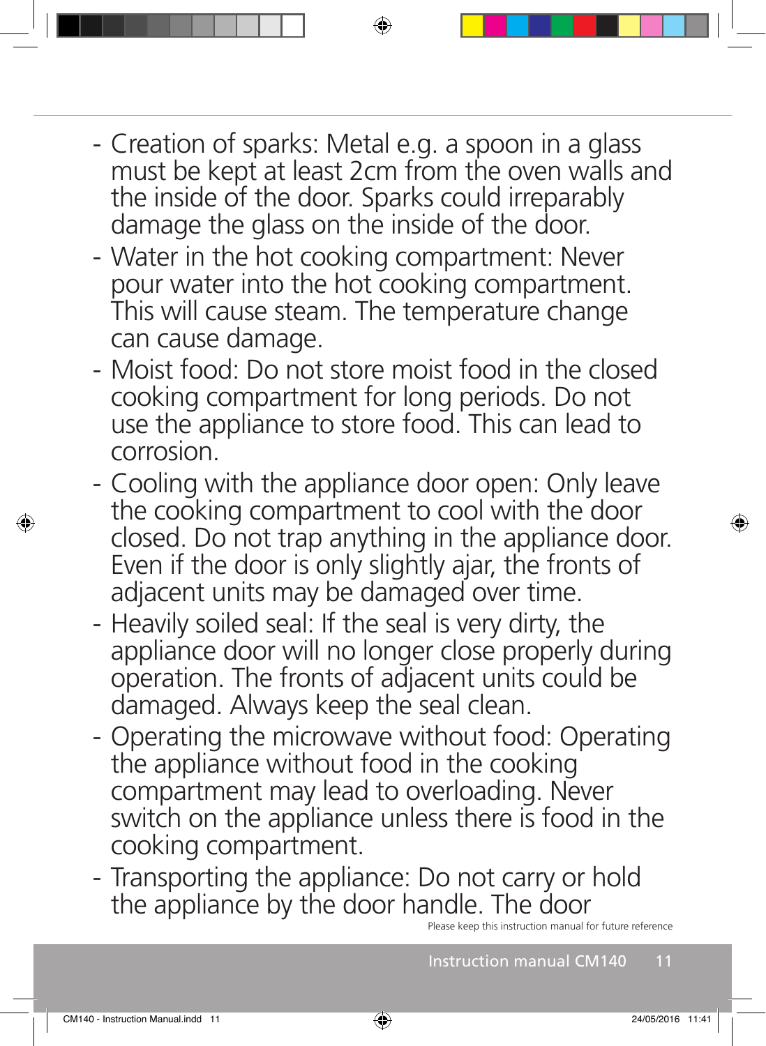- Creation of sparks: Metal e.g. a spoon in a glass must be kept at least 2cm from the oven walls and the inside of the door. Sparks could irreparably damage the glass on the inside of the door.
- Water in the hot cooking compartment: Never pour water into the hot cooking compartment. This will cause steam. The temperature change can cause damage.
- Moist food: Do not store moist food in the closed cooking compartment for long periods. Do not use the appliance to store food. This can lead to corrosion.
- Cooling with the appliance door open: Only leave the cooking compartment to cool with the door closed. Do not trap anything in the appliance door. Even if the door is only slightly ajar, the fronts of adjacent units may be damaged over time.
- Heavily soiled seal: If the seal is very dirty, the appliance door will no longer close properly during operation. The fronts of adjacent units could be damaged. Always keep the seal clean.
- Operating the microwave without food: Operating the appliance without food in the cooking compartment may lead to overloading. Never switch on the appliance unless there is food in the cooking compartment.
- Transporting the appliance: Do not carry or hold the appliance by the door handle. The door

Please keep this instruction manual for future reference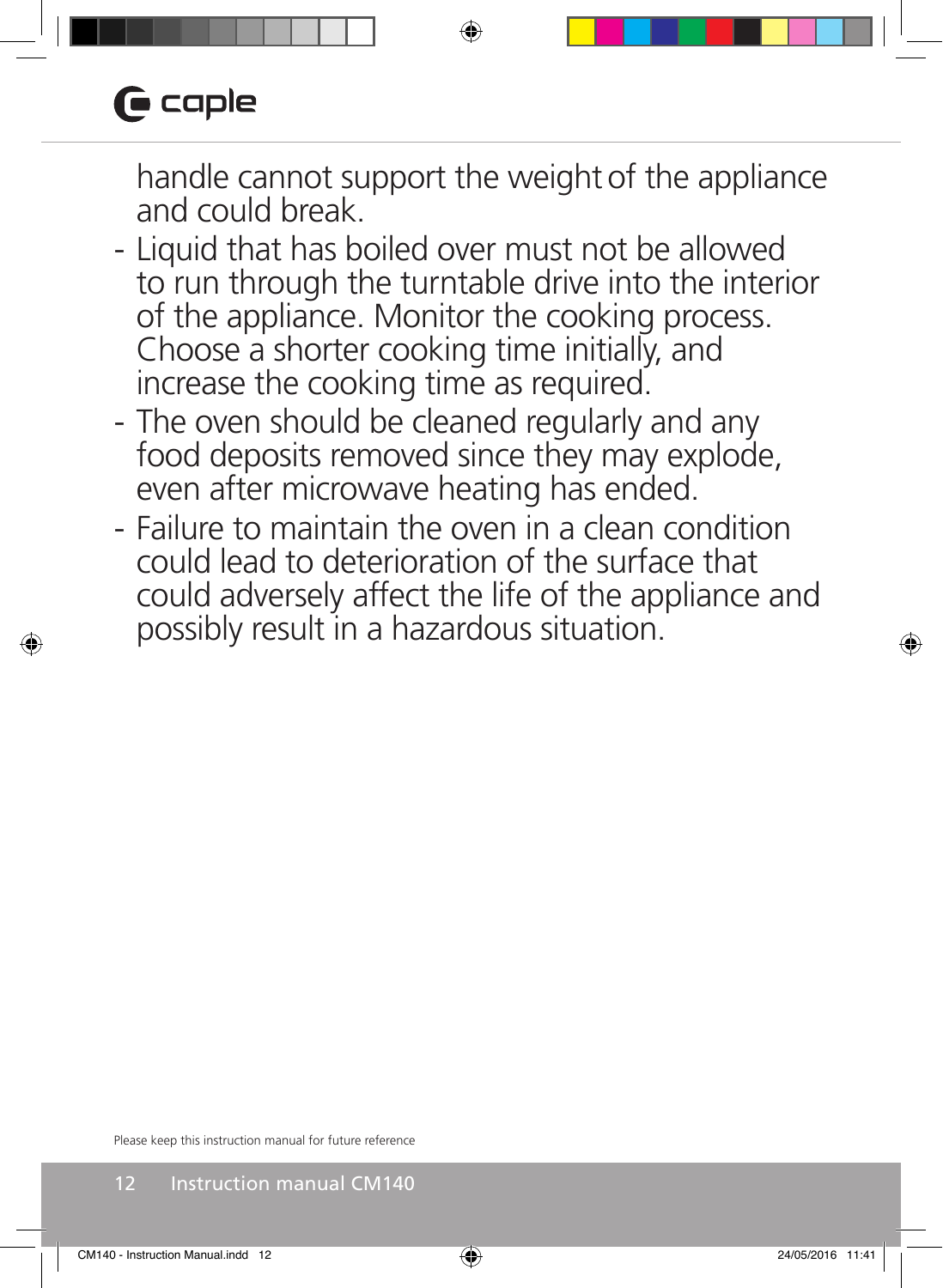handle cannot support the weight of the appliance and could break.

- Liquid that has boiled over must not be allowed to run through the turntable drive into the interior of the appliance. Monitor the cooking process. Choose a shorter cooking time initially, and increase the cooking time as required.
- The oven should be cleaned regularly and any food deposits removed since they may explode, even after microwave heating has ended.
- Failure to maintain the oven in a clean condition could lead to deterioration of the surface that could adversely affect the life of the appliance and possibly result in a hazardous situation.

Please keep this instruction manual for future reference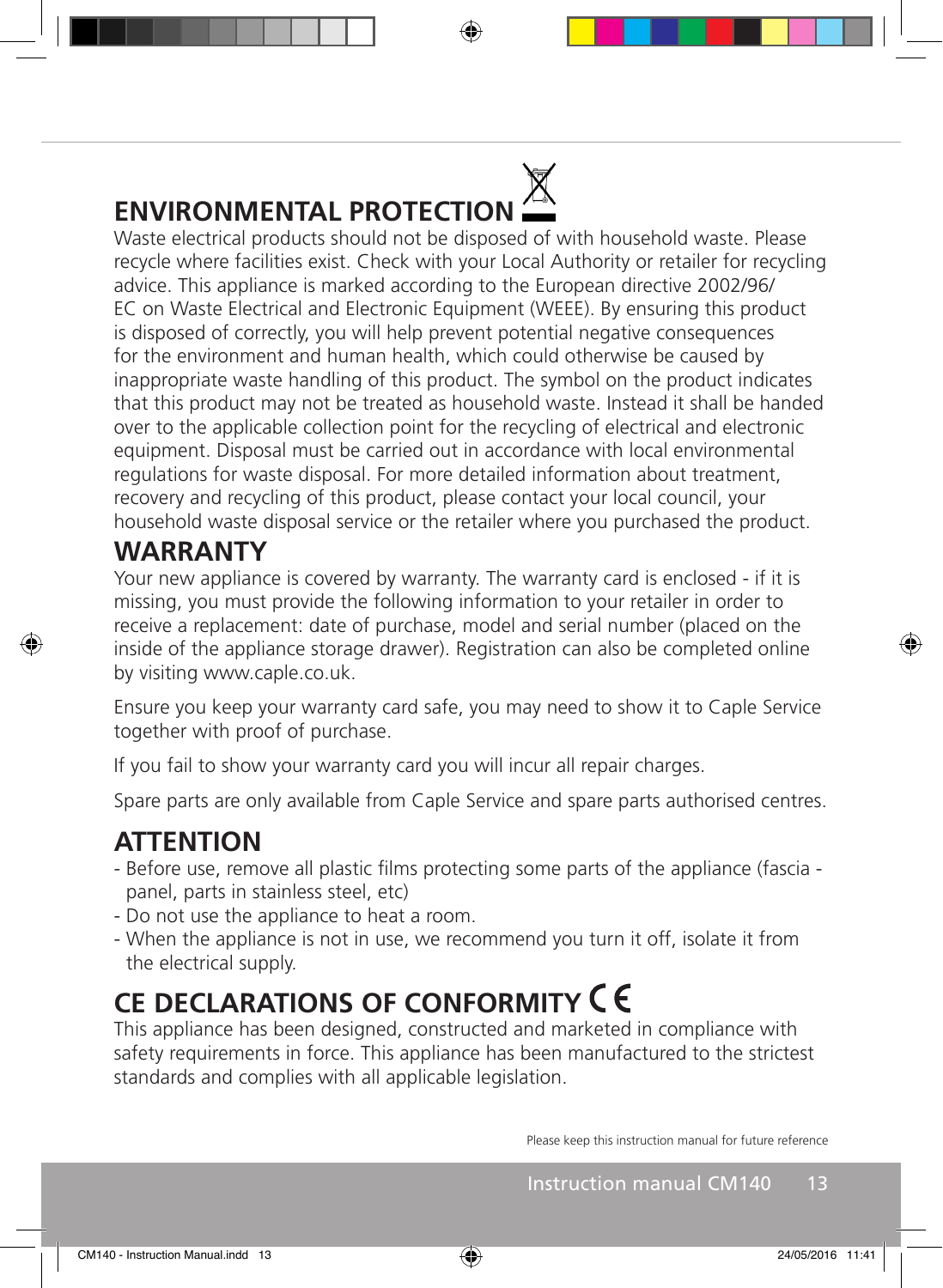## ENVIRONMENTAL PROTECTION

Waste electrical products should not be disposed of with household waste. Please recycle where facilities exist. Check with your Local Authority or retailer for recycling advice. This appliance is marked according to the European directive 2002/96/EC on Waste Electrical and Electronic Equipment (WEEE). By ensuring this product is disposed of correctly, you will help prevent potential negative consequences for the environment and human health, which could otherwise be caused by inappropriate waste handling of this product. The symbol on the product indicates that this product may not be treated as household waste. Instead it shall be handed over to the applicable collection point for the recycling of electrical and electronic equipment. Disposal must be carried out in accordance with local environmental regulations for waste disposal. For more detailed information about treatment, recovery and recycling of this product, please contact your local council, your household waste disposal service or the retailer where you purchased the product.

## WARRANTY

Your new appliance is covered by warranty. The warranty card is enclosed - if it is missing, you must provide the following information to your retailer in order to receive a replacement: date of purchase, model and serial number (placed on the inside of the appliance storage drawer). Registration can also be completed online by visiting www.caple.co.uk.

Ensure you keep your warranty card safe, you may need to show it to Caple Service together with proof of purchase.

If you fail to show your warranty card you will incur all repair charges.

Spare parts are only available from Caple Service and spare parts authorised centres.

## ATTENTION

- Before use, remove all plastic films protecting some parts of the appliance (fascia - panel, parts in stainless steel, etc)
- Do not use the appliance to heat a room.
- When the appliance is not in use, we recommend you turn it off, isolate it from the electrical supply.

## CE DECLARATIONS OF CONFORMITY

This appliance has been designed, constructed and marketed in compliance with safety requirements in force. This appliance has been manufactured to the strictest standards and complies with all applicable legislation.

Please keep this instruction manual for future reference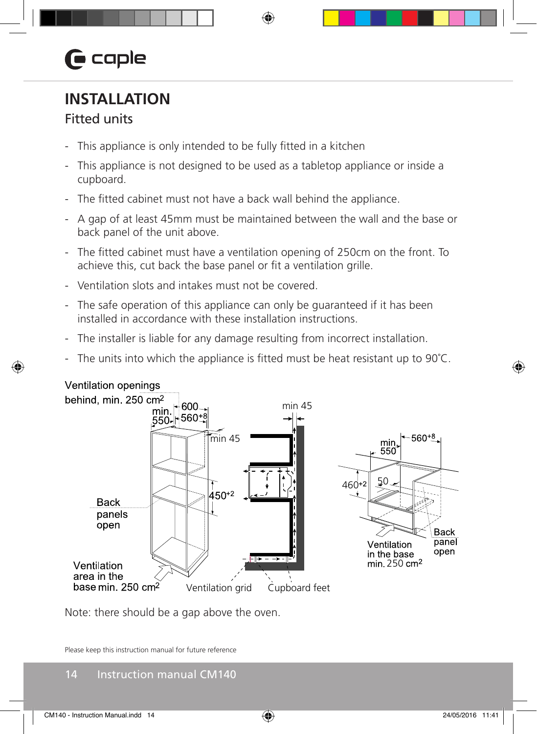# INSTALLATION

## Fitted units

- This appliance is only intended to be fully fitted in a kitchen
- This appliance is not designed to be used as a tabletop appliance or inside a cupboard.
- The fitted cabinet must not have a back wall behind the appliance.
- A gap of at least 45mm must be maintained between the wall and the base or back panel of the unit above.
- The fitted cabinet must have a ventilation opening of 250cm on the front. To achieve this, cut back the base panel or fit a ventilation grille.
- Ventilation slots and intakes must not be covered.
- The safe operation of this appliance can only be guaranteed if it has been installed in accordance with these installation instructions.
- The installer is liable for any damage resulting from incorrect installation.
- The units into which the appliance is fitted must be heat resistant up to 90˚C.

Note: there should be a gap above the oven.

Please keep this instruction manual for future reference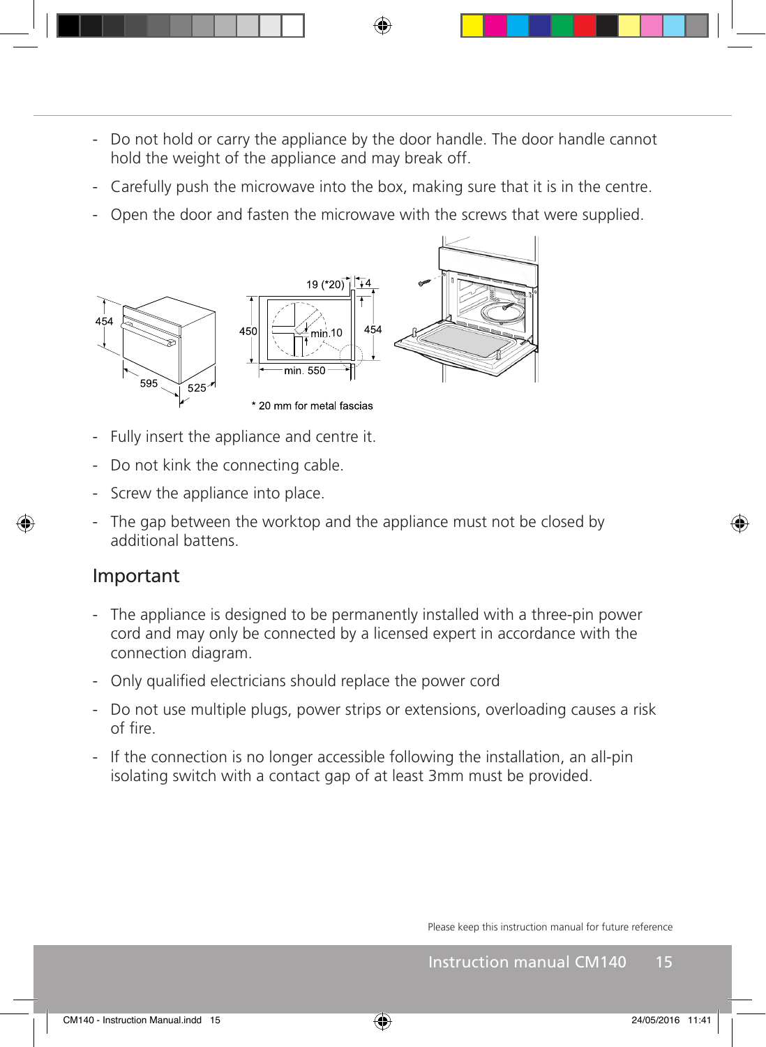- Do not hold or carry the appliance by the door handle. The door handle cannot hold the weight of the appliance and may break off.
- Carefully push the microwave into the box, making sure that it is in the centre.
- Open the door and fasten the microwave with the screws that were supplied.

\* 20 mm for metal fascias

- Fully insert the appliance and centre it.
- Do not kink the connecting cable.
- Screw the appliance into place.
- The gap between the worktop and the appliance must not be closed by additional battens.

## Important

- The appliance is designed to be permanently installed with a three-pin power cord and may only be connected by a licensed expert in accordance with the connection diagram.
- Only qualified electricians should replace the power cord
- Do not use multiple plugs, power strips or extensions, overloading causes a risk of fire.
- If the connection is no longer accessible following the installation, an all-pin isolating switch with a contact gap of at least 3mm must be provided.

Please keep this instruction manual for future reference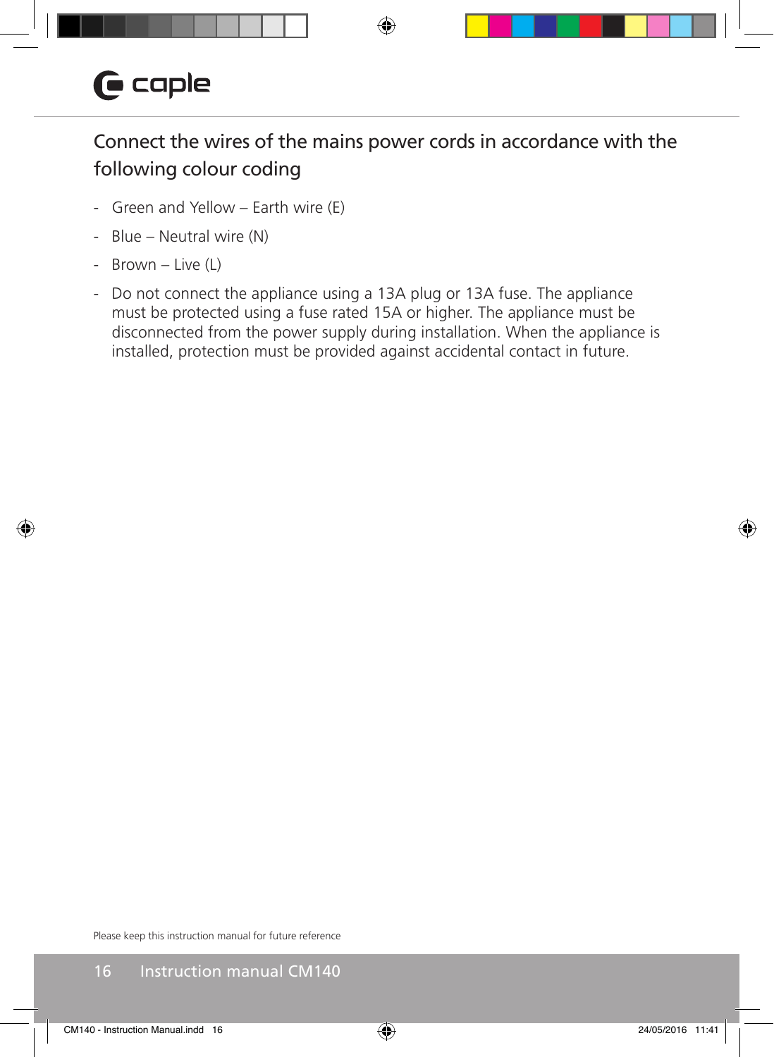## Connect the wires of the mains power cords in accordance with the following colour coding

- Green and Yellow – Earth wire (E)
- Blue – Neutral wire (N)
- Brown – Live (L)
- Do not connect the appliance using a 13A plug or 13A fuse. The appliance must be protected using a fuse rated 15A or higher. The appliance must be disconnected from the power supply during installation. When the appliance is installed, protection must be provided against accidental contact in future.

Please keep this instruction manual for future reference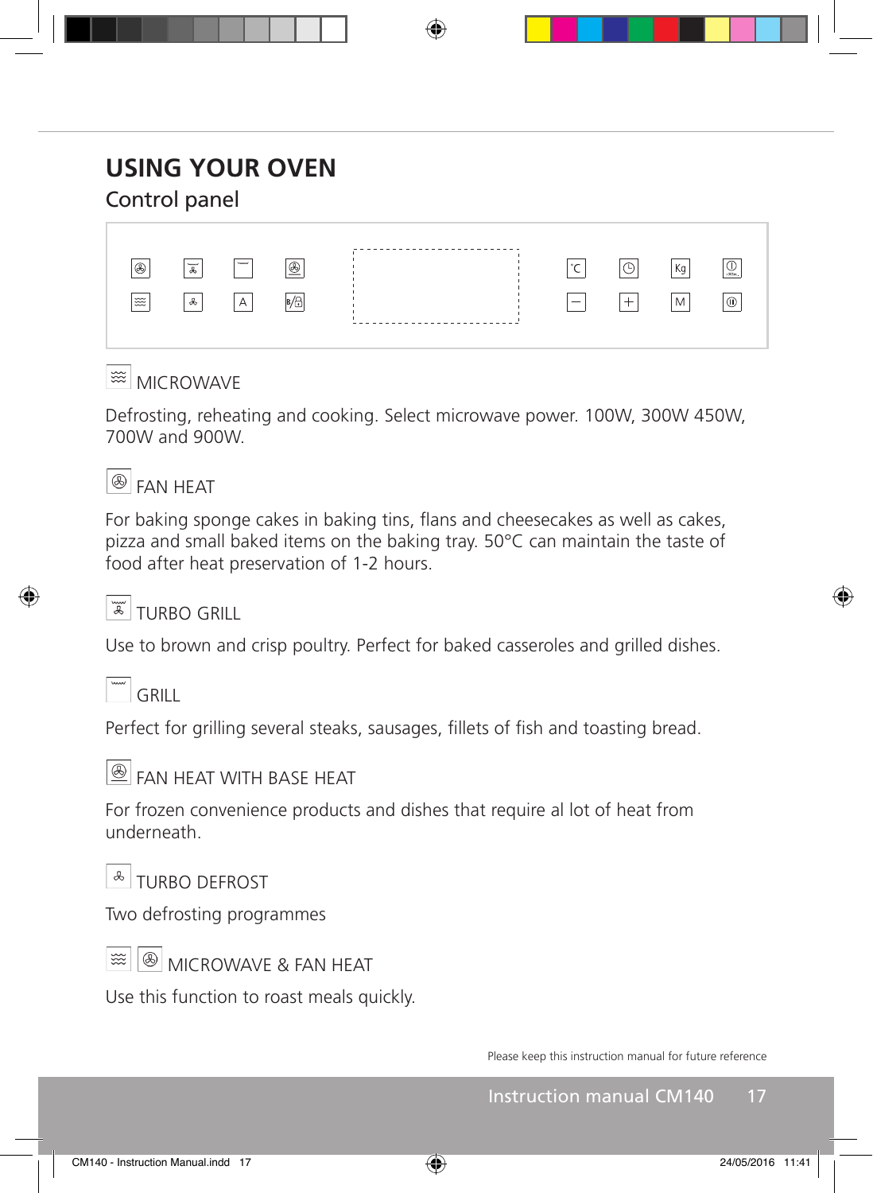# USING YOUR OVEN

## Control panel

MICROWAVE

Defrosting, reheating and cooking. Select microwave power. 100W, 300W 450W, 700W and 900W.

FAN HEAT

For baking sponge cakes in baking tins, flans and cheesecakes as well as cakes, pizza and small baked items on the baking tray. 50°C can maintain the taste of food after heat preservation of 1-2 hours.

TURBO GRILL

Use to brown and crisp poultry. Perfect for baked casseroles and grilled dishes.

GRILL

Perfect for grilling several steaks, sausages, fillets of fish and toasting bread.

FAN HEAT WITH BASE HEAT

For frozen convenience products and dishes that require al lot of heat from underneath.

TURBO DEFROST

Two defrosting programmes

MICROWAVE & FAN HEAT

Use this function to roast meals quickly.

Please keep this instruction manual for future reference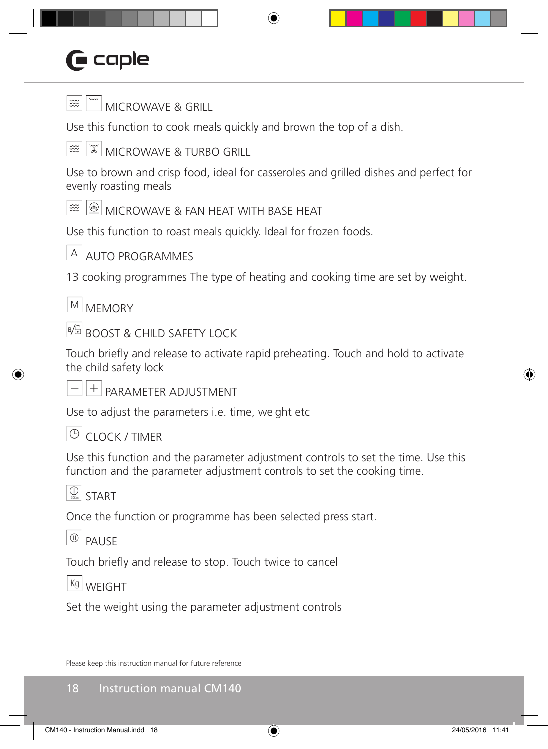MICROWAVE & GRILL

Use this function to cook meals quickly and brown the top of a dish.

MICROWAVE & TURBO GRILL

Use to brown and crisp food, ideal for casseroles and grilled dishes and perfect for evenly roasting meals

MICROWAVE & FAN HEAT WITH BASE HEAT

Use this function to roast meals quickly. Ideal for frozen foods.

A AUTO PROGRAMMES

13 cooking programmes The type of heating and cooking time are set by weight.

M MEMORY

BOOST & CHILD SAFETY LOCK

Touch briefly and release to activate rapid preheating. Touch and hold to activate the child safety lock

– + PARAMETER ADJUSTMENT

Use to adjust the parameters i.e. time, weight etc

CLOCK / TIMER

Use this function and the parameter adjustment controls to set the time. Use this function and the parameter adjustment controls to set the cooking time.

START

Once the function or programme has been selected press start.

PAUSE

Touch briefly and release to stop. Touch twice to cancel

Kg WEIGHT

Set the weight using the parameter adjustment controls

Please keep this instruction manual for future reference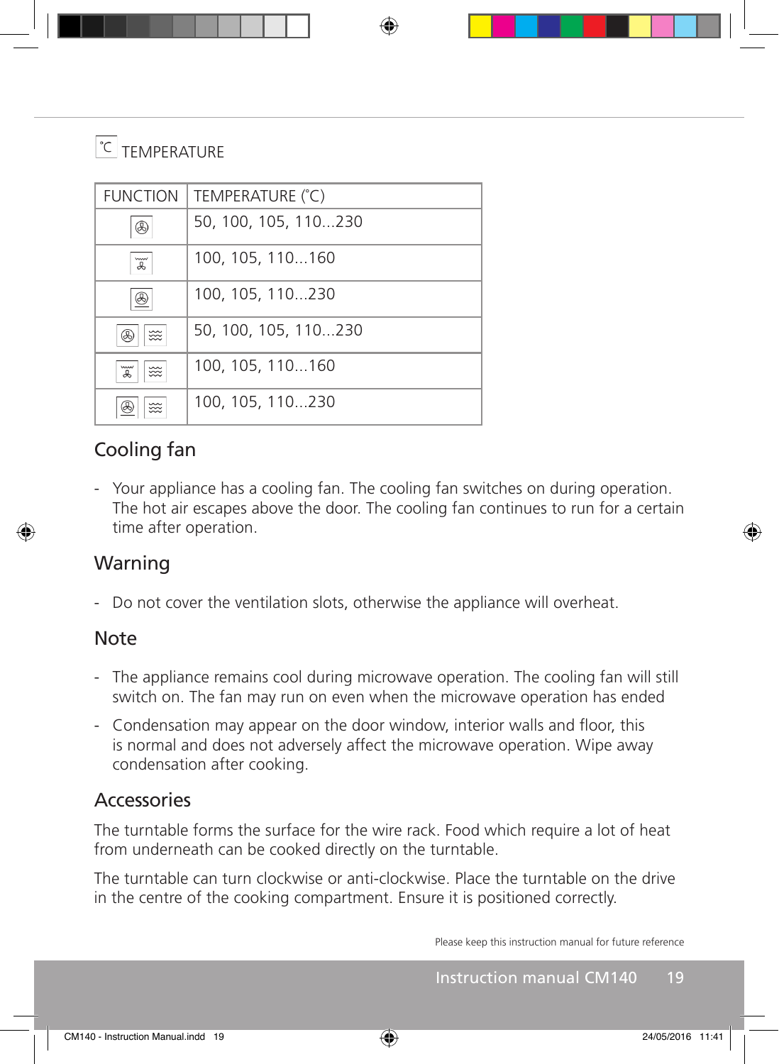### °C TEMPERATURE

| FUNCTION | TEMPERATURE (°C) |
|---|---|
| | 50, 100, 105, 110...230 |
| | 100, 105, 110...160 |
| | 100, 105, 110...230 |
| | 50, 100, 105, 110...230 |
| | 100, 105, 110...160 |
| | 100, 105, 110...230 |

## Cooling fan

- Your appliance has a cooling fan. The cooling fan switches on during operation. The hot air escapes above the door. The cooling fan continues to run for a certain time after operation.

## Warning

- Do not cover the ventilation slots, otherwise the appliance will overheat.

## Note

- The appliance remains cool during microwave operation. The cooling fan will still switch on. The fan may run on even when the microwave operation has ended
- Condensation may appear on the door window, interior walls and floor, this is normal and does not adversely affect the microwave operation. Wipe away condensation after cooking.

## Accessories

The turntable forms the surface for the wire rack. Food which require a lot of heat from underneath can be cooked directly on the turntable.

The turntable can turn clockwise or anti-clockwise. Place the turntable on the drive in the centre of the cooking compartment. Ensure it is positioned correctly.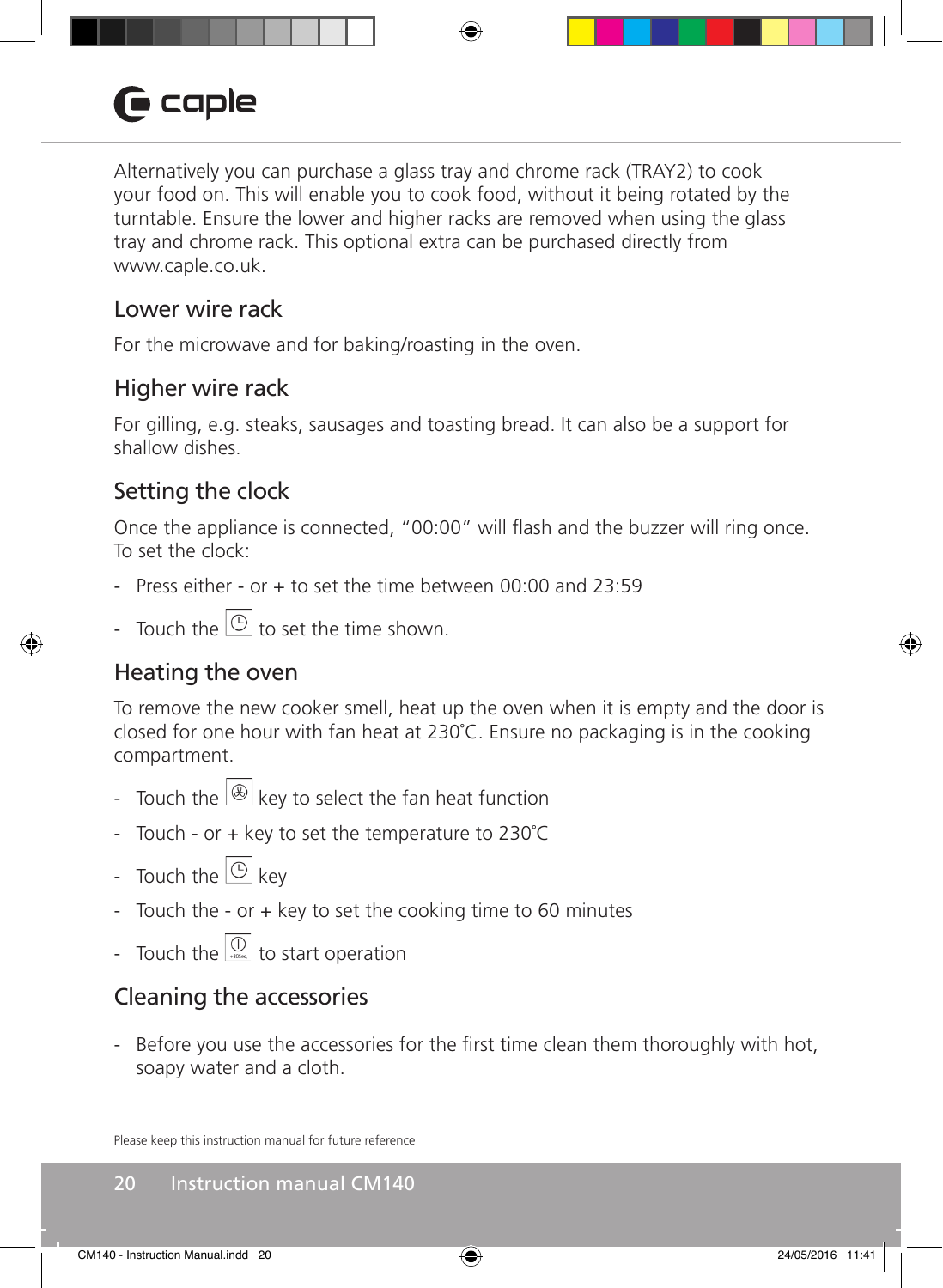Alternatively you can purchase a glass tray and chrome rack (TRAY2) to cook your food on. This will enable you to cook food, without it being rotated by the turntable. Ensure the lower and higher racks are removed when using the glass tray and chrome rack. This optional extra can be purchased directly from www.caple.co.uk.

## Lower wire rack

For the microwave and for baking/roasting in the oven.

## Higher wire rack

For gilling, e.g. steaks, sausages and toasting bread. It can also be a support for shallow dishes.

## Setting the clock

Once the appliance is connected, “00:00” will flash and the buzzer will ring once. To set the clock:

- Press either - or + to set the time between 00:00 and 23:59
- Touch the [clock] to set the time shown.

## Heating the oven

To remove the new cooker smell, heat up the oven when it is empty and the door is closed for one hour with fan heat at 230˚C. Ensure no packaging is in the cooking compartment.

- Touch the [fan] key to select the fan heat function
- Touch - or + key to set the temperature to 230˚C
- Touch the [clock] key
- Touch the - or + key to set the cooking time to 60 minutes
- Touch the [start] to start operation

## Cleaning the accessories

- Before you use the accessories for the first time clean them thoroughly with hot, soapy water and a cloth.

Please keep this instruction manual for future reference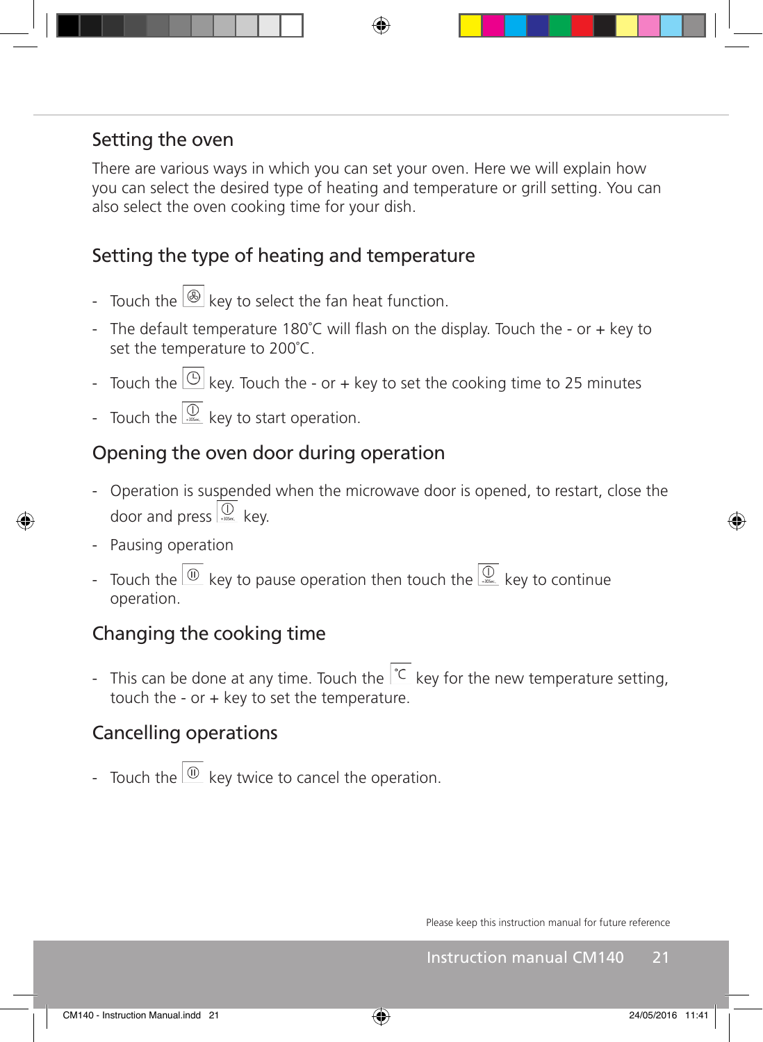## Setting the oven

There are various ways in which you can set your oven. Here we will explain how you can select the desired type of heating and temperature or grill setting. You can also select the oven cooking time for your dish.

## Setting the type of heating and temperature

- Touch the key to select the fan heat function.
- The default temperature 180˚C will flash on the display. Touch the - or + key to set the temperature to 200˚C.
- Touch the key. Touch the - or + key to set the cooking time to 25 minutes
- Touch the key to start operation.

## Opening the oven door during operation

- Operation is suspended when the microwave door is opened, to restart, close the door and press key.
- Pausing operation
- Touch the key to pause operation then touch the key to continue operation.

## Changing the cooking time

- This can be done at any time. Touch the ˚C key for the new temperature setting, touch the - or + key to set the temperature.

## Cancelling operations

- Touch the key twice to cancel the operation.

Please keep this instruction manual for future reference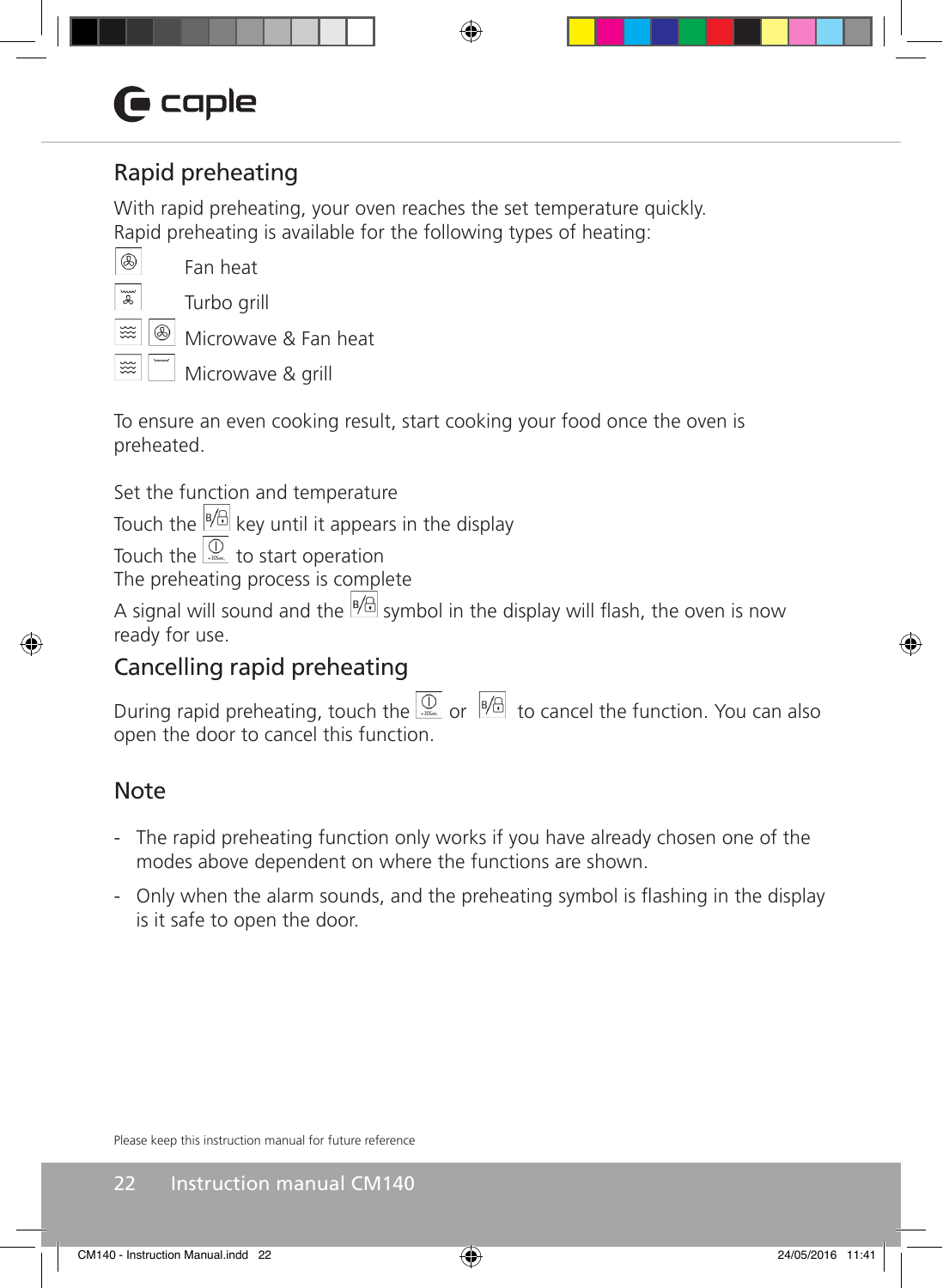## Rapid preheating

With rapid preheating, your oven reaches the set temperature quickly.
Rapid preheating is available for the following types of heating:

- Fan heat
- Turbo grill
- Microwave & Fan heat
- Microwave & grill

To ensure an even cooking result, start cooking your food once the oven is preheated.

Set the function and temperature
Touch the key until it appears in the display
Touch the to start operation
The preheating process is complete
A signal will sound and the symbol in the display will flash, the oven is now ready for use.

## Cancelling rapid preheating

During rapid preheating, touch the or to cancel the function. You can also open the door to cancel this function.

## Note

- The rapid preheating function only works if you have already chosen one of the modes above dependent on where the functions are shown.
- Only when the alarm sounds, and the preheating symbol is flashing in the display is it safe to open the door.

Please keep this instruction manual for future reference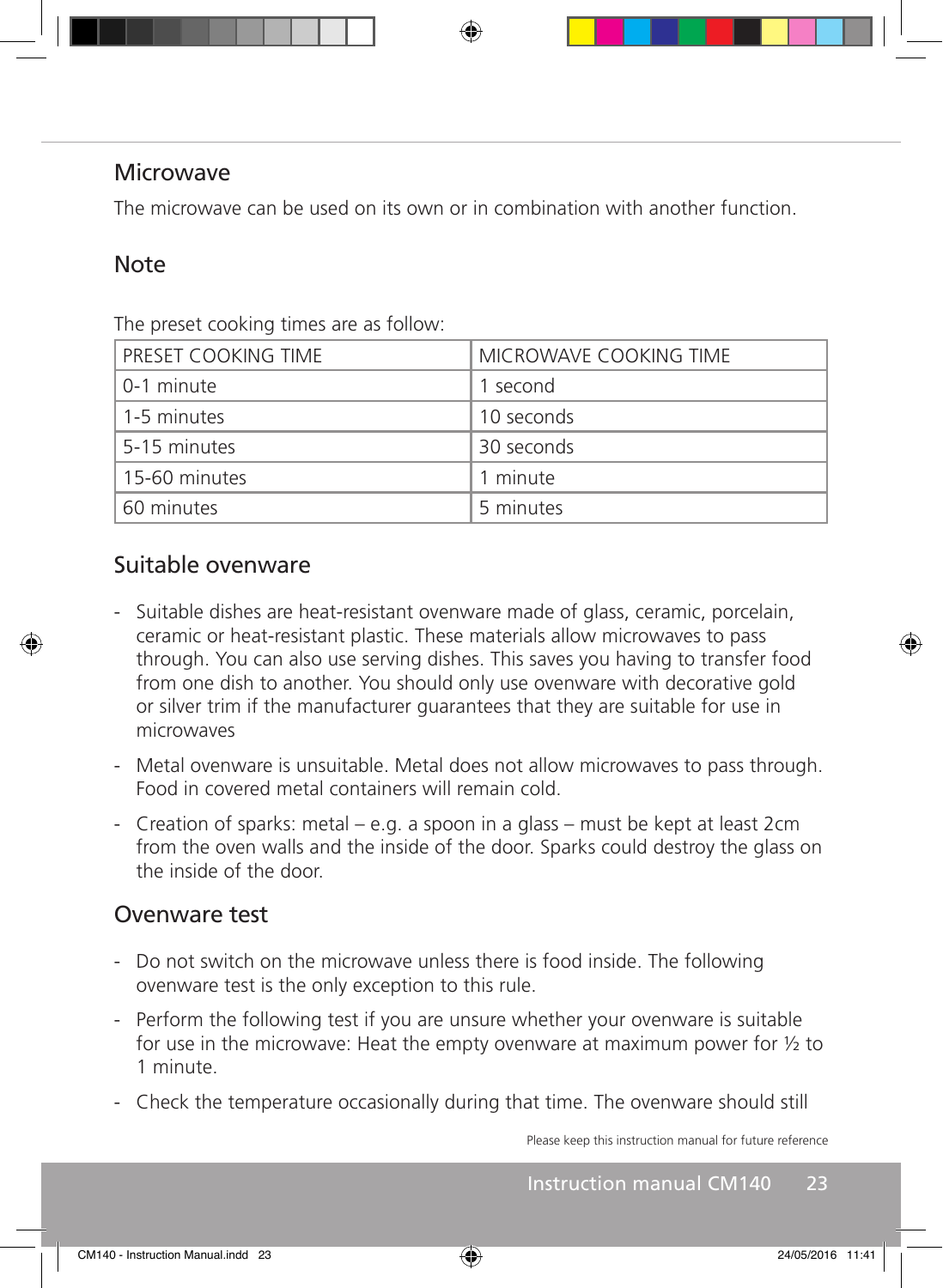## Microwave

The microwave can be used on its own or in combination with another function.

## Note

The preset cooking times are as follow:

| PRESET COOKING TIME | MICROWAVE COOKING TIME |
|---|---|
| 0-1 minute | 1 second |
| 1-5 minutes | 10 seconds |
| 5-15 minutes | 30 seconds |
| 15-60 minutes | 1 minute |
| 60 minutes | 5 minutes |

## Suitable ovenware

- Suitable dishes are heat-resistant ovenware made of glass, ceramic, porcelain, ceramic or heat-resistant plastic. These materials allow microwaves to pass through. You can also use serving dishes. This saves you having to transfer food from one dish to another. You should only use ovenware with decorative gold or silver trim if the manufacturer guarantees that they are suitable for use in microwaves
- Metal ovenware is unsuitable. Metal does not allow microwaves to pass through. Food in covered metal containers will remain cold.
- Creation of sparks: metal – e.g. a spoon in a glass – must be kept at least 2cm from the oven walls and the inside of the door. Sparks could destroy the glass on the inside of the door.

## Ovenware test

- Do not switch on the microwave unless there is food inside. The following ovenware test is the only exception to this rule.
- Perform the following test if you are unsure whether your ovenware is suitable for use in the microwave: Heat the empty ovenware at maximum power for ½ to 1 minute.
- Check the temperature occasionally during that time. The ovenware should still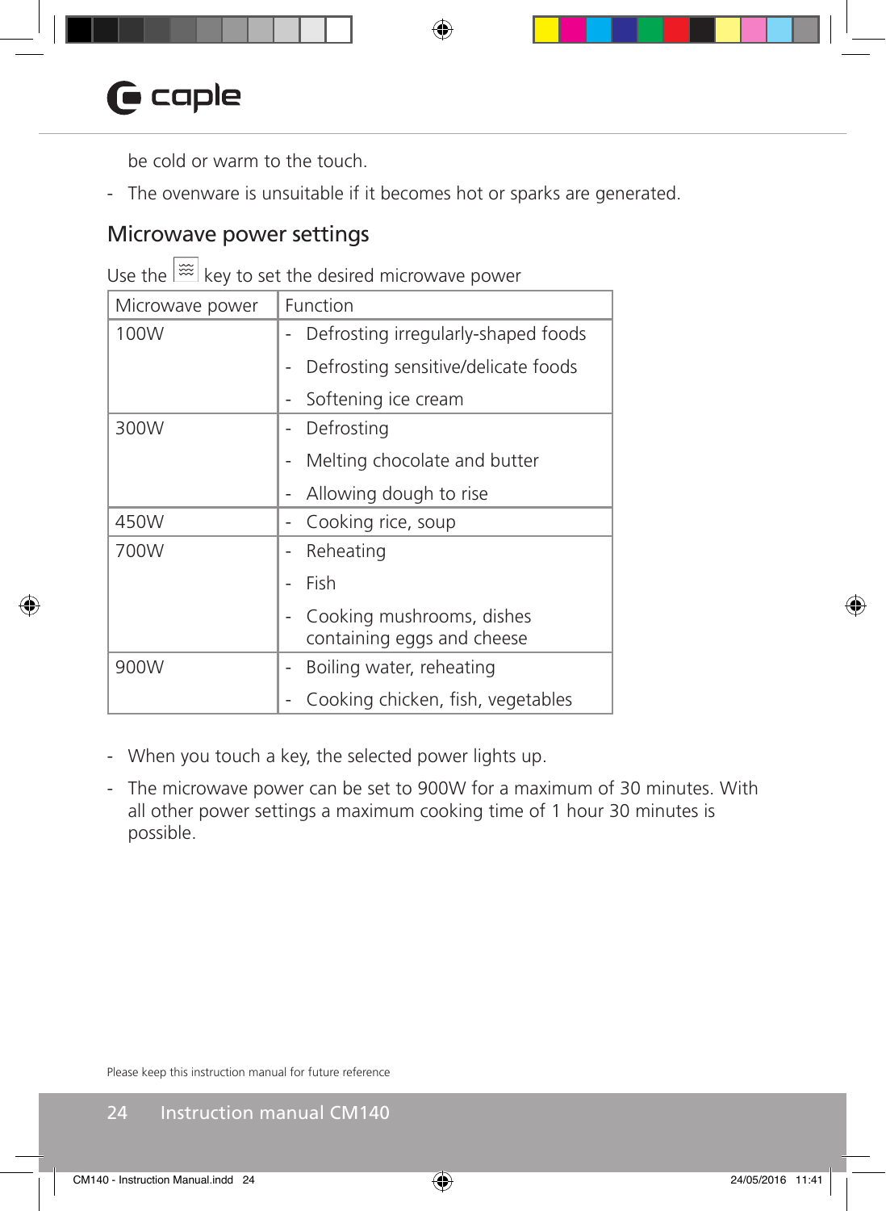be cold or warm to the touch.

- The ovenware is unsuitable if it becomes hot or sparks are generated.

## Microwave power settings

Use the ≋ key to set the desired microwave power

| Microwave power | Function |
| --- | --- |
| 100W | - Defrosting irregularly-shaped foods<br>- Defrosting sensitive/delicate foods<br>- Softening ice cream |
| 300W | - Defrosting<br>- Melting chocolate and butter<br>- Allowing dough to rise |
| 450W | - Cooking rice, soup |
| 700W | - Reheating<br>- Fish<br>- Cooking mushrooms, dishes containing eggs and cheese |
| 900W | - Boiling water, reheating<br>- Cooking chicken, fish, vegetables |

- When you touch a key, the selected power lights up.
- The microwave power can be set to 900W for a maximum of 30 minutes. With all other power settings a maximum cooking time of 1 hour 30 minutes is possible.

Please keep this instruction manual for future reference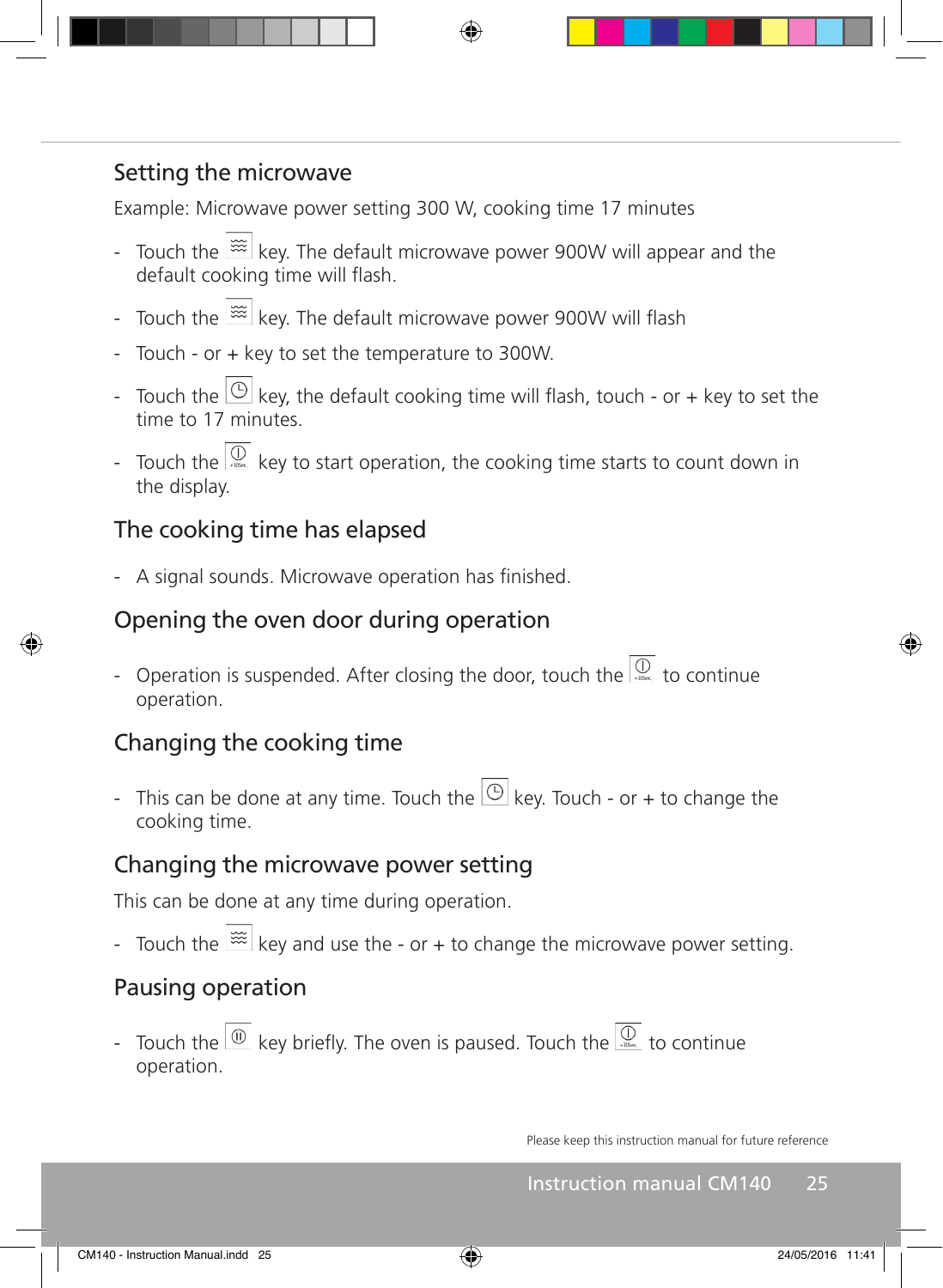## Setting the microwave

Example: Microwave power setting 300 W, cooking time 17 minutes

- Touch the key. The default microwave power 900W will appear and the default cooking time will flash.
- Touch the key. The default microwave power 900W will flash
- Touch - or + key to set the temperature to 300W.
- Touch the key, the default cooking time will flash, touch - or + key to set the time to 17 minutes.
- Touch the key to start operation, the cooking time starts to count down in the display.

## The cooking time has elapsed

- A signal sounds. Microwave operation has finished.

## Opening the oven door during operation

- Operation is suspended. After closing the door, touch the to continue operation.

## Changing the cooking time

- This can be done at any time. Touch the key. Touch - or + to change the cooking time.

## Changing the microwave power setting

This can be done at any time during operation.

- Touch the key and use the - or + to change the microwave power setting.

## Pausing operation

- Touch the key briefly. The oven is paused. Touch the to continue operation.

Please keep this instruction manual for future reference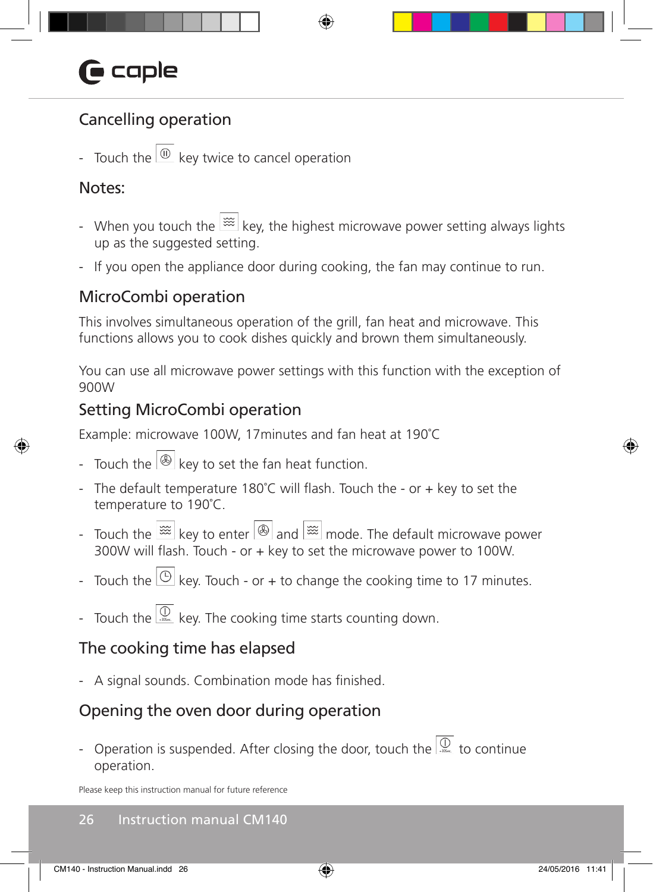## Cancelling operation

- Touch the key twice to cancel operation

## Notes:

- When you touch the key, the highest microwave power setting always lights up as the suggested setting.
- If you open the appliance door during cooking, the fan may continue to run.

## MicroCombi operation

This involves simultaneous operation of the grill, fan heat and microwave. This functions allows you to cook dishes quickly and brown them simultaneously.

You can use all microwave power settings with this function with the exception of 900W

## Setting MicroCombi operation

Example: microwave 100W, 17minutes and fan heat at 190˚C

- Touch the key to set the fan heat function.
- The default temperature 180˚C will flash. Touch the - or + key to set the temperature to 190˚C.
- Touch the key to enter and mode. The default microwave power 300W will flash. Touch - or + key to set the microwave power to 100W.
- Touch the key. Touch - or + to change the cooking time to 17 minutes.
- Touch the key. The cooking time starts counting down.

## The cooking time has elapsed

- A signal sounds. Combination mode has finished.

## Opening the oven door during operation

- Operation is suspended. After closing the door, touch the to continue operation.

Please keep this instruction manual for future reference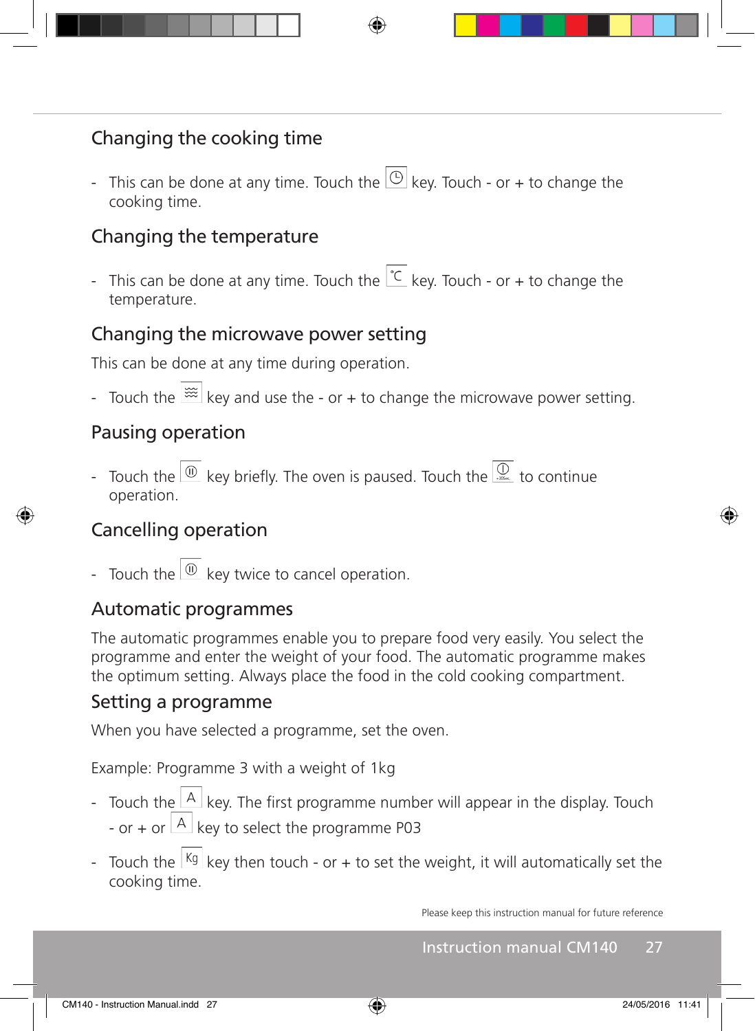## Changing the cooking time

- This can be done at any time. Touch the [clock] key. Touch - or + to change the cooking time.

## Changing the temperature

- This can be done at any time. Touch the [°C] key. Touch - or + to change the temperature.

## Changing the microwave power setting

This can be done at any time during operation.

- Touch the [microwave] key and use the - or + to change the microwave power setting.

## Pausing operation

- Touch the [stop] key briefly. The oven is paused. Touch the [start +30sec.] to continue operation.

## Cancelling operation

- Touch the [stop] key twice to cancel operation.

## Automatic programmes

The automatic programmes enable you to prepare food very easily. You select the programme and enter the weight of your food. The automatic programme makes the optimum setting. Always place the food in the cold cooking compartment.

## Setting a programme

When you have selected a programme, set the oven.

Example: Programme 3 with a weight of 1kg

- Touch the [A] key. The first programme number will appear in the display. Touch - or + or [A] key to select the programme P03
- Touch the [Kg] key then touch - or + to set the weight, it will automatically set the cooking time.

Please keep this instruction manual for future reference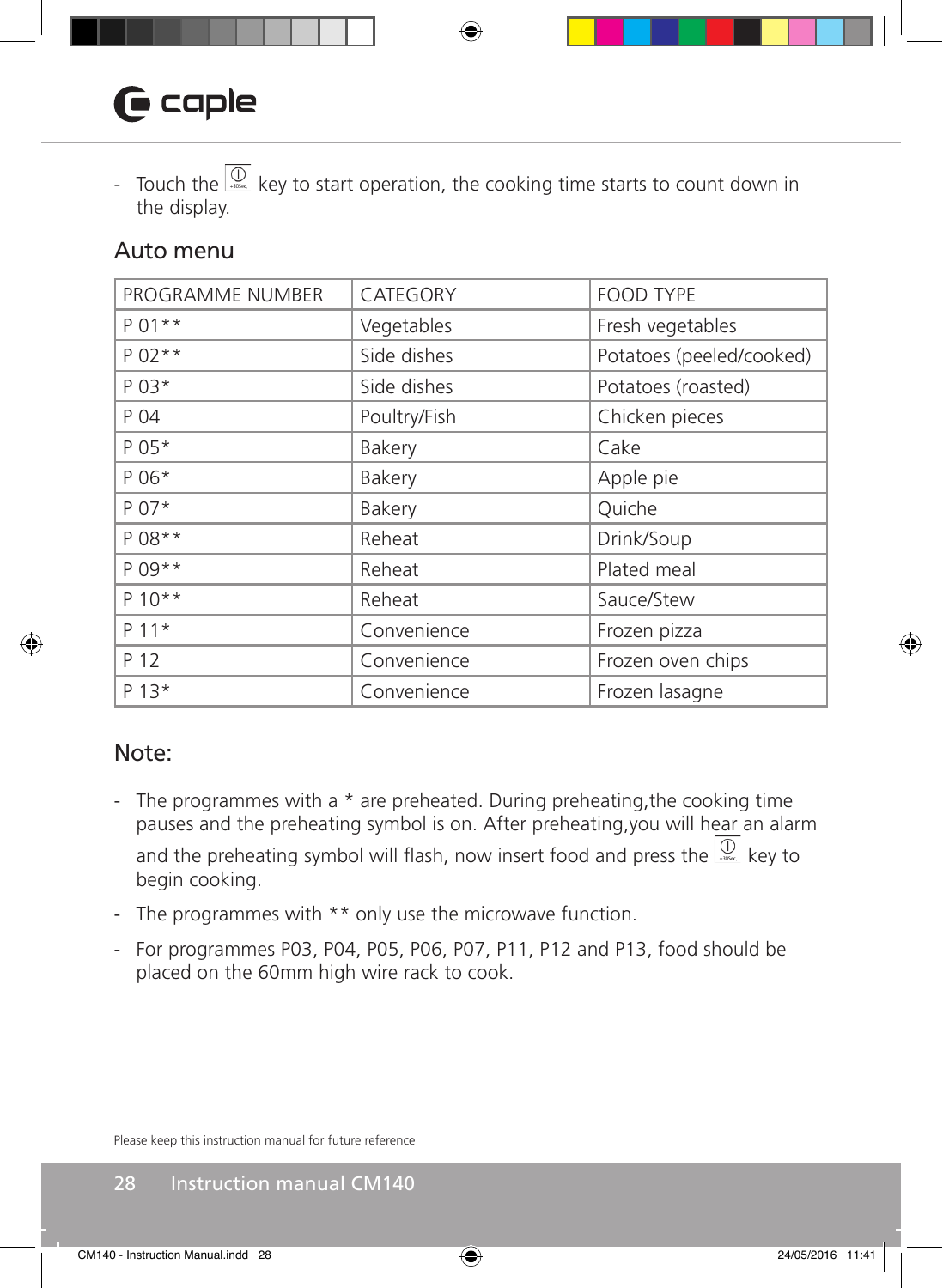- Touch the ⓘ key to start operation, the cooking time starts to count down in the display.

## Auto menu

| PROGRAMME NUMBER | CATEGORY | FOOD TYPE |
|---|---|---|
| P 01** | Vegetables | Fresh vegetables |
| P 02** | Side dishes | Potatoes (peeled/cooked) |
| P 03* | Side dishes | Potatoes (roasted) |
| P 04 | Poultry/Fish | Chicken pieces |
| P 05* | Bakery | Cake |
| P 06* | Bakery | Apple pie |
| P 07* | Bakery | Quiche |
| P 08** | Reheat | Drink/Soup |
| P 09** | Reheat | Plated meal |
| P 10** | Reheat | Sauce/Stew |
| P 11* | Convenience | Frozen pizza |
| P 12 | Convenience | Frozen oven chips |
| P 13* | Convenience | Frozen lasagne |

## Note:

- The programmes with a * are preheated. During preheating,the cooking time pauses and the preheating symbol is on. After preheating,you will hear an alarm and the preheating symbol will flash, now insert food and press the ⓘ key to begin cooking.
- The programmes with ** only use the microwave function.
- For programmes P03, P04, P05, P06, P07, P11, P12 and P13, food should be placed on the 60mm high wire rack to cook.

Please keep this instruction manual for future reference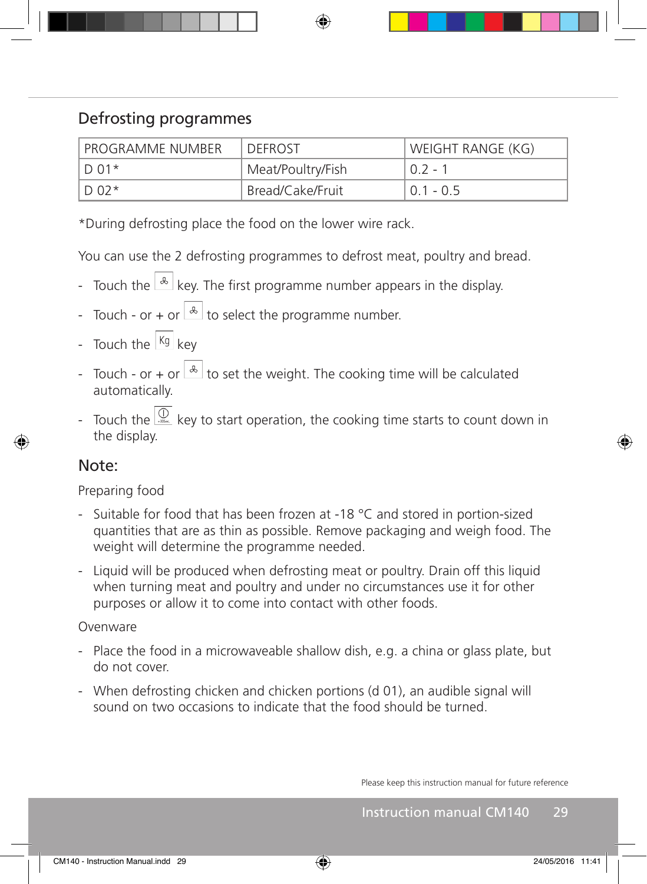## Defrosting programmes

| PROGRAMME NUMBER | DEFROST | WEIGHT RANGE (KG) |
|---|---|---|
| D 01* | Meat/Poultry/Fish | 0.2 - 1 |
| D 02* | Bread/Cake/Fruit | 0.1 - 0.5 |

*During defrosting place the food on the lower wire rack.

You can use the 2 defrosting programmes to defrost meat, poultry and bread.

- Touch the key. The first programme number appears in the display.
- Touch - or + or to select the programme number.
- Touch the Kg key
- Touch - or + or to set the weight. The cooking time will be calculated automatically.
- Touch the key to start operation, the cooking time starts to count down in the display.

## Note:

Preparing food

- Suitable for food that has been frozen at -18 °C and stored in portion-sized quantities that are as thin as possible. Remove packaging and weigh food. The weight will determine the programme needed.
- Liquid will be produced when defrosting meat or poultry. Drain off this liquid when turning meat and poultry and under no circumstances use it for other purposes or allow it to come into contact with other foods.

Ovenware

- Place the food in a microwaveable shallow dish, e.g. a china or glass plate, but do not cover.
- When defrosting chicken and chicken portions (d 01), an audible signal will sound on two occasions to indicate that the food should be turned.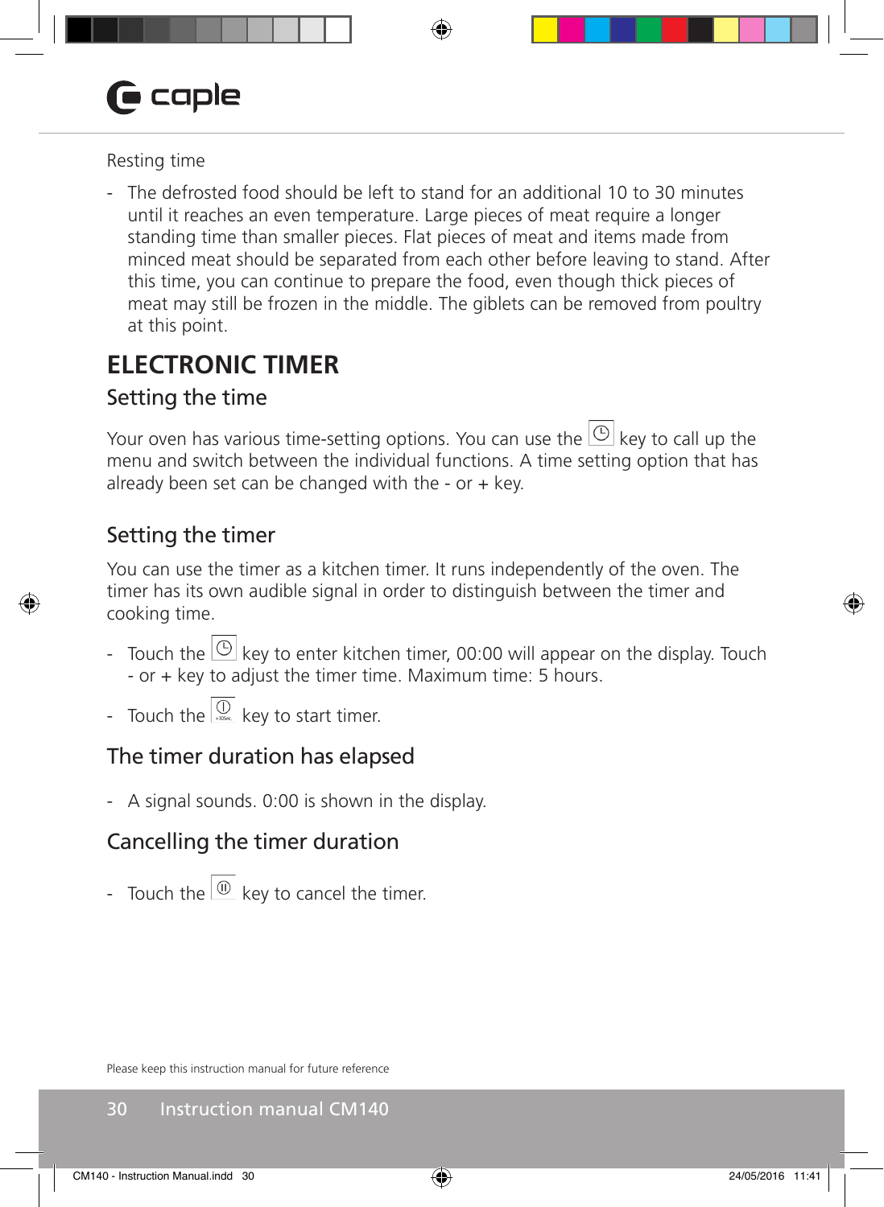Resting time

- The defrosted food should be left to stand for an additional 10 to 30 minutes until it reaches an even temperature. Large pieces of meat require a longer standing time than smaller pieces. Flat pieces of meat and items made from minced meat should be separated from each other before leaving to stand. After this time, you can continue to prepare the food, even though thick pieces of meat may still be frozen in the middle. The giblets can be removed from poultry at this point.

# ELECTRONIC TIMER

## Setting the time

Your oven has various time-setting options. You can use the key to call up the menu and switch between the individual functions. A time setting option that has already been set can be changed with the - or + key.

## Setting the timer

You can use the timer as a kitchen timer. It runs independently of the oven. The timer has its own audible signal in order to distinguish between the timer and cooking time.

- Touch the key to enter kitchen timer, 00:00 will appear on the display. Touch - or + key to adjust the timer time. Maximum time: 5 hours.
- Touch the key to start timer.

## The timer duration has elapsed

- A signal sounds. 0:00 is shown in the display.

## Cancelling the timer duration

- Touch the key to cancel the timer.

Please keep this instruction manual for future reference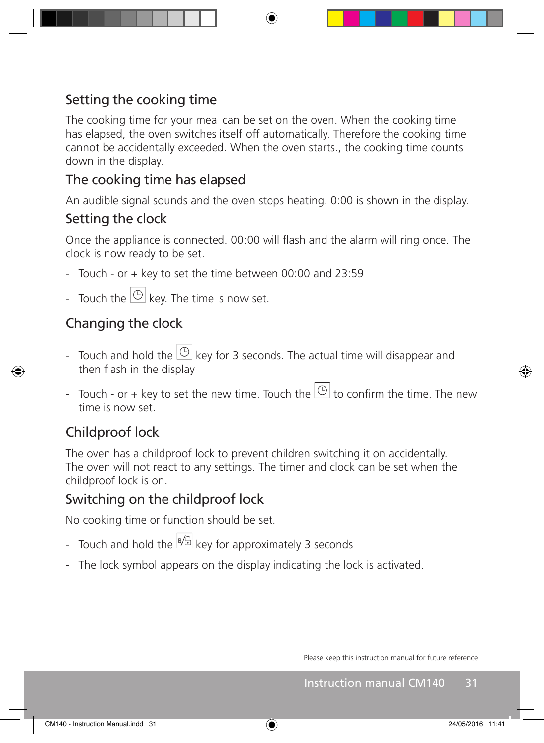## Setting the cooking time

The cooking time for your meal can be set on the oven. When the cooking time has elapsed, the oven switches itself off automatically. Therefore the cooking time cannot be accidentally exceeded. When the oven starts., the cooking time counts down in the display.

## The cooking time has elapsed

An audible signal sounds and the oven stops heating. 0:00 is shown in the display.

## Setting the clock

Once the appliance is connected. 00:00 will flash and the alarm will ring once. The clock is now ready to be set.

- Touch - or + key to set the time between 00:00 and 23:59
- Touch the ⌚ key. The time is now set.

## Changing the clock

- Touch and hold the ⌚ key for 3 seconds. The actual time will disappear and then flash in the display
- Touch - or + key to set the new time. Touch the ⌚ to confirm the time. The new time is now set.

## Childproof lock

The oven has a childproof lock to prevent children switching it on accidentally. The oven will not react to any settings. The timer and clock can be set when the childproof lock is on.

## Switching on the childproof lock

No cooking time or function should be set.

- Touch and hold the B/🔒 key for approximately 3 seconds
- The lock symbol appears on the display indicating the lock is activated.

Please keep this instruction manual for future reference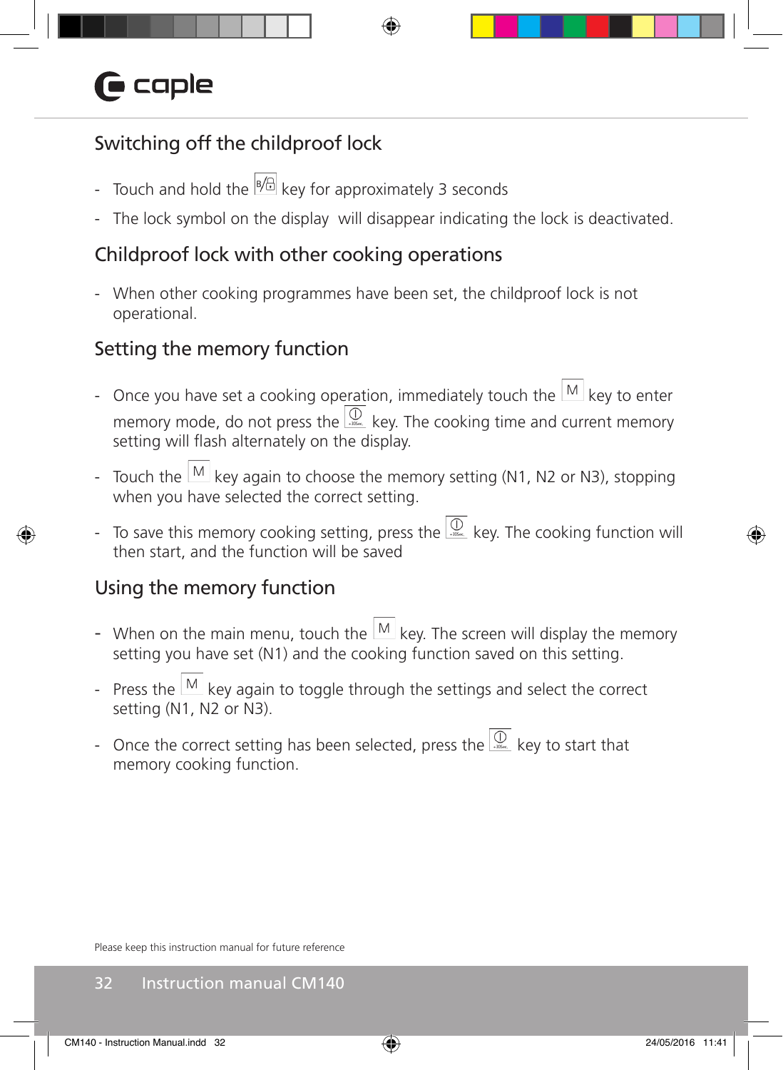## Switching off the childproof lock

- Touch and hold the key for approximately 3 seconds
- The lock symbol on the display will disappear indicating the lock is deactivated.

## Childproof lock with other cooking operations

- When other cooking programmes have been set, the childproof lock is not operational.

## Setting the memory function

- Once you have set a cooking operation, immediately touch the M key to enter memory mode, do not press the key. The cooking time and current memory setting will flash alternately on the display.
- Touch the M key again to choose the memory setting (N1, N2 or N3), stopping when you have selected the correct setting.
- To save this memory cooking setting, press the key. The cooking function will then start, and the function will be saved

## Using the memory function

- When on the main menu, touch the M key. The screen will display the memory setting you have set (N1) and the cooking function saved on this setting.
- Press the M key again to toggle through the settings and select the correct setting (N1, N2 or N3).
- Once the correct setting has been selected, press the key to start that memory cooking function.

Please keep this instruction manual for future reference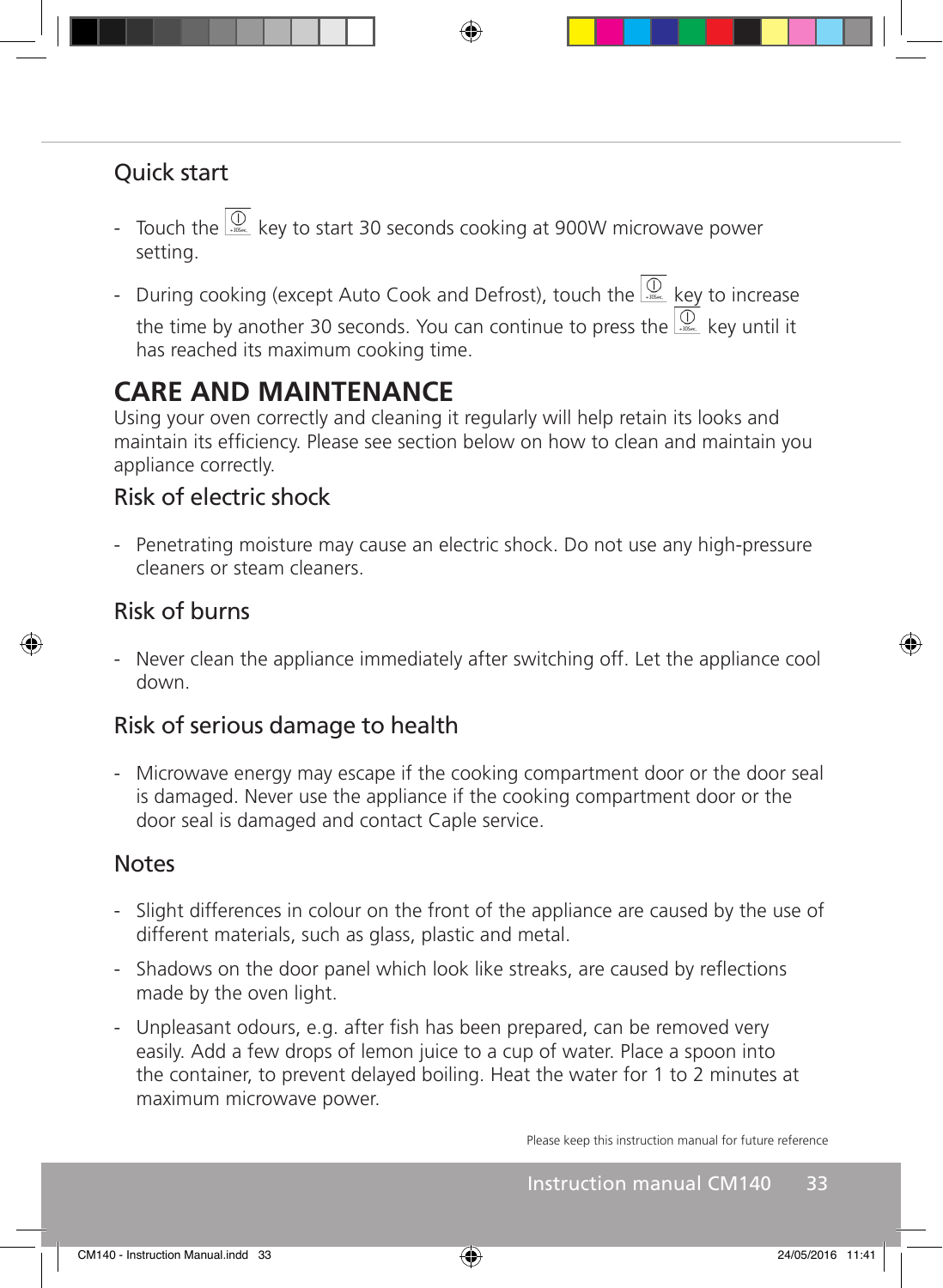## Quick start

- Touch the ⓘ key to start 30 seconds cooking at 900W microwave power setting.
- During cooking (except Auto Cook and Defrost), touch the ⓘ key to increase the time by another 30 seconds. You can continue to press the ⓘ key until it has reached its maximum cooking time.

# CARE AND MAINTENANCE

Using your oven correctly and cleaning it regularly will help retain its looks and maintain its efficiency. Please see section below on how to clean and maintain you appliance correctly.

## Risk of electric shock

- Penetrating moisture may cause an electric shock. Do not use any high-pressure cleaners or steam cleaners.

## Risk of burns

- Never clean the appliance immediately after switching off. Let the appliance cool down.

## Risk of serious damage to health

- Microwave energy may escape if the cooking compartment door or the door seal is damaged. Never use the appliance if the cooking compartment door or the door seal is damaged and contact Caple service.

## Notes

- Slight differences in colour on the front of the appliance are caused by the use of different materials, such as glass, plastic and metal.
- Shadows on the door panel which look like streaks, are caused by reflections made by the oven light.
- Unpleasant odours, e.g. after fish has been prepared, can be removed very easily. Add a few drops of lemon juice to a cup of water. Place a spoon into the container, to prevent delayed boiling. Heat the water for 1 to 2 minutes at maximum microwave power.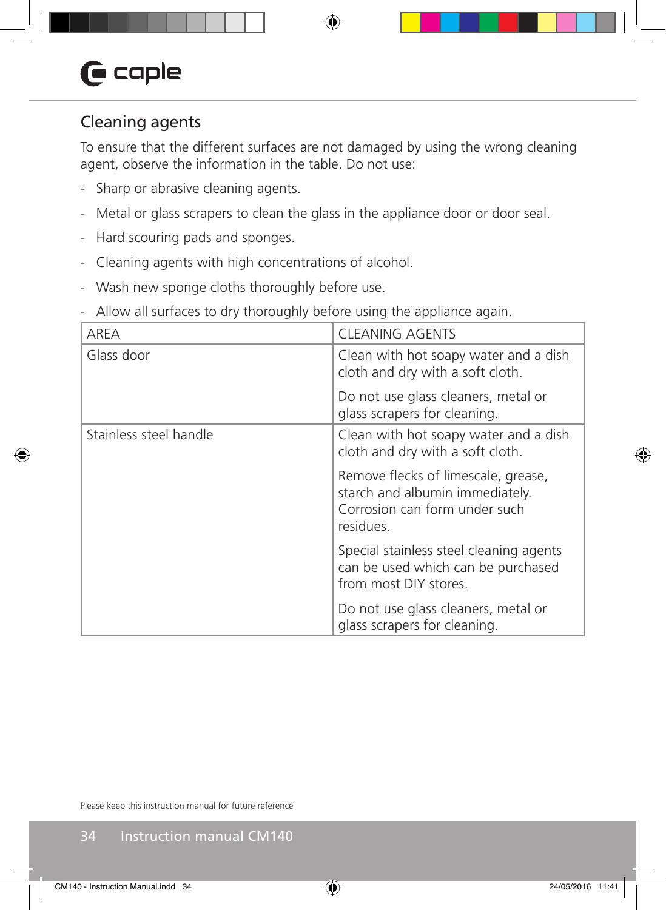## Cleaning agents

To ensure that the different surfaces are not damaged by using the wrong cleaning agent, observe the information in the table. Do not use:

- Sharp or abrasive cleaning agents.
- Metal or glass scrapers to clean the glass in the appliance door or door seal.
- Hard scouring pads and sponges.
- Cleaning agents with high concentrations of alcohol.
- Wash new sponge cloths thoroughly before use.
- Allow all surfaces to dry thoroughly before using the appliance again.

| AREA | CLEANING AGENTS |
| --- | --- |
| Glass door | Clean with hot soapy water and a dish cloth and dry with a soft cloth.<br><br>Do not use glass cleaners, metal or glass scrapers for cleaning. |
| Stainless steel handle | Clean with hot soapy water and a dish cloth and dry with a soft cloth.<br><br>Remove flecks of limescale, grease, starch and albumin immediately. Corrosion can form under such residues.<br><br>Special stainless steel cleaning agents can be used which can be purchased from most DIY stores.<br><br>Do not use glass cleaners, metal or glass scrapers for cleaning. |

Please keep this instruction manual for future reference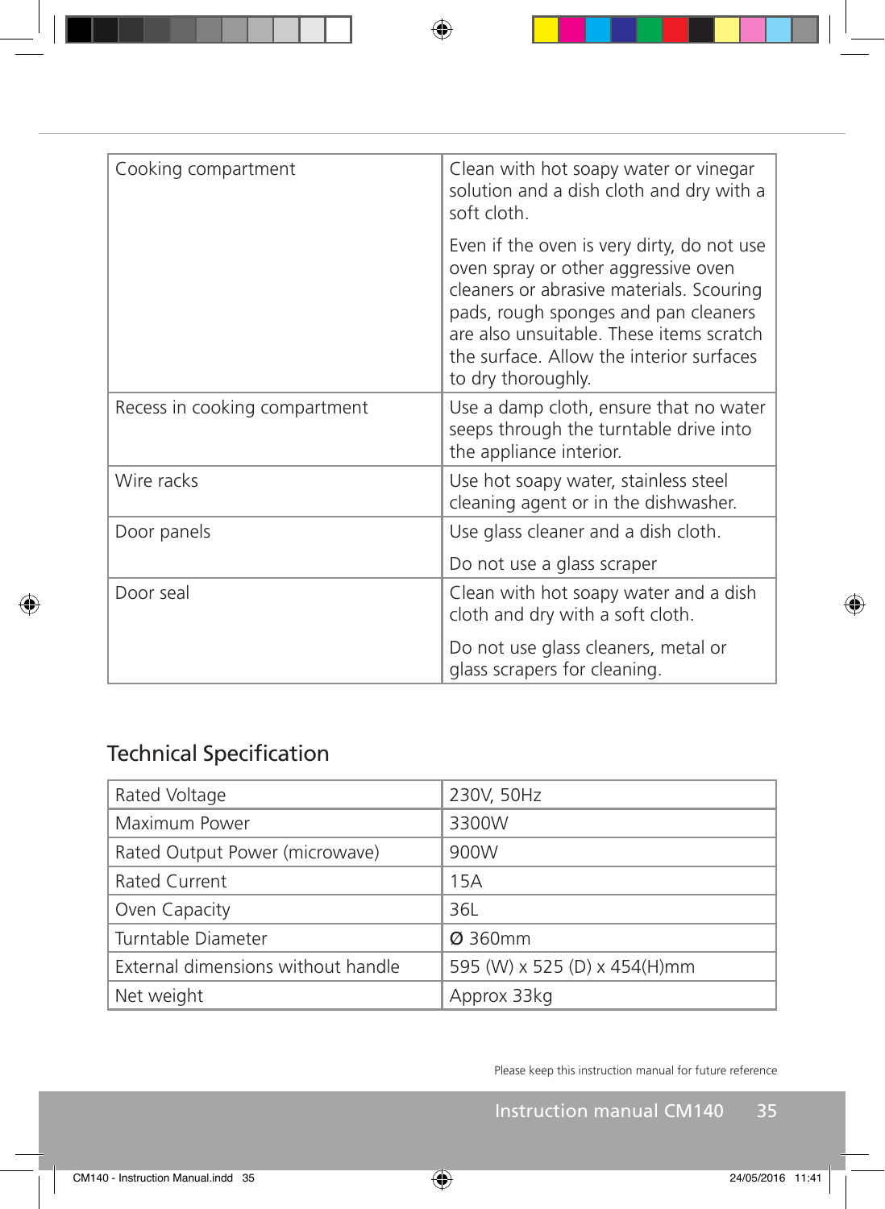| Cooking compartment | Clean with hot soapy water or vinegar solution and a dish cloth and dry with a soft cloth.<br><br>Even if the oven is very dirty, do not use oven spray or other aggressive oven cleaners or abrasive materials. Scouring pads, rough sponges and pan cleaners are also unsuitable. These items scratch the surface. Allow the interior surfaces to dry thoroughly. |
|---|---|
| Recess in cooking compartment | Use a damp cloth, ensure that no water seeps through the turntable drive into the appliance interior. |
| Wire racks | Use hot soapy water, stainless steel cleaning agent or in the dishwasher. |
| Door panels | Use glass cleaner and a dish cloth.<br><br>Do not use a glass scraper |
| Door seal | Clean with hot soapy water and a dish cloth and dry with a soft cloth.<br><br>Do not use glass cleaners, metal or glass scrapers for cleaning. |

## Technical Specification

| Rated Voltage | 230V, 50Hz |
|---|---|
| Maximum Power | 3300W |
| Rated Output Power (microwave) | 900W |
| Rated Current | 15A |
| Oven Capacity | 36L |
| Turntable Diameter | Ø 360mm |
| External dimensions without handle | 595 (W) x 525 (D) x 454(H)mm |
| Net weight | Approx 33kg |

Please keep this instruction manual for future reference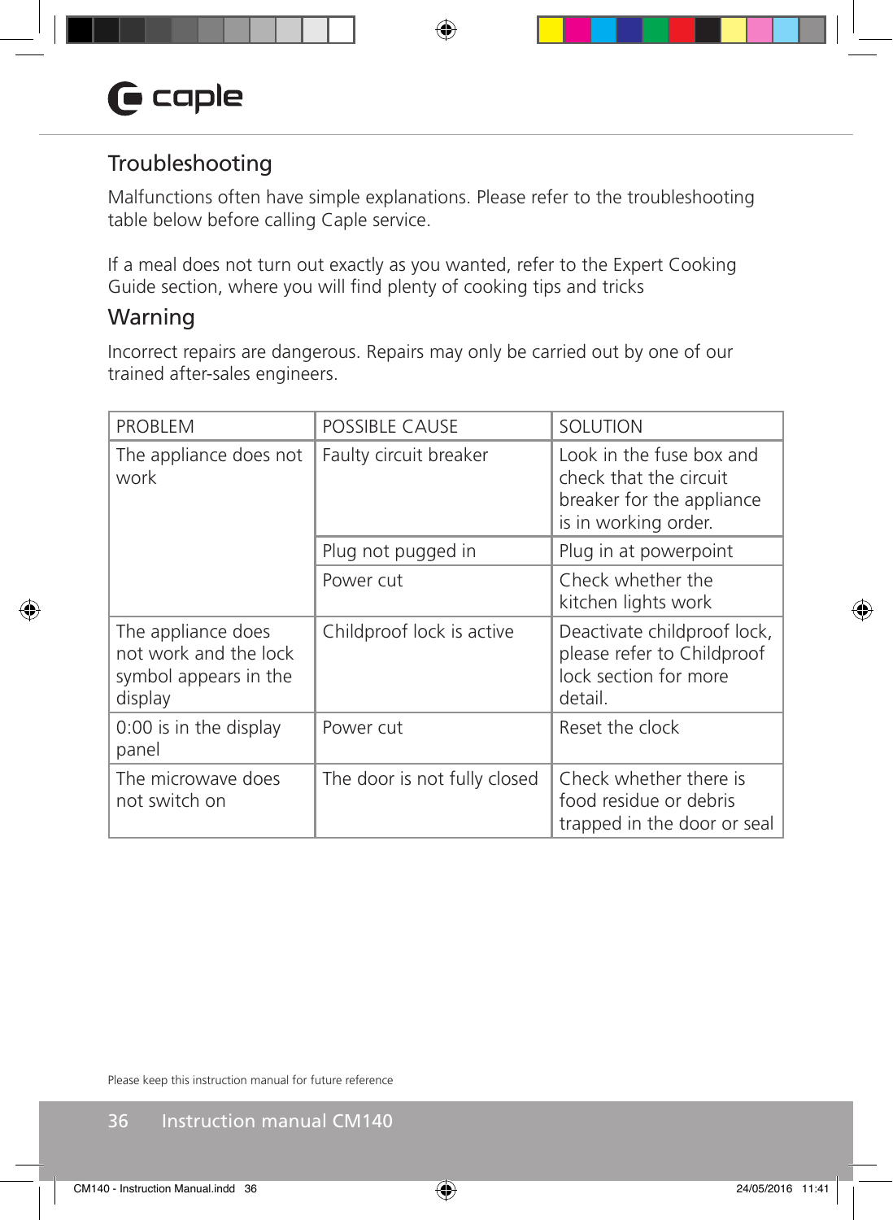## Troubleshooting

Malfunctions often have simple explanations. Please refer to the troubleshooting table below before calling Caple service.

If a meal does not turn out exactly as you wanted, refer to the Expert Cooking Guide section, where you will find plenty of cooking tips and tricks

## Warning

Incorrect repairs are dangerous. Repairs may only be carried out by one of our trained after-sales engineers.

| PROBLEM | POSSIBLE CAUSE | SOLUTION |
|---|---|---|
| The appliance does not work | Faulty circuit breaker | Look in the fuse box and check that the circuit breaker for the appliance is in working order. |
| | Plug not pugged in | Plug in at powerpoint |
| | Power cut | Check whether the kitchen lights work |
| The appliance does not work and the lock symbol appears in the display | Childproof lock is active | Deactivate childproof lock, please refer to Childproof lock section for more detail. |
| 0:00 is in the display panel | Power cut | Reset the clock |
| The microwave does not switch on | The door is not fully closed | Check whether there is food residue or debris trapped in the door or seal |

Please keep this instruction manual for future reference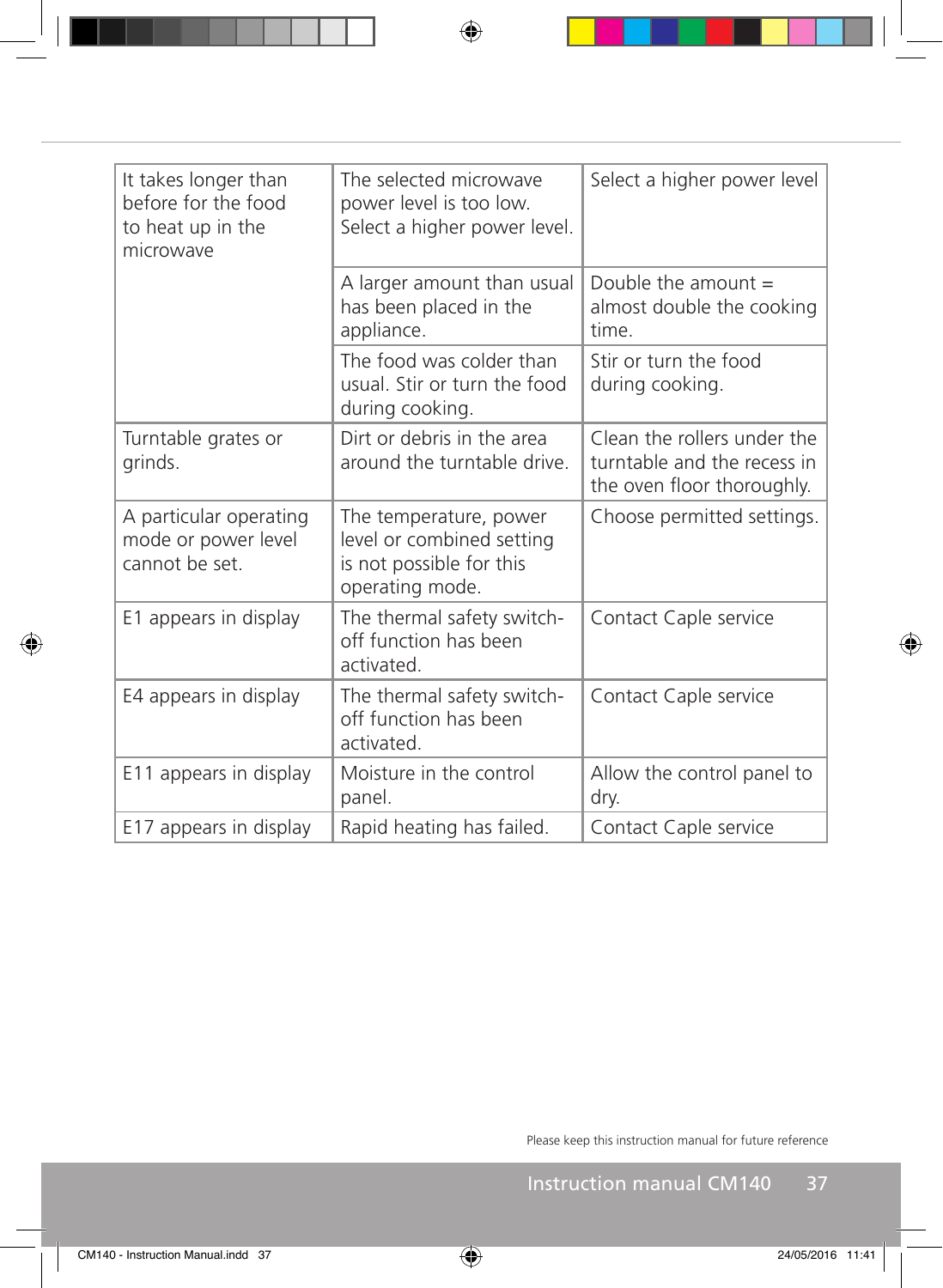| | | |
|---|---|---|
| It takes longer than before for the food to heat up in the microwave | The selected microwave power level is too low. Select a higher power level. | Select a higher power level |
| | A larger amount than usual has been placed in the appliance. | Double the amount = almost double the cooking time. |
| | The food was colder than usual. Stir or turn the food during cooking. | Stir or turn the food during cooking. |
| Turntable grates or grinds. | Dirt or debris in the area around the turntable drive. | Clean the rollers under the turntable and the recess in the oven floor thoroughly. |
| A particular operating mode or power level cannot be set. | The temperature, power level or combined setting is not possible for this operating mode. | Choose permitted settings. |
| E1 appears in display | The thermal safety switch-off function has been activated. | Contact Caple service |
| E4 appears in display | The thermal safety switch-off function has been activated. | Contact Caple service |
| E11 appears in display | Moisture in the control panel. | Allow the control panel to dry. |
| E17 appears in display | Rapid heating has failed. | Contact Caple service |

Please keep this instruction manual for future reference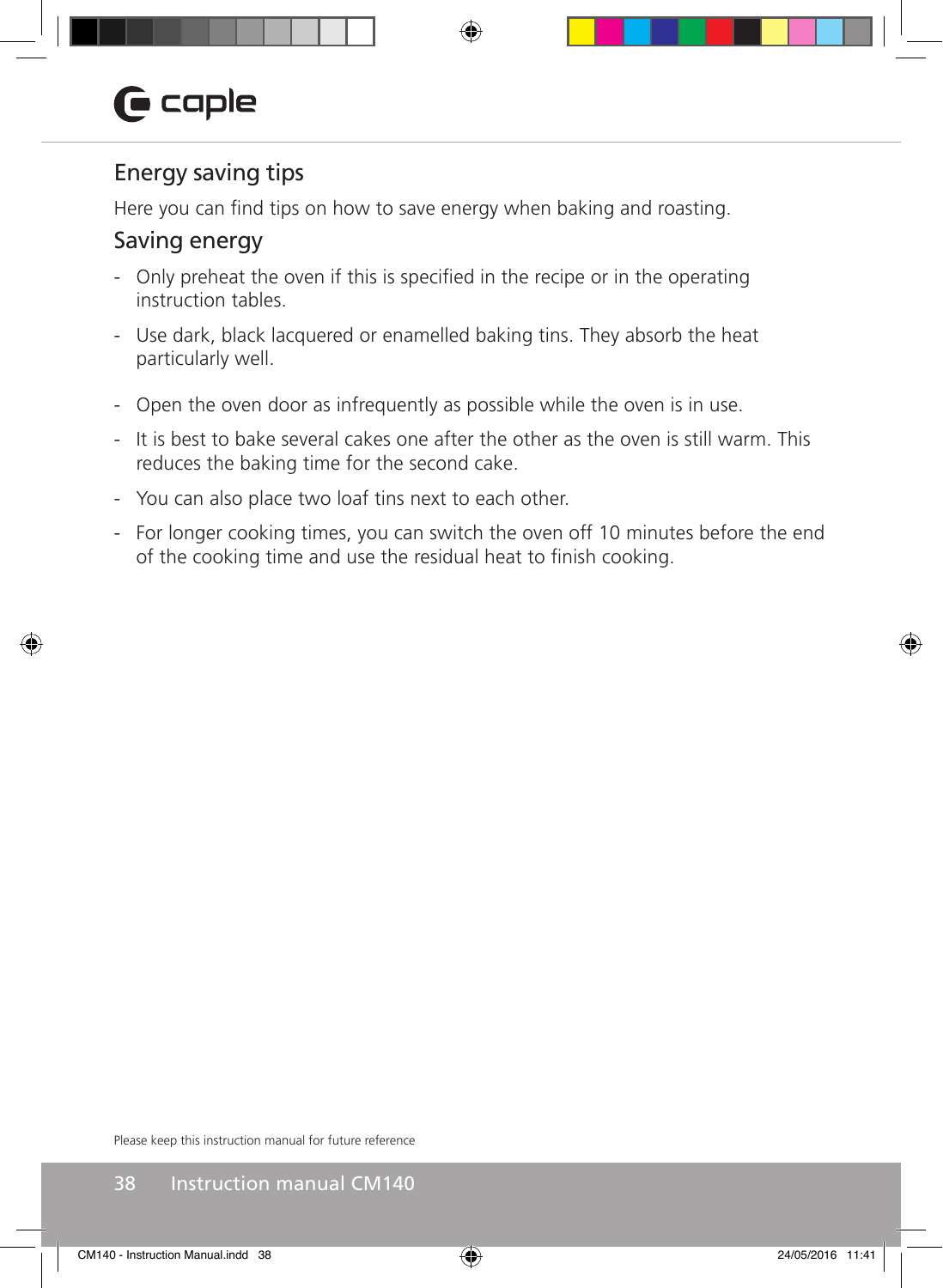## Energy saving tips

Here you can find tips on how to save energy when baking and roasting.

## Saving energy

- Only preheat the oven if this is specified in the recipe or in the operating instruction tables.
- Use dark, black lacquered or enamelled baking tins. They absorb the heat particularly well.
- Open the oven door as infrequently as possible while the oven is in use.
- It is best to bake several cakes one after the other as the oven is still warm. This reduces the baking time for the second cake.
- You can also place two loaf tins next to each other.
- For longer cooking times, you can switch the oven off 10 minutes before the end of the cooking time and use the residual heat to finish cooking.

Please keep this instruction manual for future reference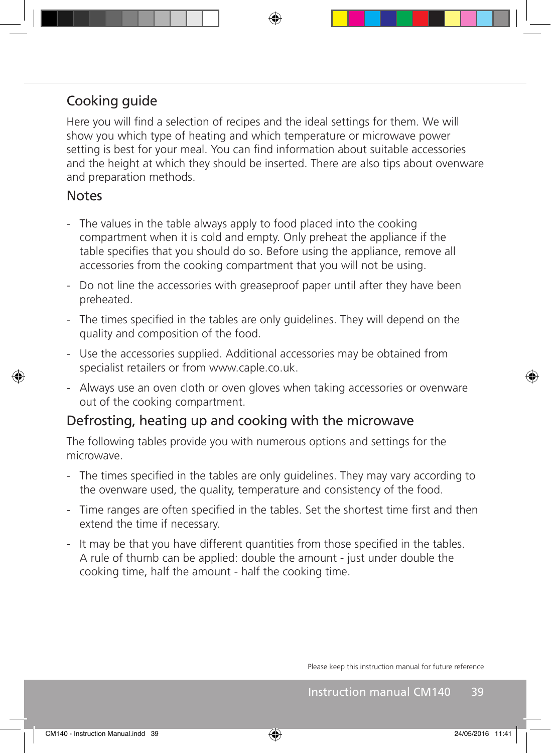## Cooking guide

Here you will find a selection of recipes and the ideal settings for them. We will show you which type of heating and which temperature or microwave power setting is best for your meal. You can find information about suitable accessories and the height at which they should be inserted. There are also tips about ovenware and preparation methods.

## Notes

- The values in the table always apply to food placed into the cooking compartment when it is cold and empty. Only preheat the appliance if the table specifies that you should do so. Before using the appliance, remove all accessories from the cooking compartment that you will not be using.
- Do not line the accessories with greaseproof paper until after they have been preheated.
- The times specified in the tables are only guidelines. They will depend on the quality and composition of the food.
- Use the accessories supplied. Additional accessories may be obtained from specialist retailers or from www.caple.co.uk.
- Always use an oven cloth or oven gloves when taking accessories or ovenware out of the cooking compartment.

## Defrosting, heating up and cooking with the microwave

The following tables provide you with numerous options and settings for the microwave.

- The times specified in the tables are only guidelines. They may vary according to the ovenware used, the quality, temperature and consistency of the food.
- Time ranges are often specified in the tables. Set the shortest time first and then extend the time if necessary.
- It may be that you have different quantities from those specified in the tables. A rule of thumb can be applied: double the amount - just under double the cooking time, half the amount - half the cooking time.

Please keep this instruction manual for future reference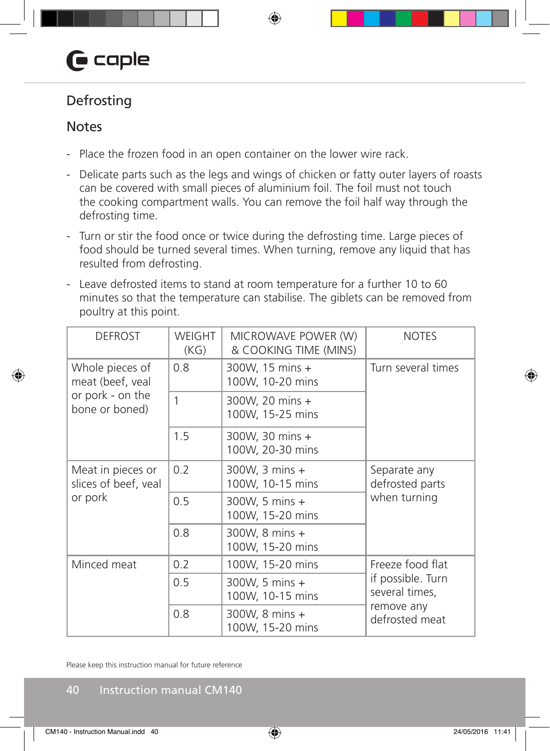## Defrosting

### Notes

- Place the frozen food in an open container on the lower wire rack.
- Delicate parts such as the legs and wings of chicken or fatty outer layers of roasts can be covered with small pieces of aluminium foil. The foil must not touch the cooking compartment walls. You can remove the foil half way through the defrosting time.
- Turn or stir the food once or twice during the defrosting time. Large pieces of food should be turned several times. When turning, remove any liquid that has resulted from defrosting.
- Leave defrosted items to stand at room temperature for a further 10 to 60 minutes so that the temperature can stabilise. The giblets can be removed from poultry at this point.

| DEFROST | WEIGHT (KG) | MICROWAVE POWER (W) & COOKING TIME (MINS) | NOTES |
|---|---|---|---|
| Whole pieces of meat (beef, veal or pork - on the bone or boned) | 0.8 | 300W, 15 mins + 100W, 10-20 mins | Turn several times |
| | 1 | 300W, 20 mins + 100W, 15-25 mins | |
| | 1.5 | 300W, 30 mins + 100W, 20-30 mins | |
| Meat in pieces or slices of beef, veal or pork | 0.2 | 300W, 3 mins + 100W, 10-15 mins | Separate any defrosted parts when turning |
| | 0.5 | 300W, 5 mins + 100W, 15-20 mins | |
| | 0.8 | 300W, 8 mins + 100W, 15-20 mins | |
| Minced meat | 0.2 | 100W, 15-20 mins | Freeze food flat if possible. Turn several times, remove any defrosted meat |
| | 0.5 | 300W, 5 mins + 100W, 10-15 mins | |
| | 0.8 | 300W, 8 mins + 100W, 15-20 mins | |

Please keep this instruction manual for future reference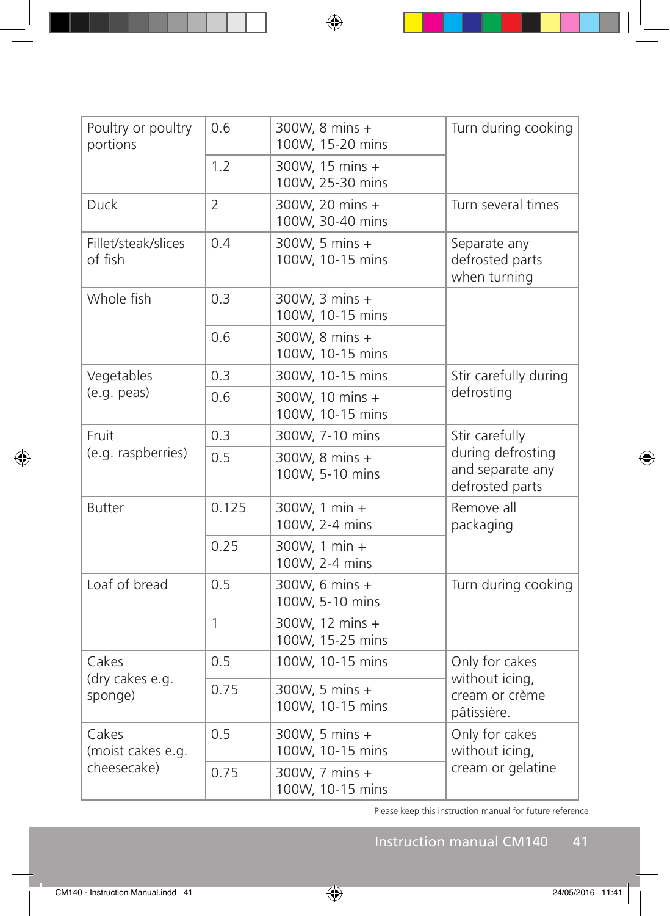| | | | |
|---|---|---|---|
| Poultry or poultry portions | 0.6 | 300W, 8 mins + 100W, 15-20 mins | Turn during cooking |
| | 1.2 | 300W, 15 mins + 100W, 25-30 mins | |
| Duck | 2 | 300W, 20 mins + 100W, 30-40 mins | Turn several times |
| Fillet/steak/slices of fish | 0.4 | 300W, 5 mins + 100W, 10-15 mins | Separate any defrosted parts when turning |
| Whole fish | 0.3 | 300W, 3 mins + 100W, 10-15 mins | |
| | 0.6 | 300W, 8 mins + 100W, 10-15 mins | |
| Vegetables (e.g. peas) | 0.3 | 300W, 10-15 mins | Stir carefully during defrosting |
| | 0.6 | 300W, 10 mins + 100W, 10-15 mins | |
| Fruit (e.g. raspberries) | 0.3 | 300W, 7-10 mins | Stir carefully during defrosting and separate any defrosted parts |
| | 0.5 | 300W, 8 mins + 100W, 5-10 mins | |
| Butter | 0.125 | 300W, 1 min + 100W, 2-4 mins | Remove all packaging |
| | 0.25 | 300W, 1 min + 100W, 2-4 mins | |
| Loaf of bread | 0.5 | 300W, 6 mins + 100W, 5-10 mins | Turn during cooking |
| | 1 | 300W, 12 mins + 100W, 15-25 mins | |
| Cakes (dry cakes e.g. sponge) | 0.5 | 100W, 10-15 mins | Only for cakes without icing, cream or crème pâtissière. |
| | 0.75 | 300W, 5 mins + 100W, 10-15 mins | |
| Cakes (moist cakes e.g. cheesecake) | 0.5 | 300W, 5 mins + 100W, 10-15 mins | Only for cakes without icing, cream or gelatine |
| | 0.75 | 300W, 7 mins + 100W, 10-15 mins | |

Please keep this instruction manual for future reference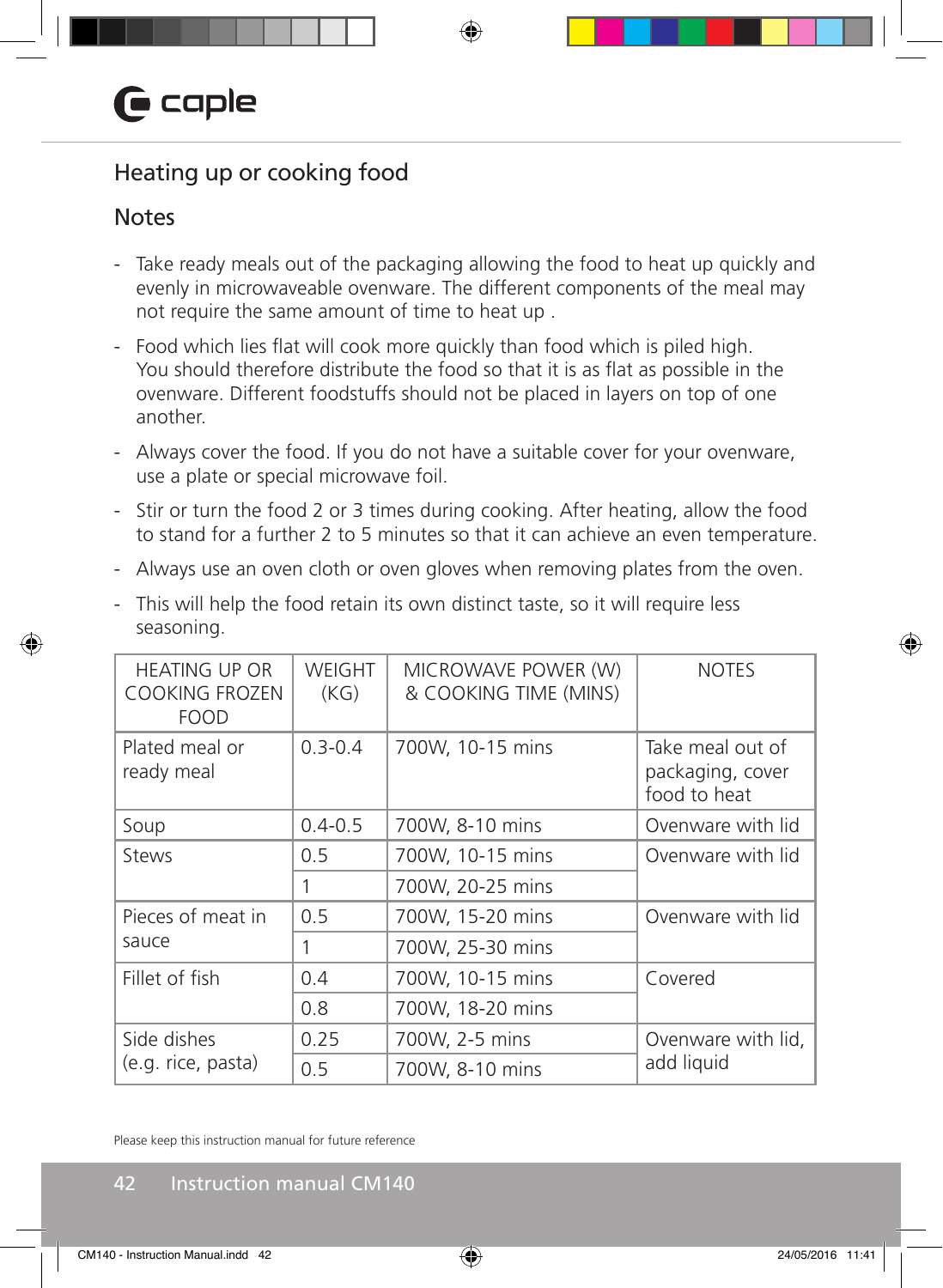## Heating up or cooking food

### Notes

- Take ready meals out of the packaging allowing the food to heat up quickly and evenly in microwaveable ovenware. The different components of the meal may not require the same amount of time to heat up .
- Food which lies flat will cook more quickly than food which is piled high. You should therefore distribute the food so that it is as flat as possible in the ovenware. Different foodstuffs should not be placed in layers on top of one another.
- Always cover the food. If you do not have a suitable cover for your ovenware, use a plate or special microwave foil.
- Stir or turn the food 2 or 3 times during cooking. After heating, allow the food to stand for a further 2 to 5 minutes so that it can achieve an even temperature.
- Always use an oven cloth or oven gloves when removing plates from the oven.
- This will help the food retain its own distinct taste, so it will require less seasoning.

| HEATING UP OR COOKING FROZEN FOOD | WEIGHT (KG) | MICROWAVE POWER (W) & COOKING TIME (MINS) | NOTES |
|---|---|---|---|
| Plated meal or ready meal | 0.3-0.4 | 700W, 10-15 mins | Take meal out of packaging, cover food to heat |
| Soup | 0.4-0.5 | 700W, 8-10 mins | Ovenware with lid |
| Stews | 0.5 | 700W, 10-15 mins | Ovenware with lid |
| | 1 | 700W, 20-25 mins | |
| Pieces of meat in sauce | 0.5 | 700W, 15-20 mins | Ovenware with lid |
| | 1 | 700W, 25-30 mins | |
| Fillet of fish | 0.4 | 700W, 10-15 mins | Covered |
| | 0.8 | 700W, 18-20 mins | |
| Side dishes (e.g. rice, pasta) | 0.25 | 700W, 2-5 mins | Ovenware with lid, add liquid |
| | 0.5 | 700W, 8-10 mins | |

Please keep this instruction manual for future reference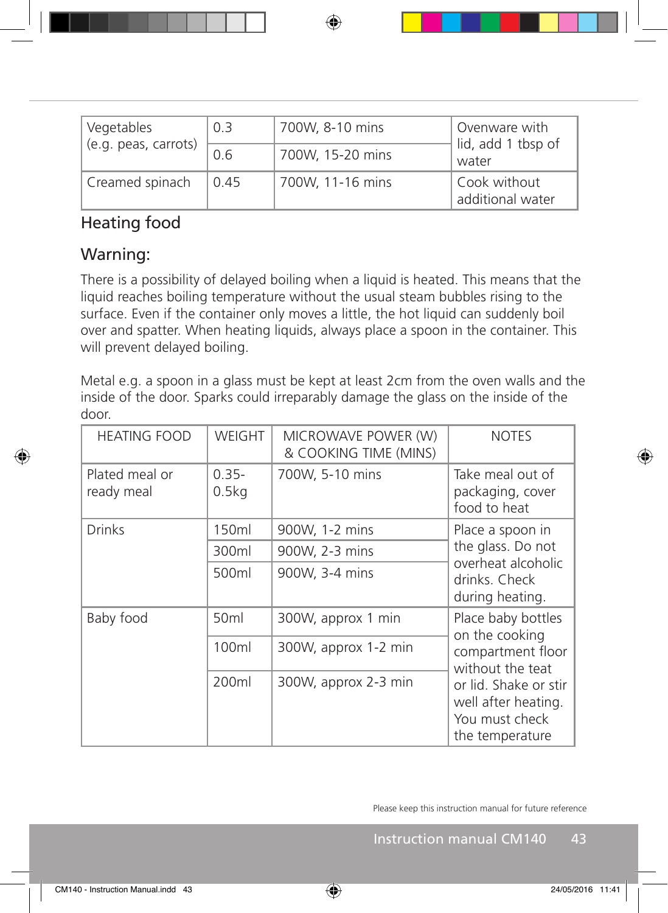| Vegetables (e.g. peas, carrots) | 0.3 | 700W, 8-10 mins | Ovenware with lid, add 1 tbsp of water |
|---|---|---|---|
| | 0.6 | 700W, 15-20 mins | |
| Creamed spinach | 0.45 | 700W, 11-16 mins | Cook without additional water |

## Heating food

### Warning:

There is a possibility of delayed boiling when a liquid is heated. This means that the liquid reaches boiling temperature without the usual steam bubbles rising to the surface. Even if the container only moves a little, the hot liquid can suddenly boil over and spatter. When heating liquids, always place a spoon in the container. This will prevent delayed boiling.

Metal e.g. a spoon in a glass must be kept at least 2cm from the oven walls and the inside of the door. Sparks could irreparably damage the glass on the inside of the door.

| HEATING FOOD | WEIGHT | MICROWAVE POWER (W) & COOKING TIME (MINS) | NOTES |
|---|---|---|---|
| Plated meal or ready meal | 0.35-0.5kg | 700W, 5-10 mins | Take meal out of packaging, cover food to heat |
| Drinks | 150ml | 900W, 1-2 mins | Place a spoon in the glass. Do not overheat alcoholic drinks. Check during heating. |
| | 300ml | 900W, 2-3 mins | |
| | 500ml | 900W, 3-4 mins | |
| Baby food | 50ml | 300W, approx 1 min | Place baby bottles on the cooking compartment floor without the teat or lid. Shake or stir well after heating. You must check the temperature |
| | 100ml | 300W, approx 1-2 min | |
| | 200ml | 300W, approx 2-3 min | |

Please keep this instruction manual for future reference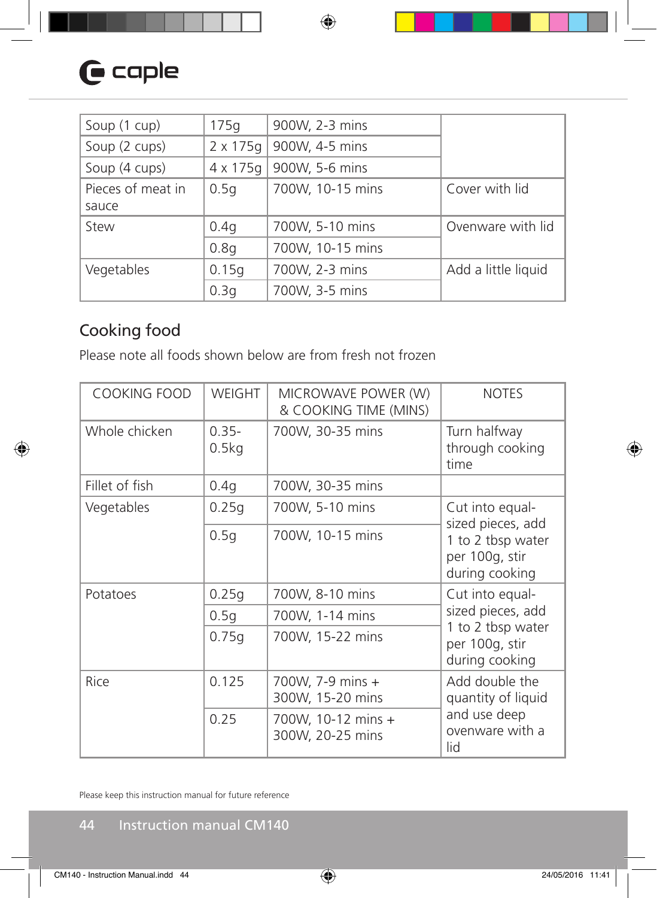| Soup (1 cup) | 175g | 900W, 2-3 mins | |
|---|---|---|---|
| Soup (2 cups) | 2 x 175g | 900W, 4-5 mins | |
| Soup (4 cups) | 4 x 175g | 900W, 5-6 mins | |
| Pieces of meat in sauce | 0.5g | 700W, 10-15 mins | Cover with lid |
| Stew | 0.4g | 700W, 5-10 mins | Ovenware with lid |
| | 0.8g | 700W, 10-15 mins | |
| Vegetables | 0.15g | 700W, 2-3 mins | Add a little liquid |
| | 0.3g | 700W, 3-5 mins | |

## Cooking food

Please note all foods shown below are from fresh not frozen

| COOKING FOOD | WEIGHT | MICROWAVE POWER (W) & COOKING TIME (MINS) | NOTES |
|---|---|---|---|
| Whole chicken | 0.35-0.5kg | 700W, 30-35 mins | Turn halfway through cooking time |
| Fillet of fish | 0.4g | 700W, 30-35 mins | |
| Vegetables | 0.25g | 700W, 5-10 mins | Cut into equal-sized pieces, add 1 to 2 tbsp water per 100g, stir during cooking |
| | 0.5g | 700W, 10-15 mins | |
| Potatoes | 0.25g | 700W, 8-10 mins | Cut into equal-sized pieces, add 1 to 2 tbsp water per 100g, stir during cooking |
| | 0.5g | 700W, 1-14 mins | |
| | 0.75g | 700W, 15-22 mins | |
| Rice | 0.125 | 700W, 7-9 mins + 300W, 15-20 mins | Add double the quantity of liquid and use deep ovenware with a lid |
| | 0.25 | 700W, 10-12 mins + 300W, 20-25 mins | |

Please keep this instruction manual for future reference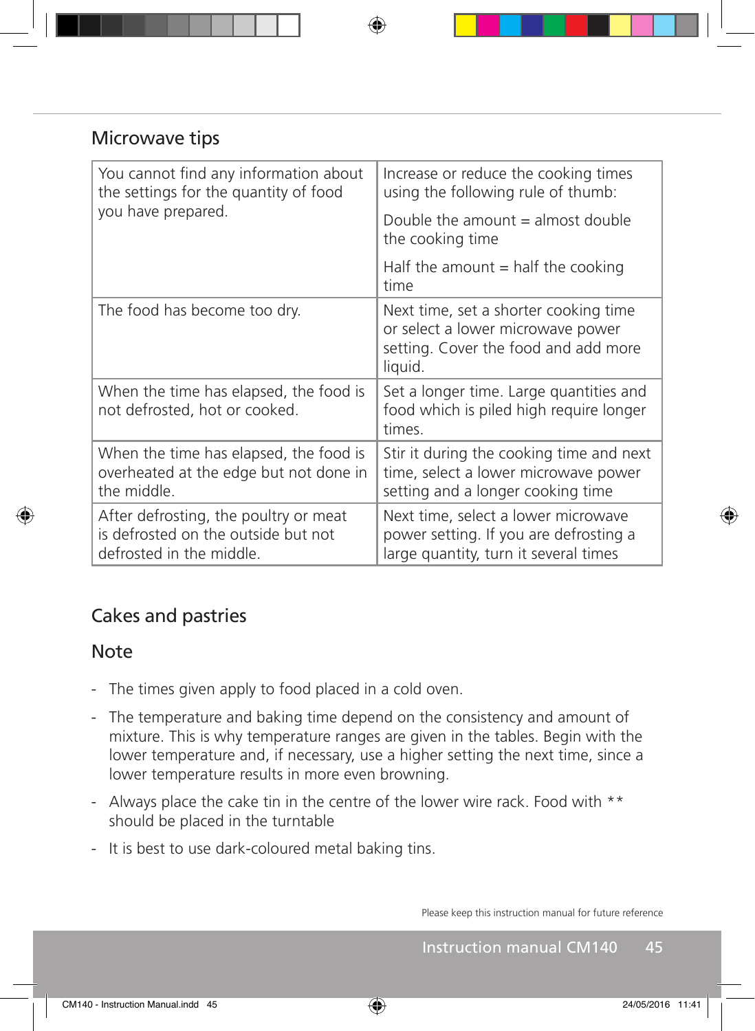## Microwave tips

| | |
|---|---|
| You cannot find any information about the settings for the quantity of food you have prepared. | Increase or reduce the cooking times using the following rule of thumb:<br><br>Double the amount = almost double the cooking time<br><br>Half the amount = half the cooking time |
| The food has become too dry. | Next time, set a shorter cooking time or select a lower microwave power setting. Cover the food and add more liquid. |
| When the time has elapsed, the food is not defrosted, hot or cooked. | Set a longer time. Large quantities and food which is piled high require longer times. |
| When the time has elapsed, the food is overheated at the edge but not done in the middle. | Stir it during the cooking time and next time, select a lower microwave power setting and a longer cooking time |
| After defrosting, the poultry or meat is defrosted on the outside but not defrosted in the middle. | Next time, select a lower microwave power setting. If you are defrosting a large quantity, turn it several times |

## Cakes and pastries

### Note

- The times given apply to food placed in a cold oven.
- The temperature and baking time depend on the consistency and amount of mixture. This is why temperature ranges are given in the tables. Begin with the lower temperature and, if necessary, use a higher setting the next time, since a lower temperature results in more even browning.
- Always place the cake tin in the centre of the lower wire rack. Food with ** should be placed in the turntable
- It is best to use dark-coloured metal baking tins.

Please keep this instruction manual for future reference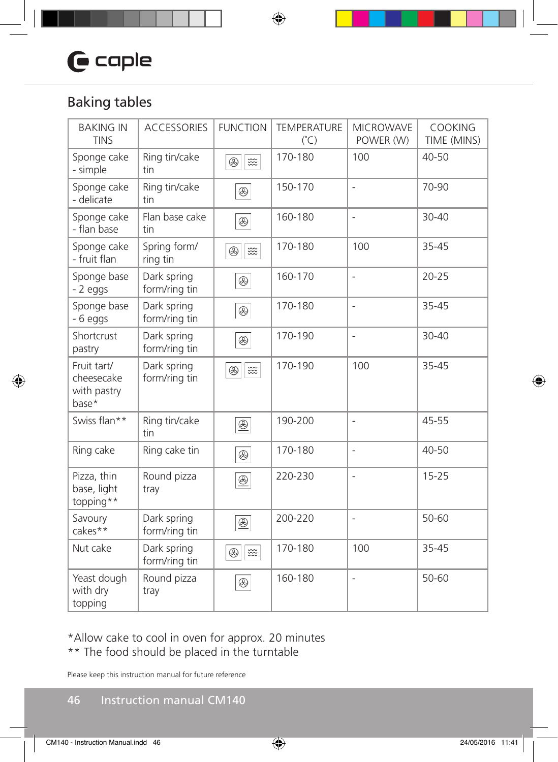## Baking tables

| BAKING IN TINS | ACCESSORIES | FUNCTION | TEMPERATURE (°C) | MICROWAVE POWER (W) | COOKING TIME (MINS) |
|---|---|---|---|---|---|
| Sponge cake - simple | Ring tin/cake tin | | 170-180 | 100 | 40-50 |
| Sponge cake - delicate | Ring tin/cake tin | | 150-170 | - | 70-90 |
| Sponge cake - flan base | Flan base cake tin | | 160-180 | - | 30-40 |
| Sponge cake - fruit flan | Spring form/ ring tin | | 170-180 | 100 | 35-45 |
| Sponge base - 2 eggs | Dark spring form/ring tin | | 160-170 | - | 20-25 |
| Sponge base - 6 eggs | Dark spring form/ring tin | | 170-180 | - | 35-45 |
| Shortcrust pastry | Dark spring form/ring tin | | 170-190 | - | 30-40 |
| Fruit tart/ cheesecake with pastry base* | Dark spring form/ring tin | | 170-190 | 100 | 35-45 |
| Swiss flan** | Ring tin/cake tin | | 190-200 | - | 45-55 |
| Ring cake | Ring cake tin | | 170-180 | - | 40-50 |
| Pizza, thin base, light topping** | Round pizza tray | | 220-230 | - | 15-25 |
| Savoury cakes** | Dark spring form/ring tin | | 200-220 | - | 50-60 |
| Nut cake | Dark spring form/ring tin | | 170-180 | 100 | 35-45 |
| Yeast dough with dry topping | Round pizza tray | | 160-180 | - | 50-60 |

*Allow cake to cool in oven for approx. 20 minutes
** The food should be placed in the turntable

Please keep this instruction manual for future reference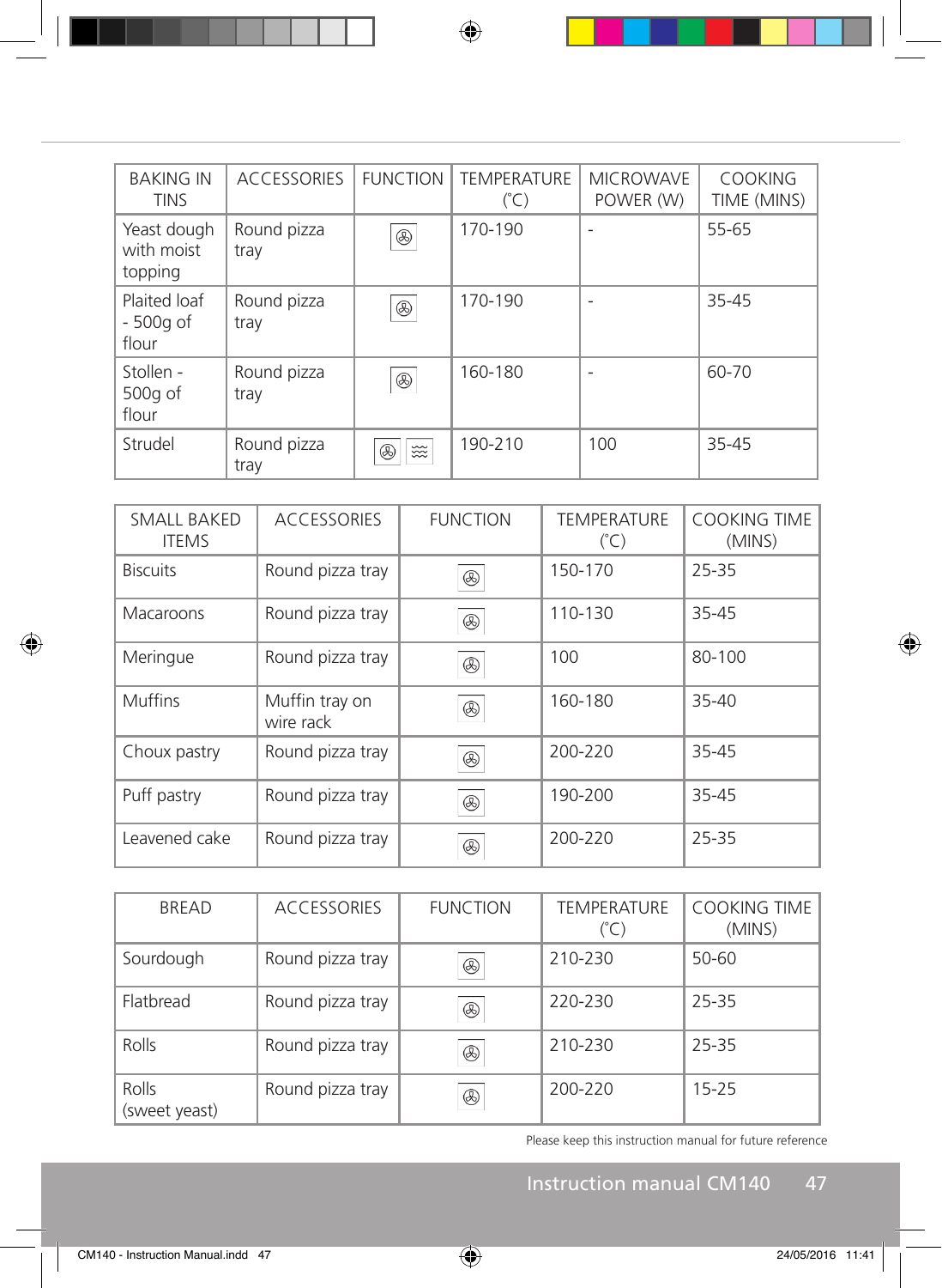| BAKING IN TINS | ACCESSORIES | FUNCTION | TEMPERATURE (˚C) | MICROWAVE POWER (W) | COOKING TIME (MINS) |
|---|---|---|---|---|---|
| Yeast dough with moist topping | Round pizza tray | | 170-190 | - | 55-65 |
| Plaited loaf - 500g of flour | Round pizza tray | | 170-190 | - | 35-45 |
| Stollen - 500g of flour | Round pizza tray | | 160-180 | - | 60-70 |
| Strudel | Round pizza tray | | 190-210 | 100 | 35-45 |

| SMALL BAKED ITEMS | ACCESSORIES | FUNCTION | TEMPERATURE (˚C) | COOKING TIME (MINS) |
|---|---|---|---|---|
| Biscuits | Round pizza tray | | 150-170 | 25-35 |
| Macaroons | Round pizza tray | | 110-130 | 35-45 |
| Meringue | Round pizza tray | | 100 | 80-100 |
| Muffins | Muffin tray on wire rack | | 160-180 | 35-40 |
| Choux pastry | Round pizza tray | | 200-220 | 35-45 |
| Puff pastry | Round pizza tray | | 190-200 | 35-45 |
| Leavened cake | Round pizza tray | | 200-220 | 25-35 |

| BREAD | ACCESSORIES | FUNCTION | TEMPERATURE (˚C) | COOKING TIME (MINS) |
|---|---|---|---|---|
| Sourdough | Round pizza tray | | 210-230 | 50-60 |
| Flatbread | Round pizza tray | | 220-230 | 25-35 |
| Rolls | Round pizza tray | | 210-230 | 25-35 |
| Rolls (sweet yeast) | Round pizza tray | | 200-220 | 15-25 |

Please keep this instruction manual for future reference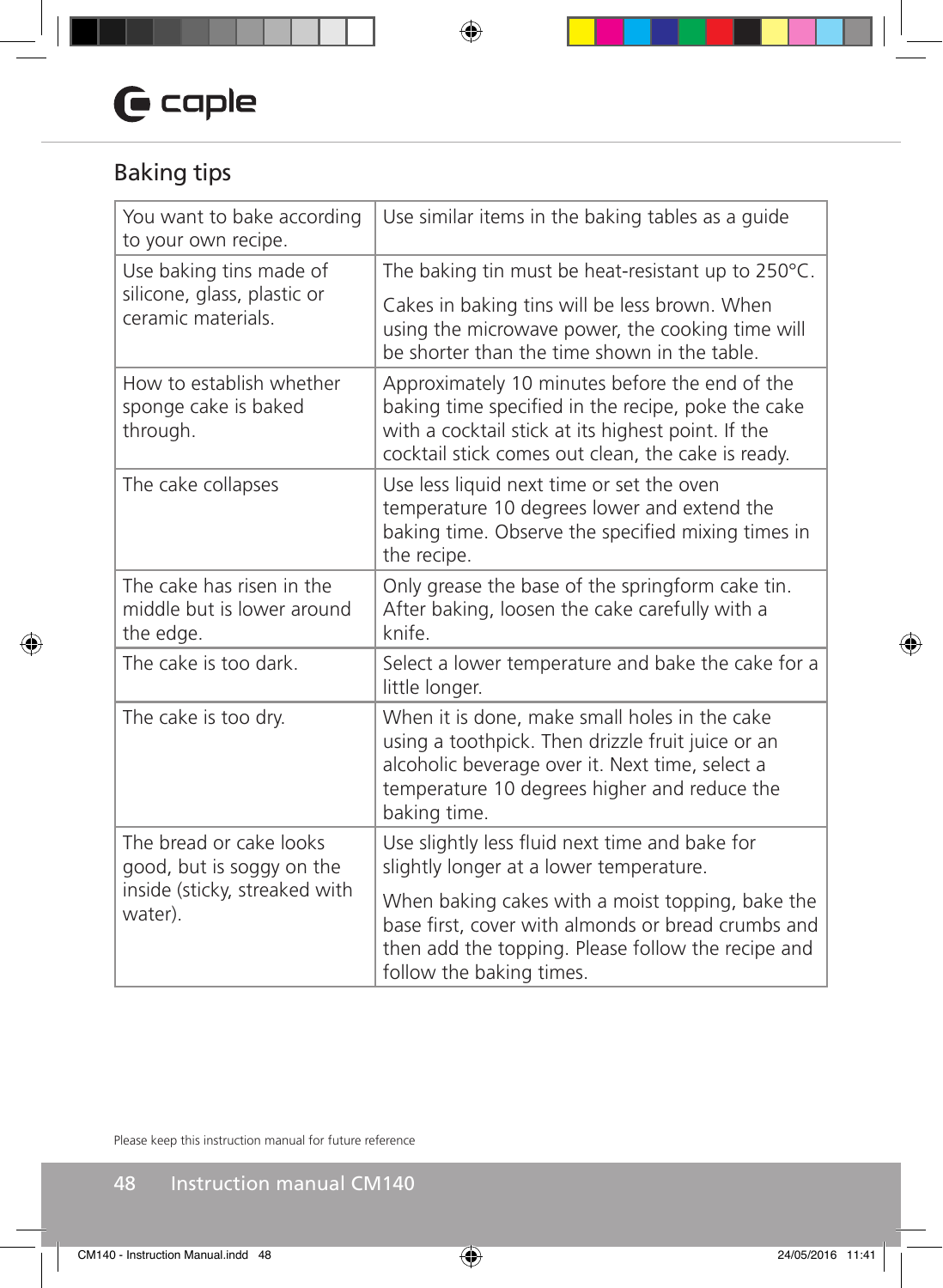## Baking tips

| | |
|---|---|
| You want to bake according to your own recipe. | Use similar items in the baking tables as a guide |
| Use baking tins made of silicone, glass, plastic or ceramic materials. | The baking tin must be heat-resistant up to 250°C. Cakes in baking tins will be less brown. When using the microwave power, the cooking time will be shorter than the time shown in the table. |
| How to establish whether sponge cake is baked through. | Approximately 10 minutes before the end of the baking time specified in the recipe, poke the cake with a cocktail stick at its highest point. If the cocktail stick comes out clean, the cake is ready. |
| The cake collapses | Use less liquid next time or set the oven temperature 10 degrees lower and extend the baking time. Observe the specified mixing times in the recipe. |
| The cake has risen in the middle but is lower around the edge. | Only grease the base of the springform cake tin. After baking, loosen the cake carefully with a knife. |
| The cake is too dark. | Select a lower temperature and bake the cake for a little longer. |
| The cake is too dry. | When it is done, make small holes in the cake using a toothpick. Then drizzle fruit juice or an alcoholic beverage over it. Next time, select a temperature 10 degrees higher and reduce the baking time. |
| The bread or cake looks good, but is soggy on the inside (sticky, streaked with water). | Use slightly less fluid next time and bake for slightly longer at a lower temperature. When baking cakes with a moist topping, bake the base first, cover with almonds or bread crumbs and then add the topping. Please follow the recipe and follow the baking times. |

Please keep this instruction manual for future reference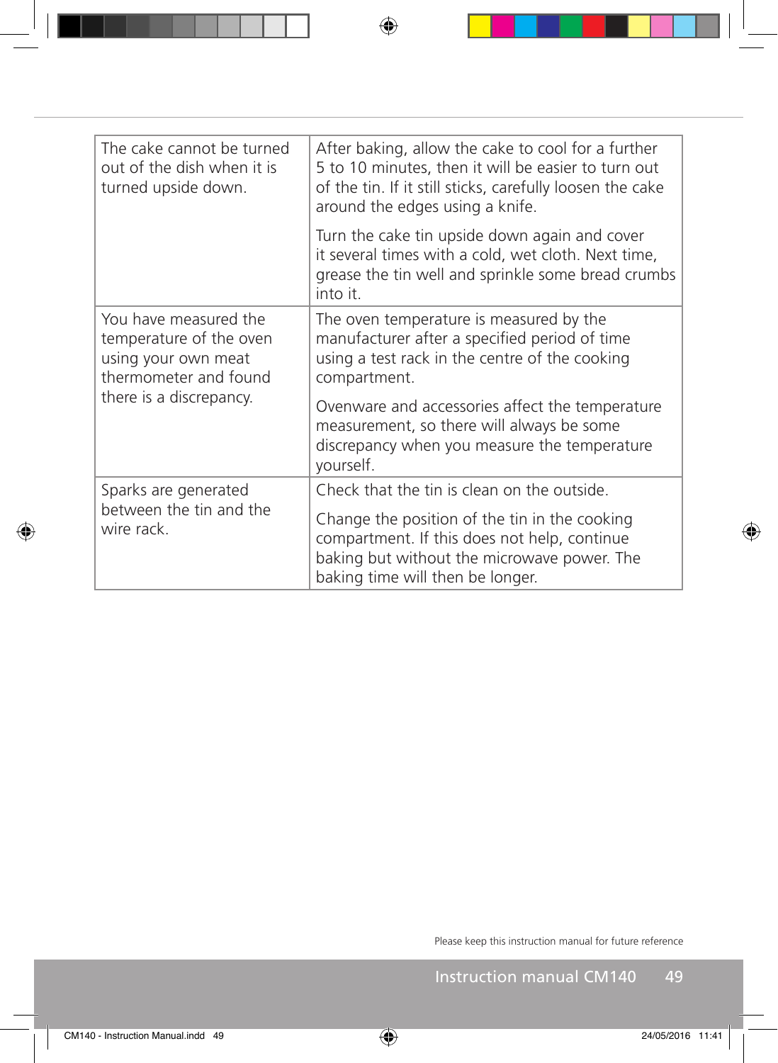| | |
|---|---|
| The cake cannot be turned out of the dish when it is turned upside down. | After baking, allow the cake to cool for a further 5 to 10 minutes, then it will be easier to turn out of the tin. If it still sticks, carefully loosen the cake around the edges using a knife.<br><br>Turn the cake tin upside down again and cover it several times with a cold, wet cloth. Next time, grease the tin well and sprinkle some bread crumbs into it. |
| You have measured the temperature of the oven using your own meat thermometer and found there is a discrepancy. | The oven temperature is measured by the manufacturer after a specified period of time using a test rack in the centre of the cooking compartment.<br><br>Ovenware and accessories affect the temperature measurement, so there will always be some discrepancy when you measure the temperature yourself. |
| Sparks are generated between the tin and the wire rack. | Check that the tin is clean on the outside.<br><br>Change the position of the tin in the cooking compartment. If this does not help, continue baking but without the microwave power. The baking time will then be longer. |

Please keep this instruction manual for future reference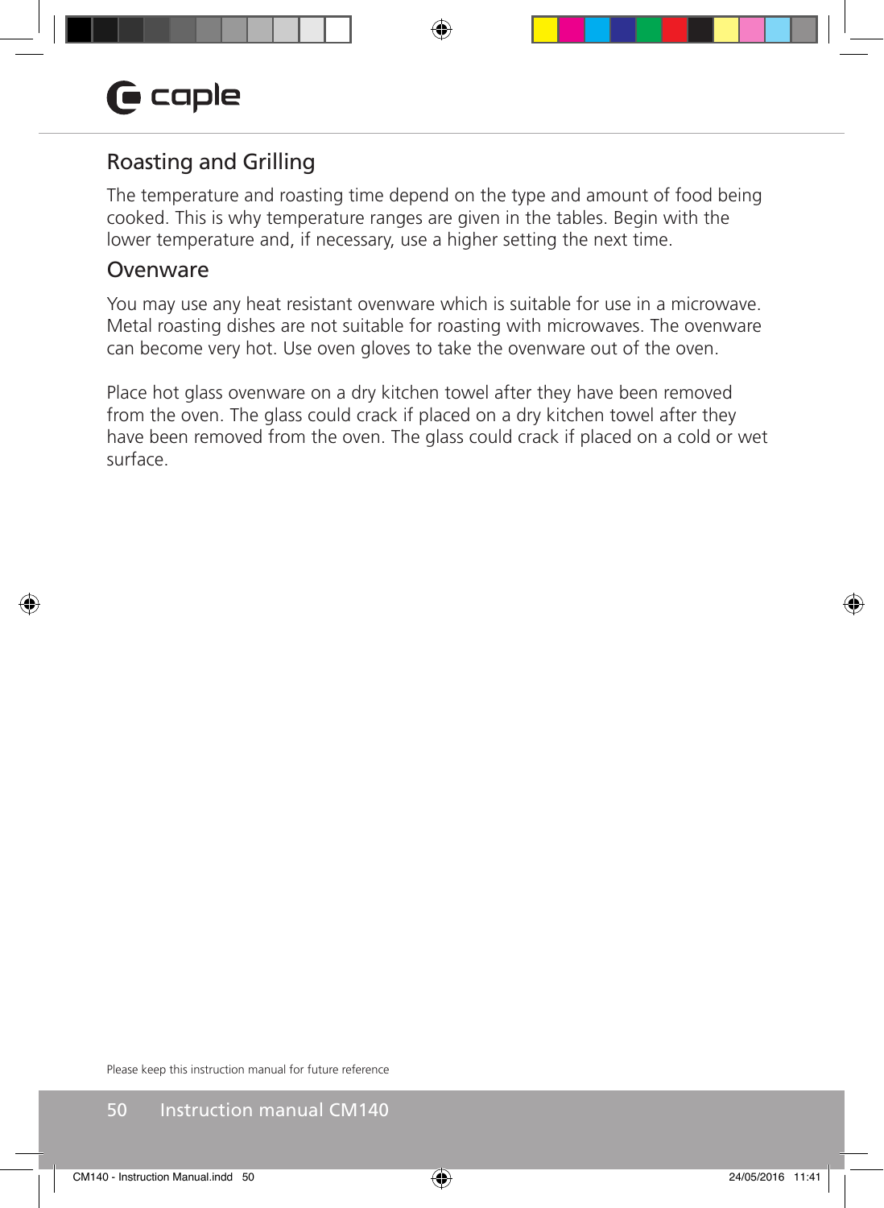## Roasting and Grilling

The temperature and roasting time depend on the type and amount of food being cooked. This is why temperature ranges are given in the tables. Begin with the lower temperature and, if necessary, use a higher setting the next time.

## Ovenware

You may use any heat resistant ovenware which is suitable for use in a microwave. Metal roasting dishes are not suitable for roasting with microwaves. The ovenware can become very hot. Use oven gloves to take the ovenware out of the oven.

Place hot glass ovenware on a dry kitchen towel after they have been removed from the oven. The glass could crack if placed on a dry kitchen towel after they have been removed from the oven. The glass could crack if placed on a cold or wet surface.

Please keep this instruction manual for future reference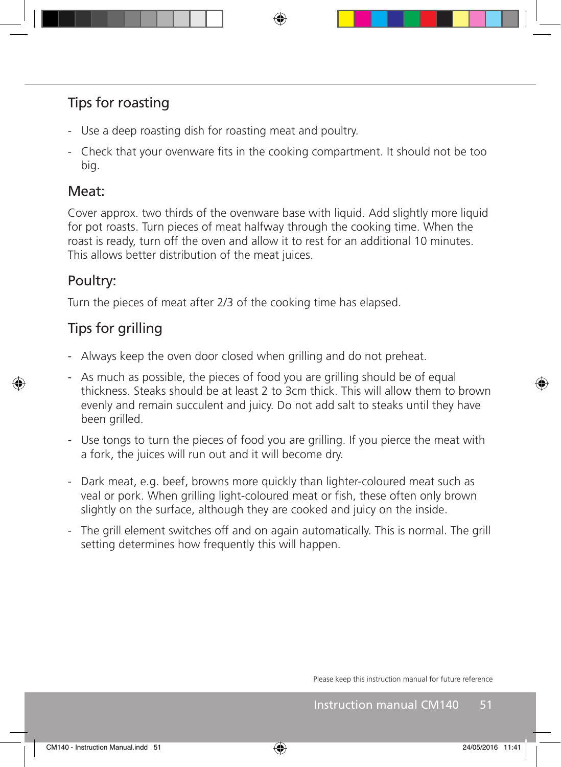## Tips for roasting

- Use a deep roasting dish for roasting meat and poultry.
- Check that your ovenware fits in the cooking compartment. It should not be too big.

### Meat:

Cover approx. two thirds of the ovenware base with liquid. Add slightly more liquid for pot roasts. Turn pieces of meat halfway through the cooking time. When the roast is ready, turn off the oven and allow it to rest for an additional 10 minutes. This allows better distribution of the meat juices.

### Poultry:

Turn the pieces of meat after 2/3 of the cooking time has elapsed.

## Tips for grilling

- Always keep the oven door closed when grilling and do not preheat.
- As much as possible, the pieces of food you are grilling should be of equal thickness. Steaks should be at least 2 to 3cm thick. This will allow them to brown evenly and remain succulent and juicy. Do not add salt to steaks until they have been grilled.
- Use tongs to turn the pieces of food you are grilling. If you pierce the meat with a fork, the juices will run out and it will become dry.
- Dark meat, e.g. beef, browns more quickly than lighter-coloured meat such as veal or pork. When grilling light-coloured meat or fish, these often only brown slightly on the surface, although they are cooked and juicy on the inside.
- The grill element switches off and on again automatically. This is normal. The grill setting determines how frequently this will happen.

Please keep this instruction manual for future reference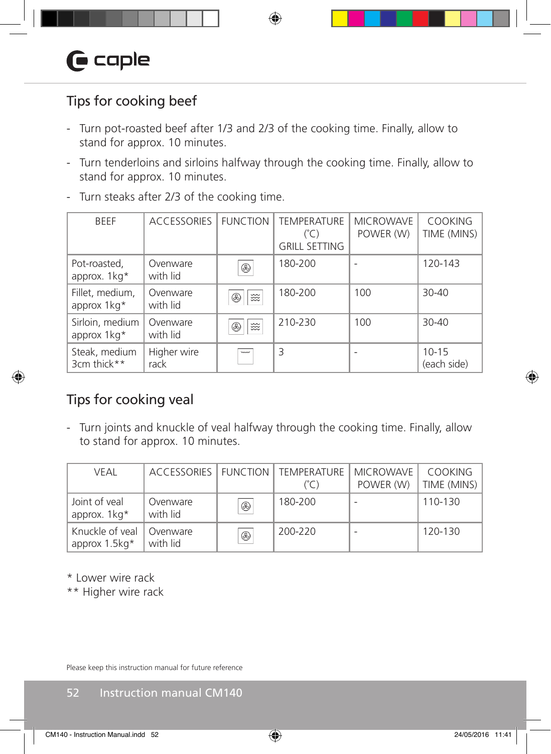## Tips for cooking beef

- Turn pot-roasted beef after 1/3 and 2/3 of the cooking time. Finally, allow to stand for approx. 10 minutes.
- Turn tenderloins and sirloins halfway through the cooking time. Finally, allow to stand for approx. 10 minutes.
- Turn steaks after 2/3 of the cooking time.

| BEEF | ACCESSORIES | FUNCTION | TEMPERATURE (°C) GRILL SETTING | MICROWAVE POWER (W) | COOKING TIME (MINS) |
|---|---|---|---|---|---|
| Pot-roasted, approx. 1kg* | Ovenware with lid | | 180-200 | - | 120-143 |
| Fillet, medium, approx 1kg* | Ovenware with lid | | 180-200 | 100 | 30-40 |
| Sirloin, medium approx 1kg* | Ovenware with lid | | 210-230 | 100 | 30-40 |
| Steak, medium 3cm thick** | Higher wire rack | | 3 | - | 10-15 (each side) |

## Tips for cooking veal

- Turn joints and knuckle of veal halfway through the cooking time. Finally, allow to stand for approx. 10 minutes.

| VEAL | ACCESSORIES | FUNCTION | TEMPERATURE (°C) | MICROWAVE POWER (W) | COOKING TIME (MINS) |
|---|---|---|---|---|---|
| Joint of veal approx. 1kg* | Ovenware with lid | | 180-200 | - | 110-130 |
| Knuckle of veal approx 1.5kg* | Ovenware with lid | | 200-220 | - | 120-130 |

* Lower wire rack
** Higher wire rack

Please keep this instruction manual for future reference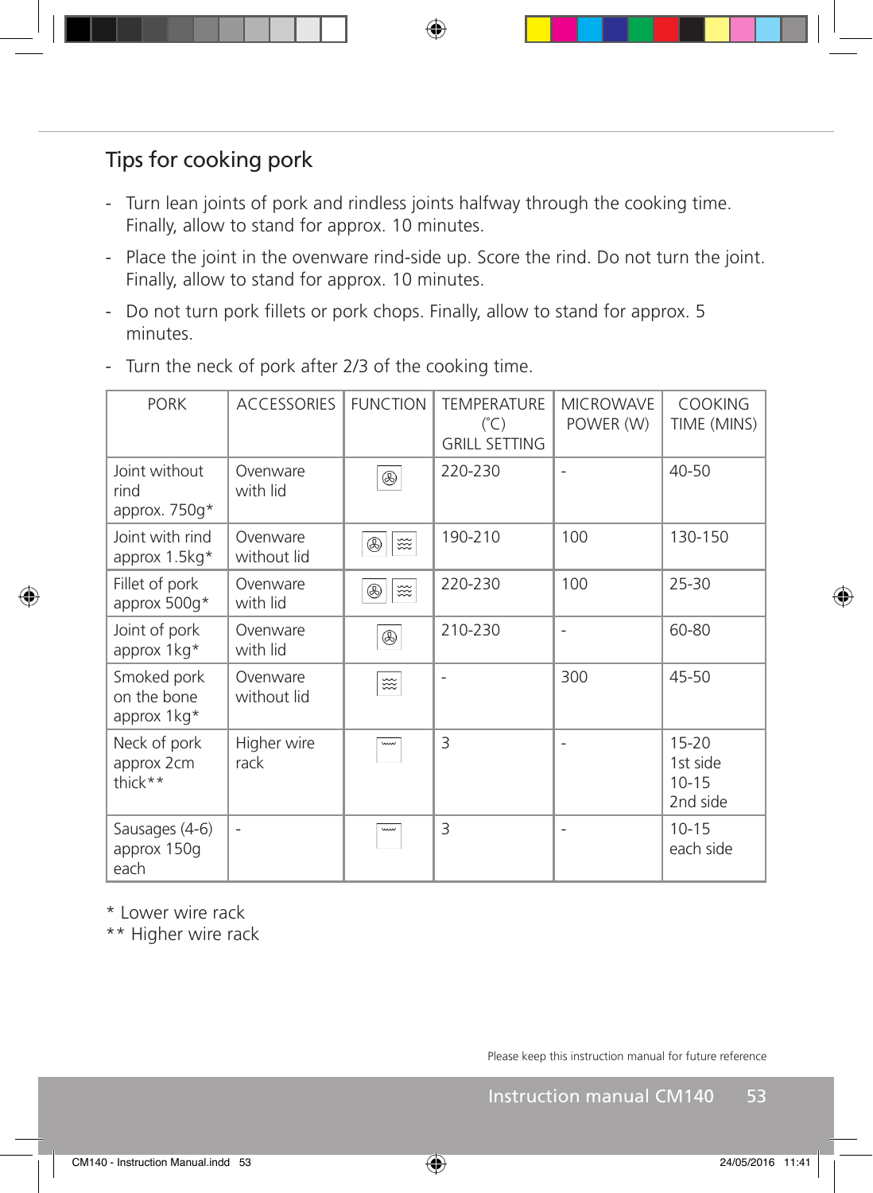## Tips for cooking pork

- Turn lean joints of pork and rindless joints halfway through the cooking time. Finally, allow to stand for approx. 10 minutes.
- Place the joint in the ovenware rind-side up. Score the rind. Do not turn the joint. Finally, allow to stand for approx. 10 minutes.
- Do not turn pork fillets or pork chops. Finally, allow to stand for approx. 5 minutes.
- Turn the neck of pork after 2/3 of the cooking time.

| PORK | ACCESSORIES | FUNCTION | TEMPERATURE (°C) GRILL SETTING | MICROWAVE POWER (W) | COOKING TIME (MINS) |
|---|---|---|---|---|---|
| Joint without rind approx. 750g* | Ovenware with lid | | 220-230 | - | 40-50 |
| Joint with rind approx 1.5kg* | Ovenware without lid | | 190-210 | 100 | 130-150 |
| Fillet of pork approx 500g* | Ovenware with lid | | 220-230 | 100 | 25-30 |
| Joint of pork approx 1kg* | Ovenware with lid | | 210-230 | - | 60-80 |
| Smoked pork on the bone approx 1kg* | Ovenware without lid | | - | 300 | 45-50 |
| Neck of pork approx 2cm thick** | Higher wire rack | | 3 | - | 15-20 1st side 10-15 2nd side |
| Sausages (4-6) approx 150g each | - | | 3 | - | 10-15 each side |

\* Lower wire rack
** Higher wire rack

Please keep this instruction manual for future reference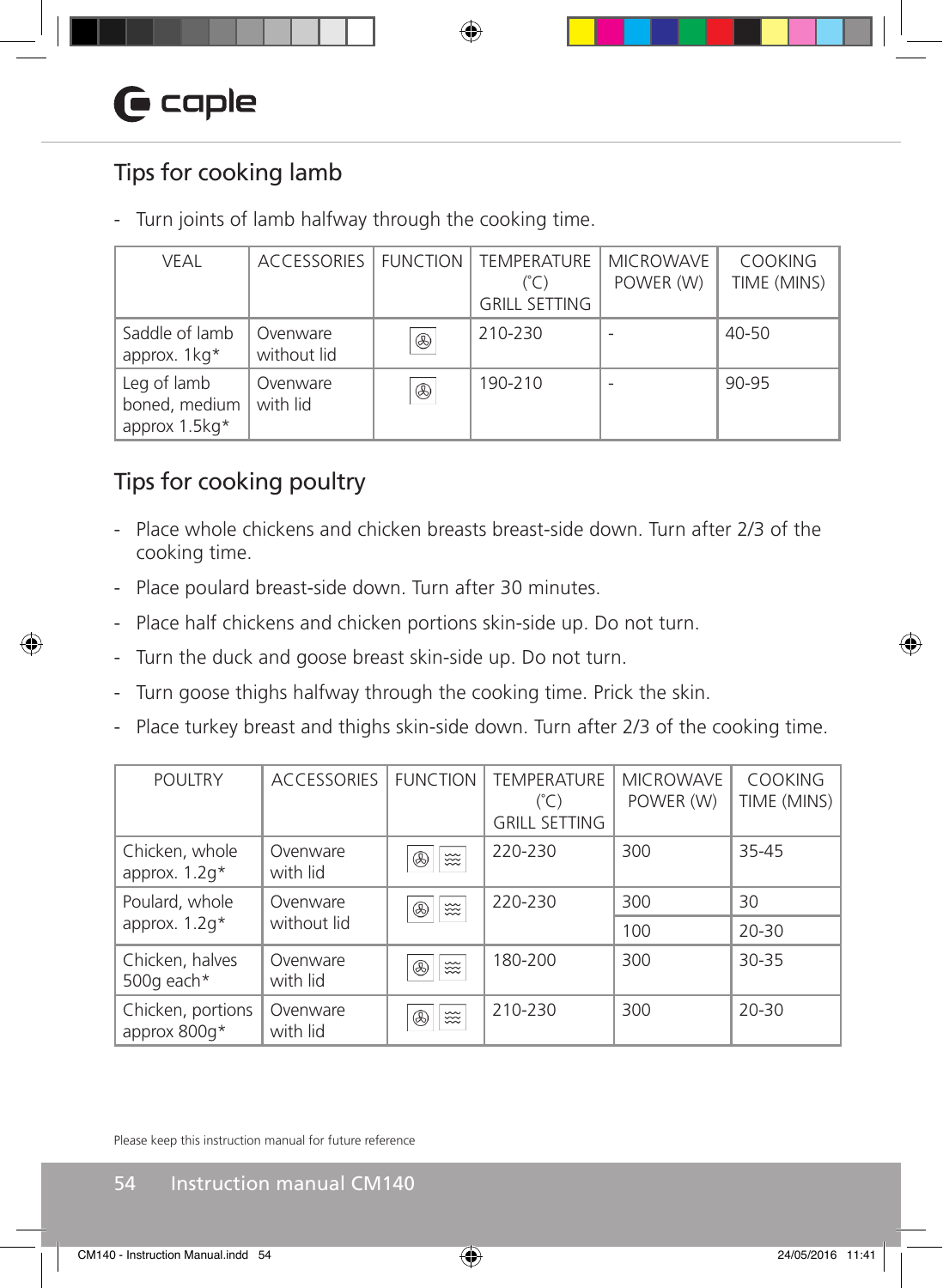## Tips for cooking lamb

- Turn joints of lamb halfway through the cooking time.

| VEAL | ACCESSORIES | FUNCTION | TEMPERATURE (°C) GRILL SETTING | MICROWAVE POWER (W) | COOKING TIME (MINS) |
|---|---|---|---|---|---|
| Saddle of lamb approx. 1kg* | Ovenware without lid | | 210-230 | - | 40-50 |
| Leg of lamb boned, medium approx 1.5kg* | Ovenware with lid | | 190-210 | - | 90-95 |

## Tips for cooking poultry

- Place whole chickens and chicken breasts breast-side down. Turn after 2/3 of the cooking time.
- Place poulard breast-side down. Turn after 30 minutes.
- Place half chickens and chicken portions skin-side up. Do not turn.
- Turn the duck and goose breast skin-side up. Do not turn.
- Turn goose thighs halfway through the cooking time. Prick the skin.
- Place turkey breast and thighs skin-side down. Turn after 2/3 of the cooking time.

| POULTRY | ACCESSORIES | FUNCTION | TEMPERATURE (°C) GRILL SETTING | MICROWAVE POWER (W) | COOKING TIME (MINS) |
|---|---|---|---|---|---|
| Chicken, whole approx. 1.2g* | Ovenware with lid | | 220-230 | 300 | 35-45 |
| Poulard, whole approx. 1.2g* | Ovenware without lid | | 220-230 | 300 | 30 |
| | | | | 100 | 20-30 |
| Chicken, halves 500g each* | Ovenware with lid | | 180-200 | 300 | 30-35 |
| Chicken, portions approx 800g* | Ovenware with lid | | 210-230 | 300 | 20-30 |

Please keep this instruction manual for future reference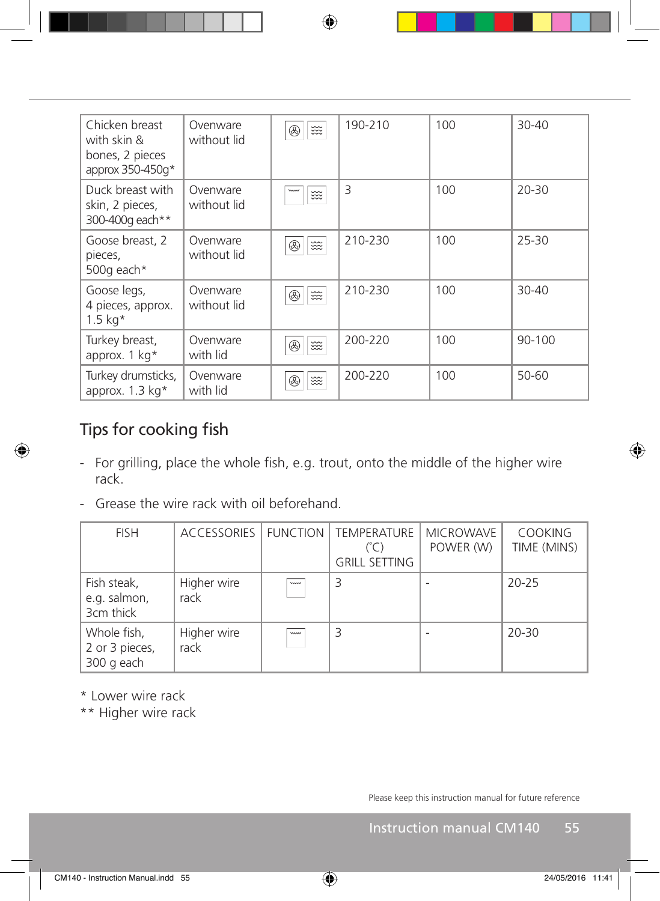| | | | | | |
|---|---|---|---|---|---|
| Chicken breast with skin & bones, 2 pieces approx 350-450g* | Ovenware without lid | | 190-210 | 100 | 30-40 |
| Duck breast with skin, 2 pieces, 300-400g each** | Ovenware without lid | | 3 | 100 | 20-30 |
| Goose breast, 2 pieces, 500g each* | Ovenware without lid | | 210-230 | 100 | 25-30 |
| Goose legs, 4 pieces, approx. 1.5 kg* | Ovenware without lid | | 210-230 | 100 | 30-40 |
| Turkey breast, approx. 1 kg* | Ovenware with lid | | 200-220 | 100 | 90-100 |
| Turkey drumsticks, approx. 1.3 kg* | Ovenware with lid | | 200-220 | 100 | 50-60 |

## Tips for cooking fish

- For grilling, place the whole fish, e.g. trout, onto the middle of the higher wire rack.
- Grease the wire rack with oil beforehand.

| FISH | ACCESSORIES | FUNCTION | TEMPERATURE (°C) GRILL SETTING | MICROWAVE POWER (W) | COOKING TIME (MINS) |
|---|---|---|---|---|---|
| Fish steak, e.g. salmon, 3cm thick | Higher wire rack | | 3 | - | 20-25 |
| Whole fish, 2 or 3 pieces, 300 g each | Higher wire rack | | 3 | - | 20-30 |

\* Lower wire rack
** Higher wire rack

Please keep this instruction manual for future reference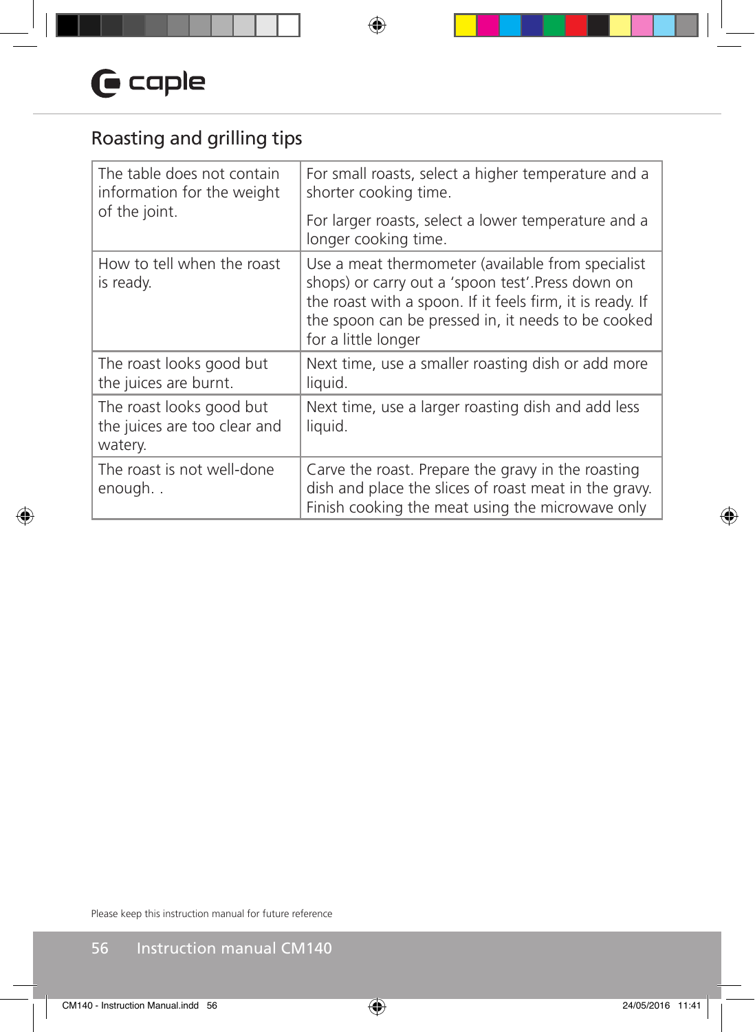## Roasting and grilling tips

| | |
|---|---|
| The table does not contain information for the weight of the joint. | For small roasts, select a higher temperature and a shorter cooking time.<br><br>For larger roasts, select a lower temperature and a longer cooking time. |
| How to tell when the roast is ready. | Use a meat thermometer (available from specialist shops) or carry out a 'spoon test'.Press down on the roast with a spoon. If it feels firm, it is ready. If the spoon can be pressed in, it needs to be cooked for a little longer |
| The roast looks good but the juices are burnt. | Next time, use a smaller roasting dish or add more liquid. |
| The roast looks good but the juices are too clear and watery. | Next time, use a larger roasting dish and add less liquid. |
| The roast is not well-done enough. . | Carve the roast. Prepare the gravy in the roasting dish and place the slices of roast meat in the gravy. Finish cooking the meat using the microwave only |

Please keep this instruction manual for future reference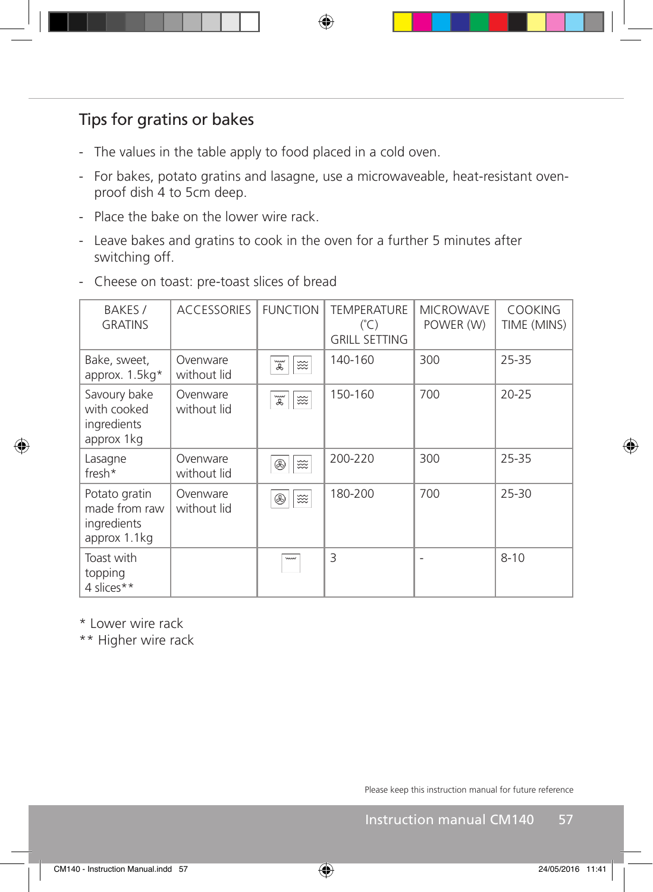## Tips for gratins or bakes

- The values in the table apply to food placed in a cold oven.
- For bakes, potato gratins and lasagne, use a microwaveable, heat-resistant oven-proof dish 4 to 5cm deep.
- Place the bake on the lower wire rack.
- Leave bakes and gratins to cook in the oven for a further 5 minutes after switching off.
- Cheese on toast: pre-toast slices of bread

| BAKES / GRATINS | ACCESSORIES | FUNCTION | TEMPERATURE (°C) GRILL SETTING | MICROWAVE POWER (W) | COOKING TIME (MINS) |
|---|---|---|---|---|---|
| Bake, sweet, approx. 1.5kg* | Ovenware without lid | | 140-160 | 300 | 25-35 |
| Savoury bake with cooked ingredients approx 1kg | Ovenware without lid | | 150-160 | 700 | 20-25 |
| Lasagne fresh* | Ovenware without lid | | 200-220 | 300 | 25-35 |
| Potato gratin made from raw ingredients approx 1.1kg | Ovenware without lid | | 180-200 | 700 | 25-30 |
| Toast with topping 4 slices** | | | 3 | - | 8-10 |

\* Lower wire rack
** Higher wire rack

Please keep this instruction manual for future reference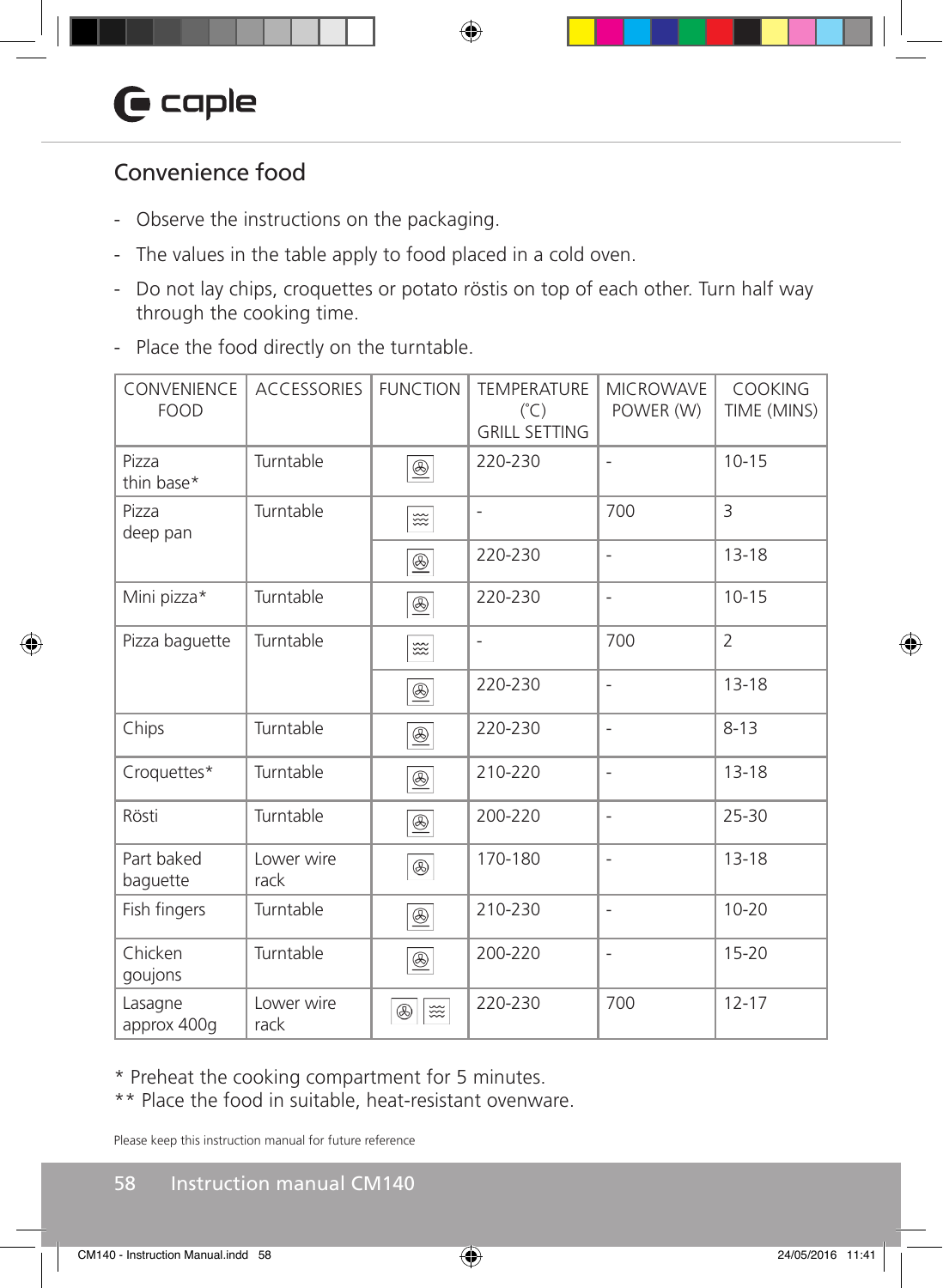## Convenience food

- Observe the instructions on the packaging.
- The values in the table apply to food placed in a cold oven.
- Do not lay chips, croquettes or potato röstis on top of each other. Turn half way through the cooking time.
- Place the food directly on the turntable.

| CONVENIENCE FOOD | ACCESSORIES | FUNCTION | TEMPERATURE (°C) GRILL SETTING | MICROWAVE POWER (W) | COOKING TIME (MINS) |
|---|---|---|---|---|---|
| Pizza thin base* | Turntable | Fan | 220-230 | - | 10-15 |
| Pizza deep pan | Turntable | Microwave | - | 700 | 3 |
| | | Fan | 220-230 | - | 13-18 |
| Mini pizza* | Turntable | Fan | 220-230 | - | 10-15 |
| Pizza baguette | Turntable | Microwave | - | 700 | 2 |
| | | Fan | 220-230 | - | 13-18 |
| Chips | Turntable | Fan | 220-230 | - | 8-13 |
| Croquettes* | Turntable | Fan | 210-220 | - | 13-18 |
| Rösti | Turntable | Fan | 200-220 | - | 25-30 |
| Part baked baguette | Lower wire rack | Fan | 170-180 | - | 13-18 |
| Fish fingers | Turntable | Fan | 210-230 | - | 10-20 |
| Chicken goujons | Turntable | Fan | 200-220 | - | 15-20 |
| Lasagne approx 400g | Lower wire rack | Fan + Microwave | 220-230 | 700 | 12-17 |

\* Preheat the cooking compartment for 5 minutes.
\*\* Place the food in suitable, heat-resistant ovenware.

Please keep this instruction manual for future reference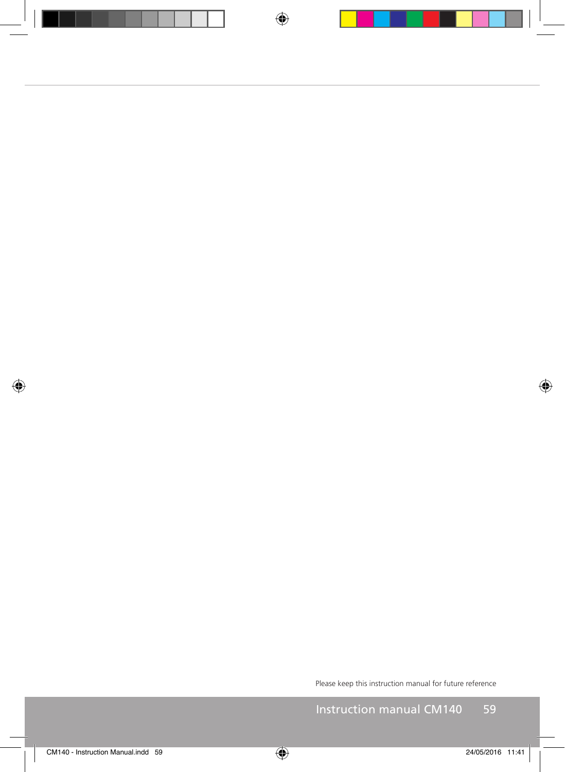Please keep this instruction manual for future reference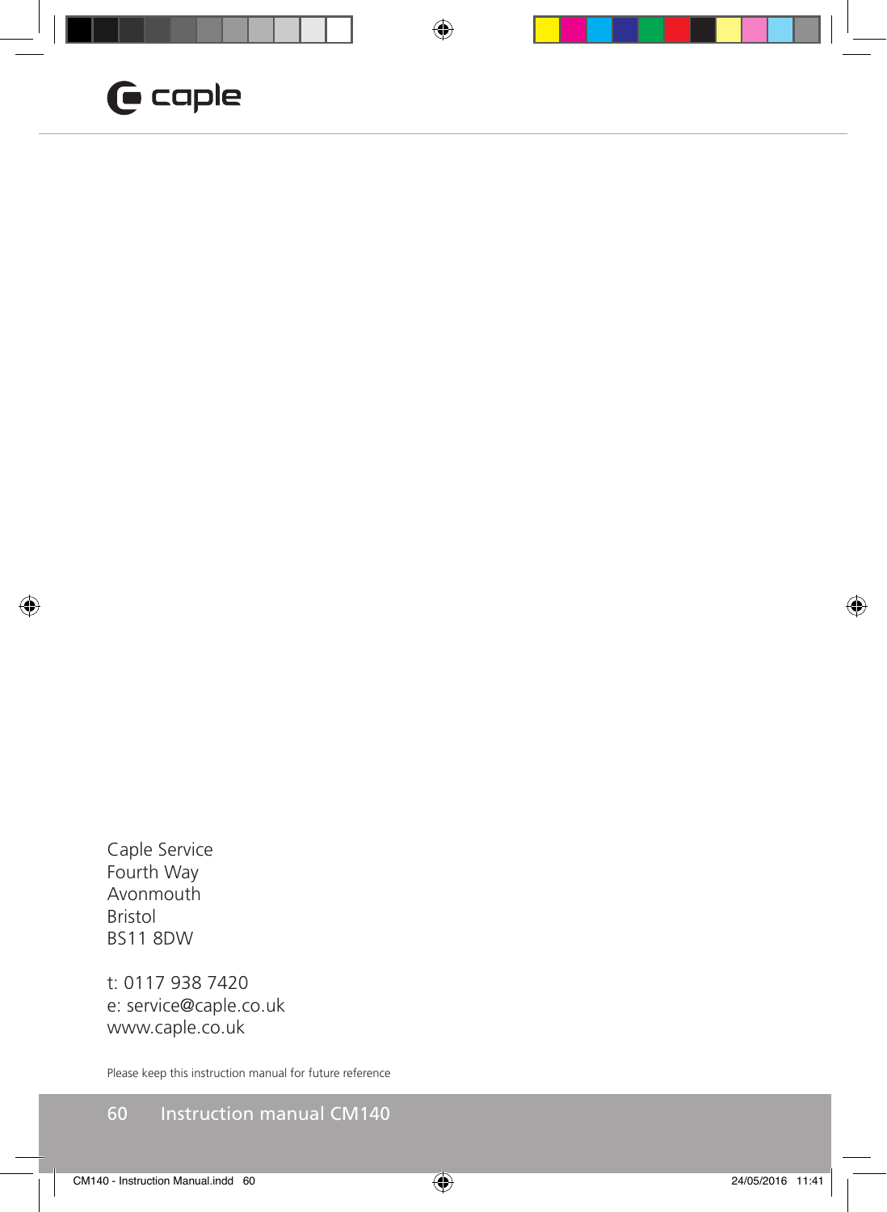caple

Caple Service
Fourth Way
Avonmouth
Bristol
BS11 8DW

t: 0117 938 7420
e: service@caple.co.uk
www.caple.co.uk

Please keep this instruction manual for future reference